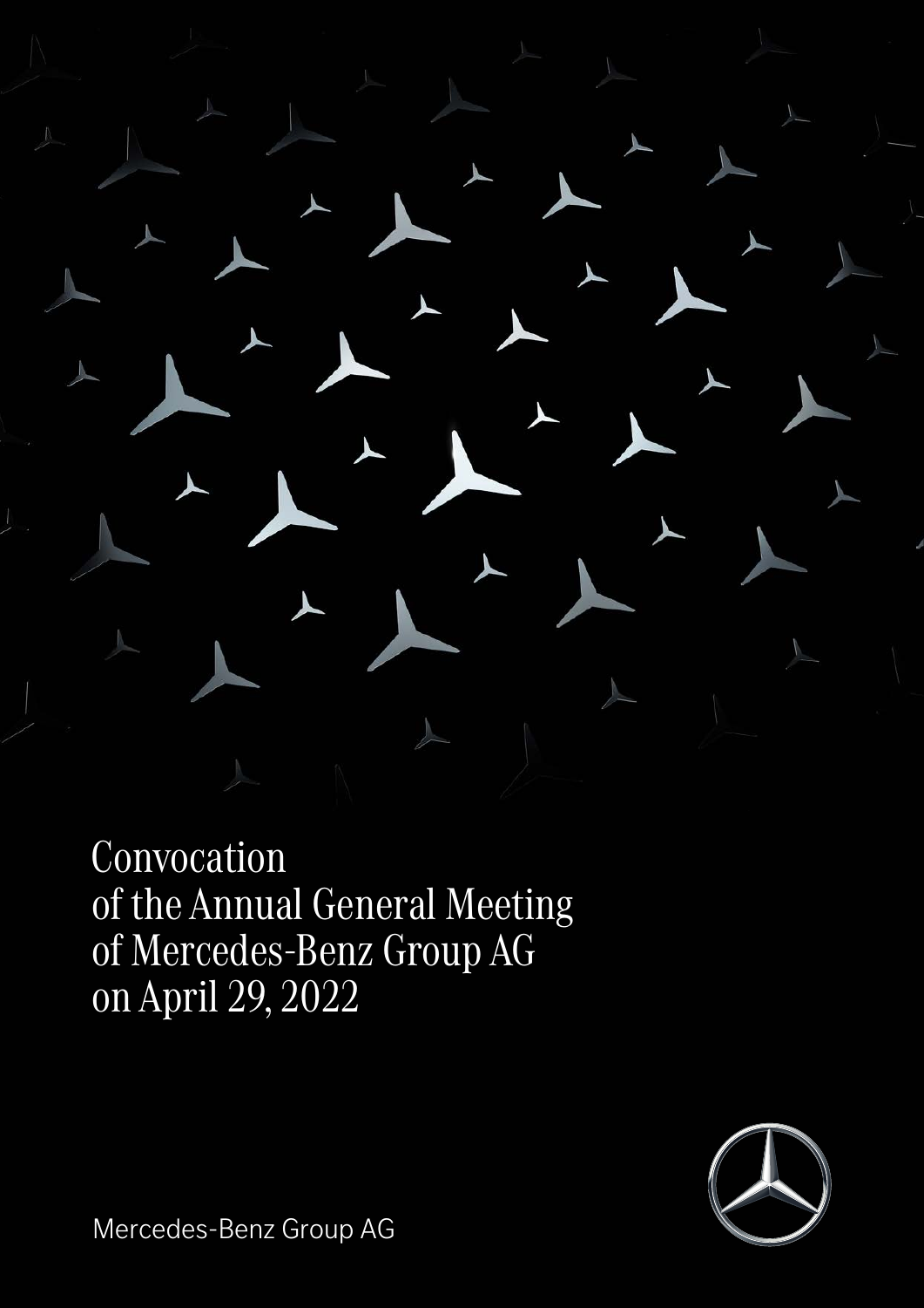# Convocation of the Annual General Meeting of Mercedes-Benz Group AG on April 29, 2022

Mercedes-Benz Group AG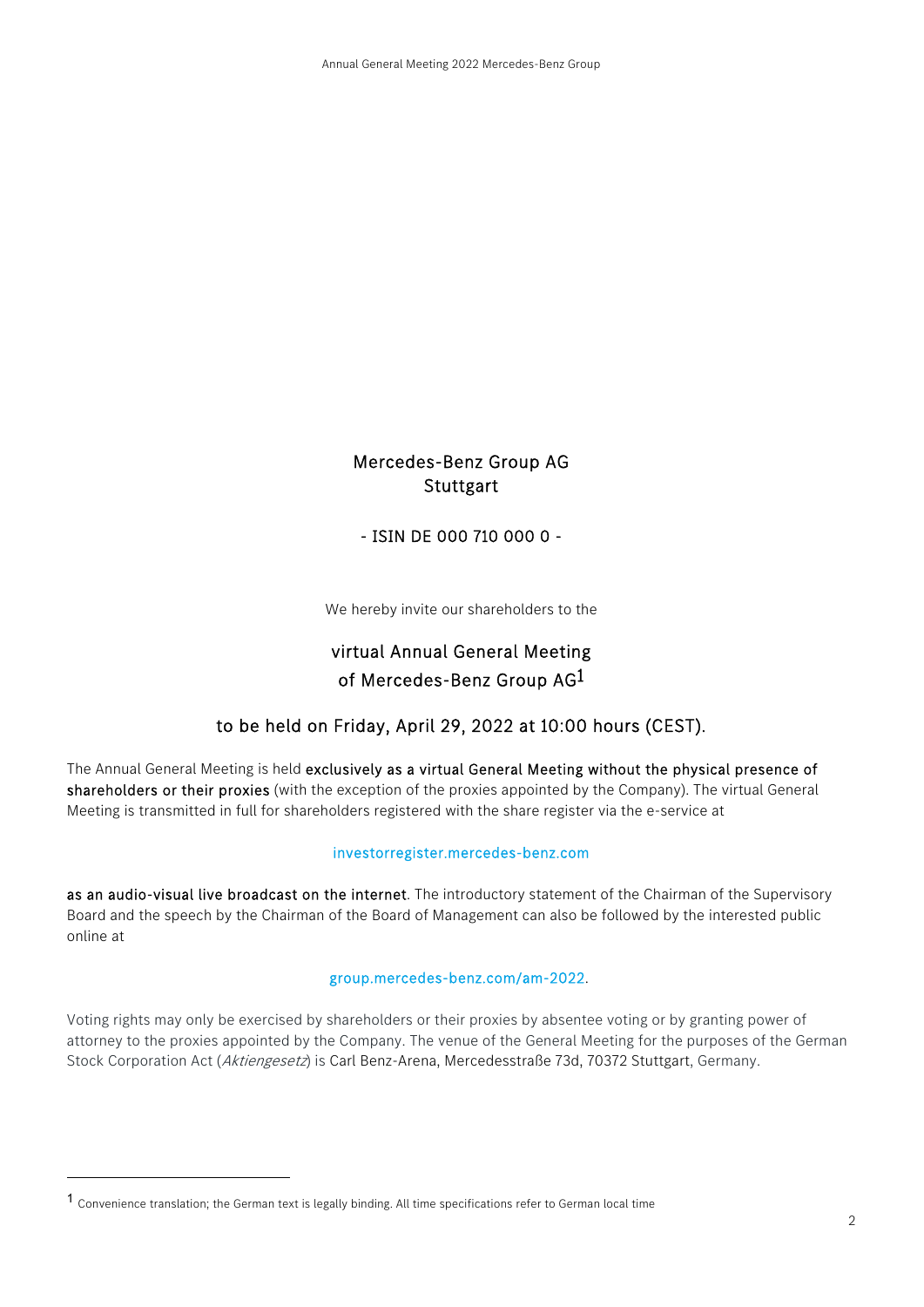# Mercedes-Benz Group AG
Stuttgart

- ISIN DE 000 710 000 0 -

We hereby invite our shareholders to the

## virtual Annual General Meeting of Mercedes-Benz Group AG[1]

## to be held on Friday, April 29, 2022 at 10:00 hours (CEST).

The Annual General Meeting is held **exclusively as a virtual General Meeting without the physical presence of shareholders or their proxies** (with the exception of the proxies appointed by the Company). The virtual General Meeting is transmitted in full for shareholders registered with the share register via the e-service at

investorregister.mercedes-benz.com

**as an audio-visual live broadcast on the internet**. The introductory statement of the Chairman of the Supervisory Board and the speech by the Chairman of the Board of Management can also be followed by the interested public online at

group.mercedes-benz.com/am-2022.

Voting rights may only be exercised by shareholders or their proxies by absentee voting or by granting power of attorney to the proxies appointed by the Company. The venue of the General Meeting for the purposes of the German Stock Corporation Act (*Aktiengesetz*) is Carl Benz-Arena, Mercedesstraße 73d, 70372 Stuttgart, Germany.

---

[1] Convenience translation; the German text is legally binding. All time specifications refer to German local time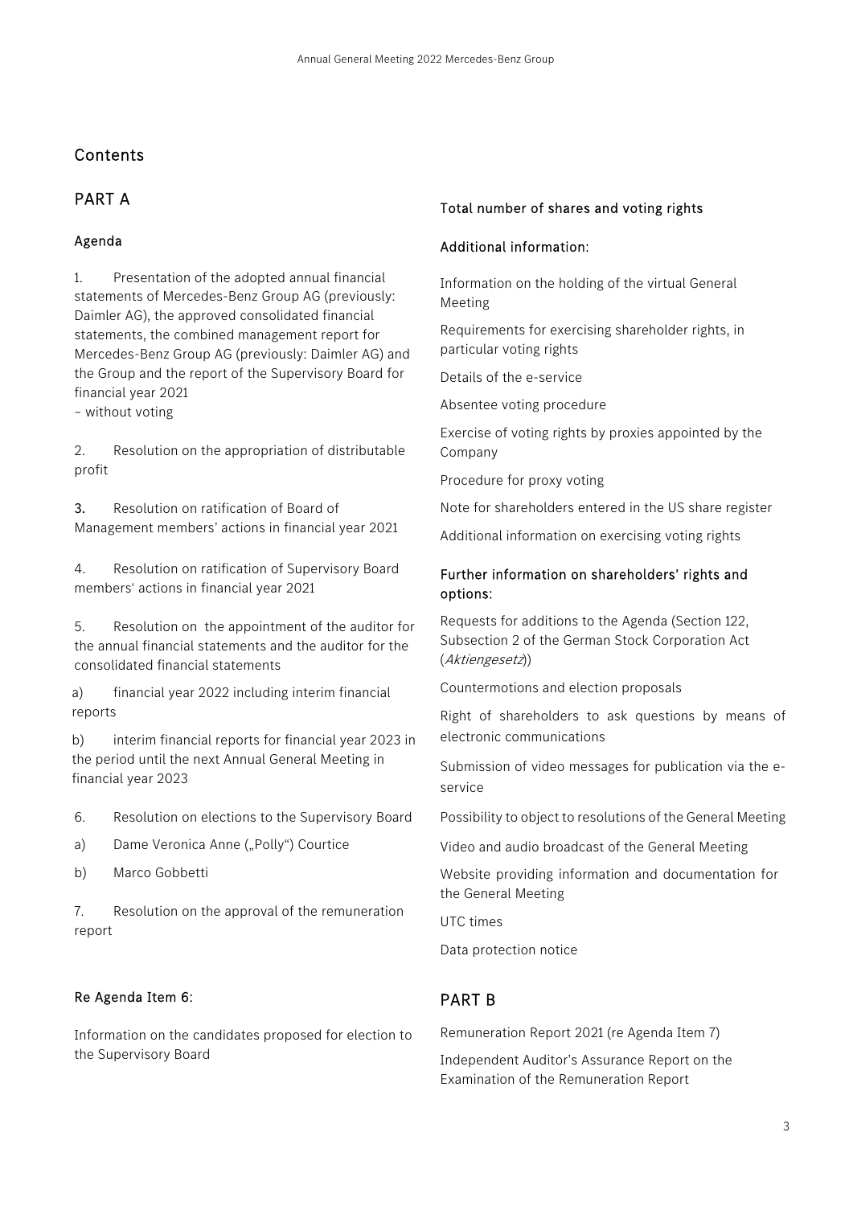# Contents

## PART A

### Agenda

1. Presentation of the adopted annual financial statements of Mercedes-Benz Group AG (previously: Daimler AG), the approved consolidated financial statements, the combined management report for Mercedes-Benz Group AG (previously: Daimler AG) and the Group and the report of the Supervisory Board for financial year 2021
– without voting

2. Resolution on the appropriation of distributable profit

3. Resolution on ratification of Board of Management members' actions in financial year 2021

4. Resolution on ratification of Supervisory Board members' actions in financial year 2021

5. Resolution on the appointment of the auditor for the annual financial statements and the auditor for the consolidated financial statements

a) financial year 2022 including interim financial reports

b) interim financial reports for financial year 2023 in the period until the next Annual General Meeting in financial year 2023

6. Resolution on elections to the Supervisory Board

a) Dame Veronica Anne („Polly") Courtice

b) Marco Gobbetti

7. Resolution on the approval of the remuneration report

### Re Agenda Item 6:

Information on the candidates proposed for election to the Supervisory Board

### Total number of shares and voting rights

### Additional information:

Information on the holding of the virtual General Meeting

Requirements for exercising shareholder rights, in particular voting rights

Details of the e-service

Absentee voting procedure

Exercise of voting rights by proxies appointed by the Company

Procedure for proxy voting

Note for shareholders entered in the US share register

Additional information on exercising voting rights

### Further information on shareholders' rights and options:

Requests for additions to the Agenda (Section 122, Subsection 2 of the German Stock Corporation Act (*Aktiengesetz*))

Countermotions and election proposals

Right of shareholders to ask questions by means of electronic communications

Submission of video messages for publication via the e-service

Possibility to object to resolutions of the General Meeting

Video and audio broadcast of the General Meeting

Website providing information and documentation for the General Meeting

UTC times

Data protection notice

## PART B

Remuneration Report 2021 (re Agenda Item 7)

Independent Auditor's Assurance Report on the Examination of the Remuneration Report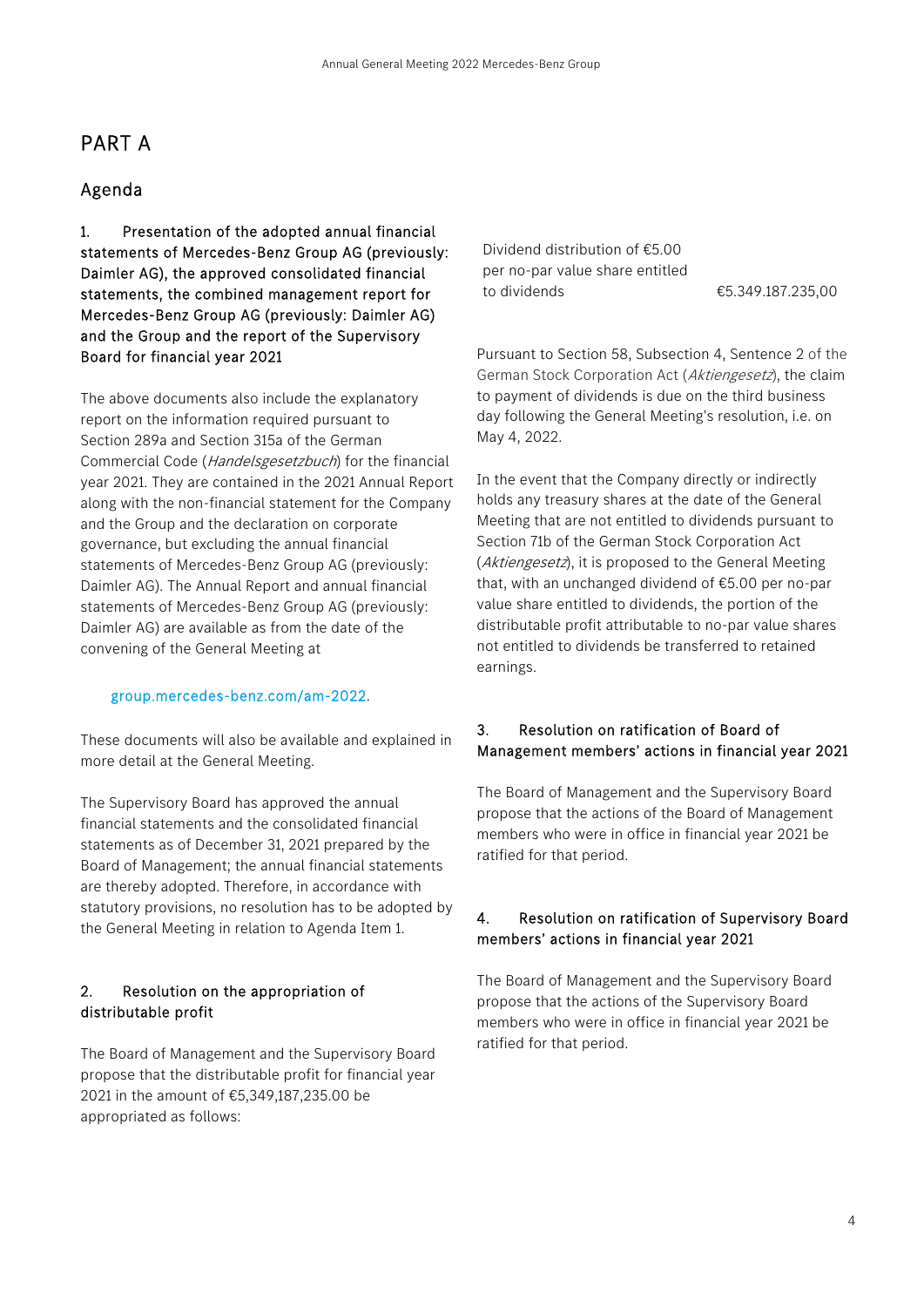# PART A

## Agenda

### 1. Presentation of the adopted annual financial statements of Mercedes-Benz Group AG (previously: Daimler AG), the approved consolidated financial statements, the combined management report for Mercedes-Benz Group AG (previously: Daimler AG) and the Group and the report of the Supervisory Board for financial year 2021

The above documents also include the explanatory report on the information required pursuant to Section 289a and Section 315a of the German Commercial Code (*Handelsgesetzbuch*) for the financial year 2021. They are contained in the 2021 Annual Report along with the non-financial statement for the Company and the Group and the declaration on corporate governance, but excluding the annual financial statements of Mercedes-Benz Group AG (previously: Daimler AG). The Annual Report and annual financial statements of Mercedes-Benz Group AG (previously: Daimler AG) are available as from the date of the convening of the General Meeting at

group.mercedes-benz.com/am-2022.

These documents will also be available and explained in more detail at the General Meeting.

The Supervisory Board has approved the annual financial statements and the consolidated financial statements as of December 31, 2021 prepared by the Board of Management; the annual financial statements are thereby adopted. Therefore, in accordance with statutory provisions, no resolution has to be adopted by the General Meeting in relation to Agenda Item 1.

### 2. Resolution on the appropriation of distributable profit

The Board of Management and the Supervisory Board propose that the distributable profit for financial year 2021 in the amount of €5,349,187,235.00 be appropriated as follows:

| | |
|---|---|
| Dividend distribution of €5.00 per no-par value share entitled to dividends | €5.349.187.235,00 |

Pursuant to Section 58, Subsection 4, Sentence 2 of the German Stock Corporation Act (*Aktiengesetz*), the claim to payment of dividends is due on the third business day following the General Meeting's resolution, i.e. on May 4, 2022.

In the event that the Company directly or indirectly holds any treasury shares at the date of the General Meeting that are not entitled to dividends pursuant to Section 71b of the German Stock Corporation Act (*Aktiengesetz*), it is proposed to the General Meeting that, with an unchanged dividend of €5.00 per no-par value share entitled to dividends, the portion of the distributable profit attributable to no-par value shares not entitled to dividends be transferred to retained earnings.

### 3. Resolution on ratification of Board of Management members' actions in financial year 2021

The Board of Management and the Supervisory Board propose that the actions of the Board of Management members who were in office in financial year 2021 be ratified for that period.

### 4. Resolution on ratification of Supervisory Board members' actions in financial year 2021

The Board of Management and the Supervisory Board propose that the actions of the Supervisory Board members who were in office in financial year 2021 be ratified for that period.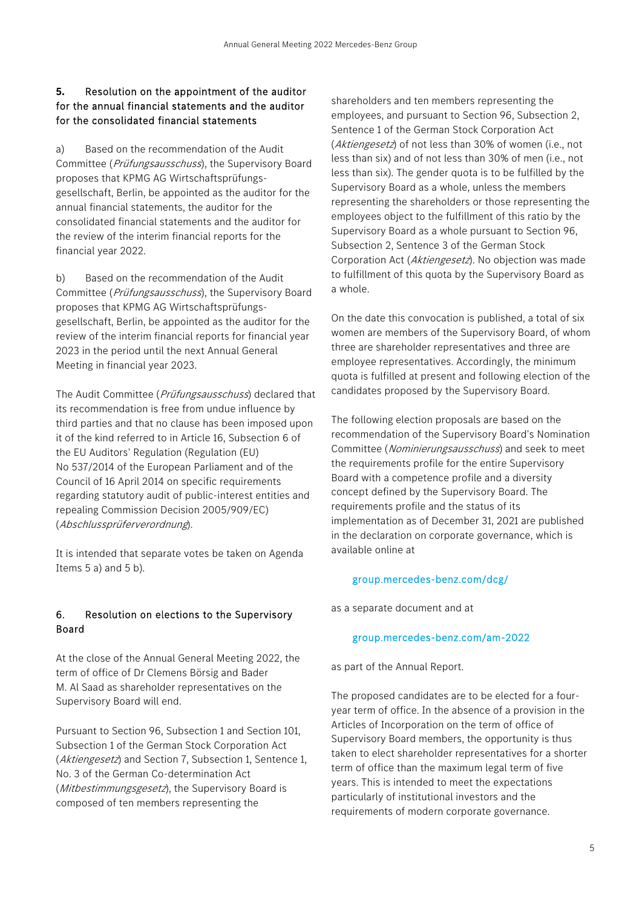## 5. Resolution on the appointment of the auditor for the annual financial statements and the auditor for the consolidated financial statements

a) Based on the recommendation of the Audit Committee (*Prüfungsausschuss*), the Supervisory Board proposes that KPMG AG Wirtschaftsprüfungs­gesellschaft, Berlin, be appointed as the auditor for the annual financial statements, the auditor for the consolidated financial statements and the auditor for the review of the interim financial reports for the financial year 2022.

b) Based on the recommendation of the Audit Committee (*Prüfungsausschuss*), the Supervisory Board proposes that KPMG AG Wirtschaftsprüfungs­gesellschaft, Berlin, be appointed as the auditor for the review of the interim financial reports for financial year 2023 in the period until the next Annual General Meeting in financial year 2023.

The Audit Committee (*Prüfungsausschuss*) declared that its recommendation is free from undue influence by third parties and that no clause has been imposed upon it of the kind referred to in Article 16, Subsection 6 of the EU Auditors' Regulation (Regulation (EU) No 537/2014 of the European Parliament and of the Council of 16 April 2014 on specific requirements regarding statutory audit of public-interest entities and repealing Commission Decision 2005/909/EC) (*Abschlussprüferverordnung*).

It is intended that separate votes be taken on Agenda Items 5 a) and 5 b).

## 6. Resolution on elections to the Supervisory Board

At the close of the Annual General Meeting 2022, the term of office of Dr Clemens Börsig and Bader M. Al Saad as shareholder representatives on the Supervisory Board will end.

Pursuant to Section 96, Subsection 1 and Section 101, Subsection 1 of the German Stock Corporation Act (*Aktiengesetz*) and Section 7, Subsection 1, Sentence 1, No. 3 of the German Co-determination Act (*Mitbestimmungsgesetz*), the Supervisory Board is composed of ten members representing the shareholders and ten members representing the employees, and pursuant to Section 96, Subsection 2, Sentence 1 of the German Stock Corporation Act (*Aktiengesetz*) of not less than 30% of women (i.e., not less than six) and of not less than 30% of men (i.e., not less than six). The gender quota is to be fulfilled by the Supervisory Board as a whole, unless the members representing the shareholders or those representing the employees object to the fulfillment of this ratio by the Supervisory Board as a whole pursuant to Section 96, Subsection 2, Sentence 3 of the German Stock Corporation Act (*Aktiengesetz*). No objection was made to fulfillment of this quota by the Supervisory Board as a whole.

On the date this convocation is published, a total of six women are members of the Supervisory Board, of whom three are shareholder representatives and three are employee representatives. Accordingly, the minimum quota is fulfilled at present and following election of the candidates proposed by the Supervisory Board.

The following election proposals are based on the recommendation of the Supervisory Board's Nomination Committee (*Nominierungsausschuss*) and seek to meet the requirements profile for the entire Supervisory Board with a competence profile and a diversity concept defined by the Supervisory Board. The requirements profile and the status of its implementation as of December 31, 2021 are published in the declaration on corporate governance, which is available online at

group.mercedes-benz.com/dcg/

as a separate document and at

group.mercedes-benz.com/am-2022

as part of the Annual Report.

The proposed candidates are to be elected for a four-year term of office. In the absence of a provision in the Articles of Incorporation on the term of office of Supervisory Board members, the opportunity is thus taken to elect shareholder representatives for a shorter term of office than the maximum legal term of five years. This is intended to meet the expectations particularly of institutional investors and the requirements of modern corporate governance.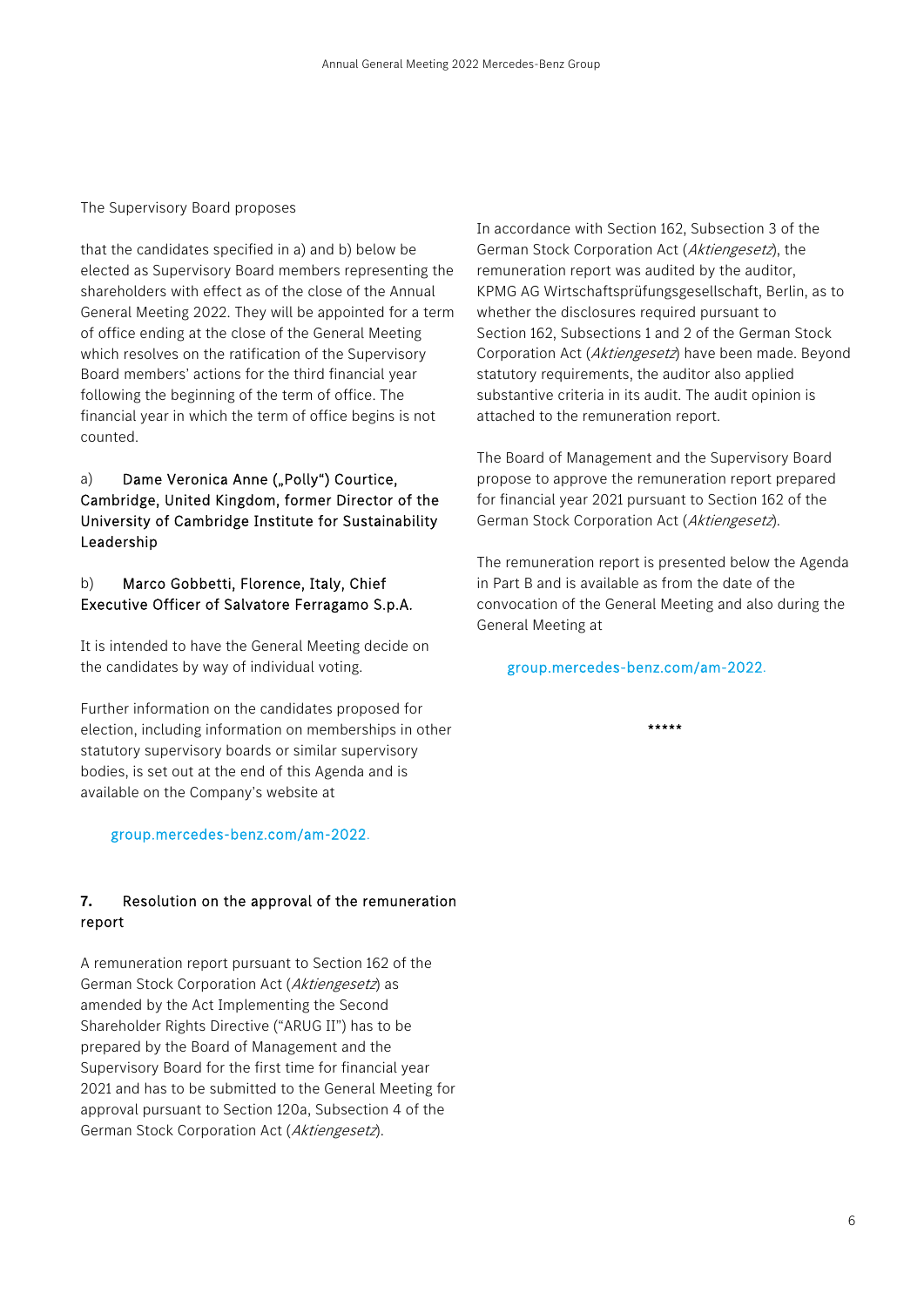The Supervisory Board proposes

that the candidates specified in a) and b) below be elected as Supervisory Board members representing the shareholders with effect as of the close of the Annual General Meeting 2022. They will be appointed for a term of office ending at the close of the General Meeting which resolves on the ratification of the Supervisory Board members' actions for the third financial year following the beginning of the term of office. The financial year in which the term of office begins is not counted.

a) **Dame Veronica Anne („Polly“) Courtice, Cambridge, United Kingdom, former Director of the University of Cambridge Institute for Sustainability Leadership**

b) **Marco Gobbetti, Florence, Italy, Chief Executive Officer of Salvatore Ferragamo S.p.A.**

It is intended to have the General Meeting decide on the candidates by way of individual voting.

Further information on the candidates proposed for election, including information on memberships in other statutory supervisory boards or similar supervisory bodies, is set out at the end of this Agenda and is available on the Company's website at

group.mercedes-benz.com/am-2022.

## 7. Resolution on the approval of the remuneration report

A remuneration report pursuant to Section 162 of the German Stock Corporation Act (*Aktiengesetz*) as amended by the Act Implementing the Second Shareholder Rights Directive ("ARUG II") has to be prepared by the Board of Management and the Supervisory Board for the first time for financial year 2021 and has to be submitted to the General Meeting for approval pursuant to Section 120a, Subsection 4 of the German Stock Corporation Act (*Aktiengesetz*).

In accordance with Section 162, Subsection 3 of the German Stock Corporation Act (*Aktiengesetz*), the remuneration report was audited by the auditor, KPMG AG Wirtschaftsprüfungsgesellschaft, Berlin, as to whether the disclosures required pursuant to Section 162, Subsections 1 and 2 of the German Stock Corporation Act (*Aktiengesetz*) have been made. Beyond statutory requirements, the auditor also applied substantive criteria in its audit. The audit opinion is attached to the remuneration report.

The Board of Management and the Supervisory Board propose to approve the remuneration report prepared for financial year 2021 pursuant to Section 162 of the German Stock Corporation Act (*Aktiengesetz*).

The remuneration report is presented below the Agenda in Part B and is available as from the date of the convocation of the General Meeting and also during the General Meeting at

group.mercedes-benz.com/am-2022.

*****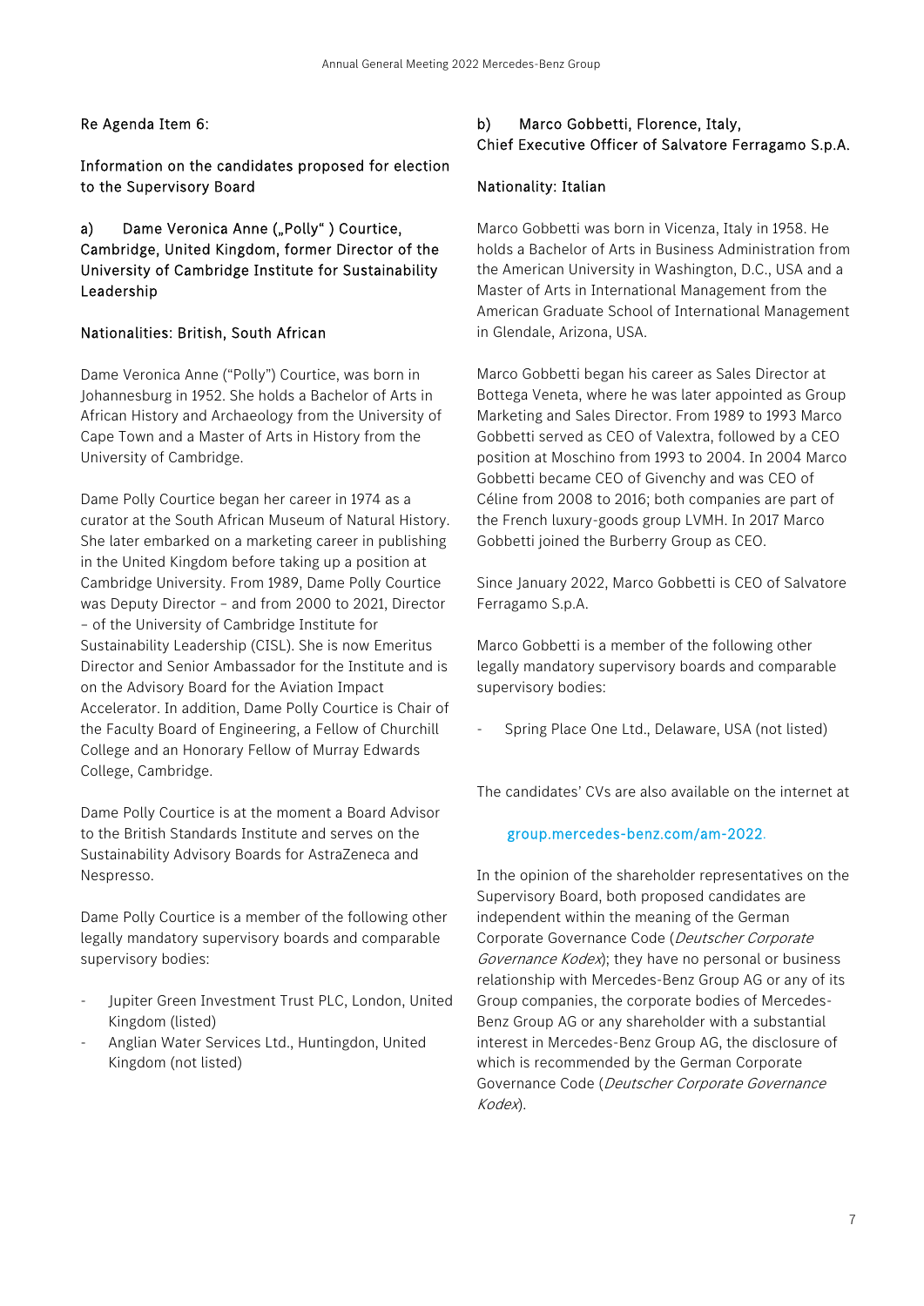Re Agenda Item 6:

Information on the candidates proposed for election to the Supervisory Board

a) Dame Veronica Anne („Polly" ) Courtice, Cambridge, United Kingdom, former Director of the University of Cambridge Institute for Sustainability Leadership

Nationalities: British, South African

Dame Veronica Anne ("Polly") Courtice, was born in Johannesburg in 1952. She holds a Bachelor of Arts in African History and Archaeology from the University of Cape Town and a Master of Arts in History from the University of Cambridge.

Dame Polly Courtice began her career in 1974 as a curator at the South African Museum of Natural History. She later embarked on a marketing career in publishing in the United Kingdom before taking up a position at Cambridge University. From 1989, Dame Polly Courtice was Deputy Director – and from 2000 to 2021, Director – of the University of Cambridge Institute for Sustainability Leadership (CISL). She is now Emeritus Director and Senior Ambassador for the Institute and is on the Advisory Board for the Aviation Impact Accelerator. In addition, Dame Polly Courtice is Chair of the Faculty Board of Engineering, a Fellow of Churchill College and an Honorary Fellow of Murray Edwards College, Cambridge.

Dame Polly Courtice is at the moment a Board Advisor to the British Standards Institute and serves on the Sustainability Advisory Boards for AstraZeneca and Nespresso.

Dame Polly Courtice is a member of the following other legally mandatory supervisory boards and comparable supervisory bodies:

- Jupiter Green Investment Trust PLC, London, United Kingdom (listed)
- Anglian Water Services Ltd., Huntingdon, United Kingdom (not listed)

b) Marco Gobbetti, Florence, Italy, Chief Executive Officer of Salvatore Ferragamo S.p.A.

Nationality: Italian

Marco Gobbetti was born in Vicenza, Italy in 1958. He holds a Bachelor of Arts in Business Administration from the American University in Washington, D.C., USA and a Master of Arts in International Management from the American Graduate School of International Management in Glendale, Arizona, USA.

Marco Gobbetti began his career as Sales Director at Bottega Veneta, where he was later appointed as Group Marketing and Sales Director. From 1989 to 1993 Marco Gobbetti served as CEO of Valextra, followed by a CEO position at Moschino from 1993 to 2004. In 2004 Marco Gobbetti became CEO of Givenchy and was CEO of Céline from 2008 to 2016; both companies are part of the French luxury-goods group LVMH. In 2017 Marco Gobbetti joined the Burberry Group as CEO.

Since January 2022, Marco Gobbetti is CEO of Salvatore Ferragamo S.p.A.

Marco Gobbetti is a member of the following other legally mandatory supervisory boards and comparable supervisory bodies:

- Spring Place One Ltd., Delaware, USA (not listed)

The candidates' CVs are also available on the internet at

group.mercedes-benz.com/am-2022.

In the opinion of the shareholder representatives on the Supervisory Board, both proposed candidates are independent within the meaning of the German Corporate Governance Code (*Deutscher Corporate Governance Kodex*); they have no personal or business relationship with Mercedes-Benz Group AG or any of its Group companies, the corporate bodies of Mercedes-Benz Group AG or any shareholder with a substantial interest in Mercedes-Benz Group AG, the disclosure of which is recommended by the German Corporate Governance Code (*Deutscher Corporate Governance Kodex*).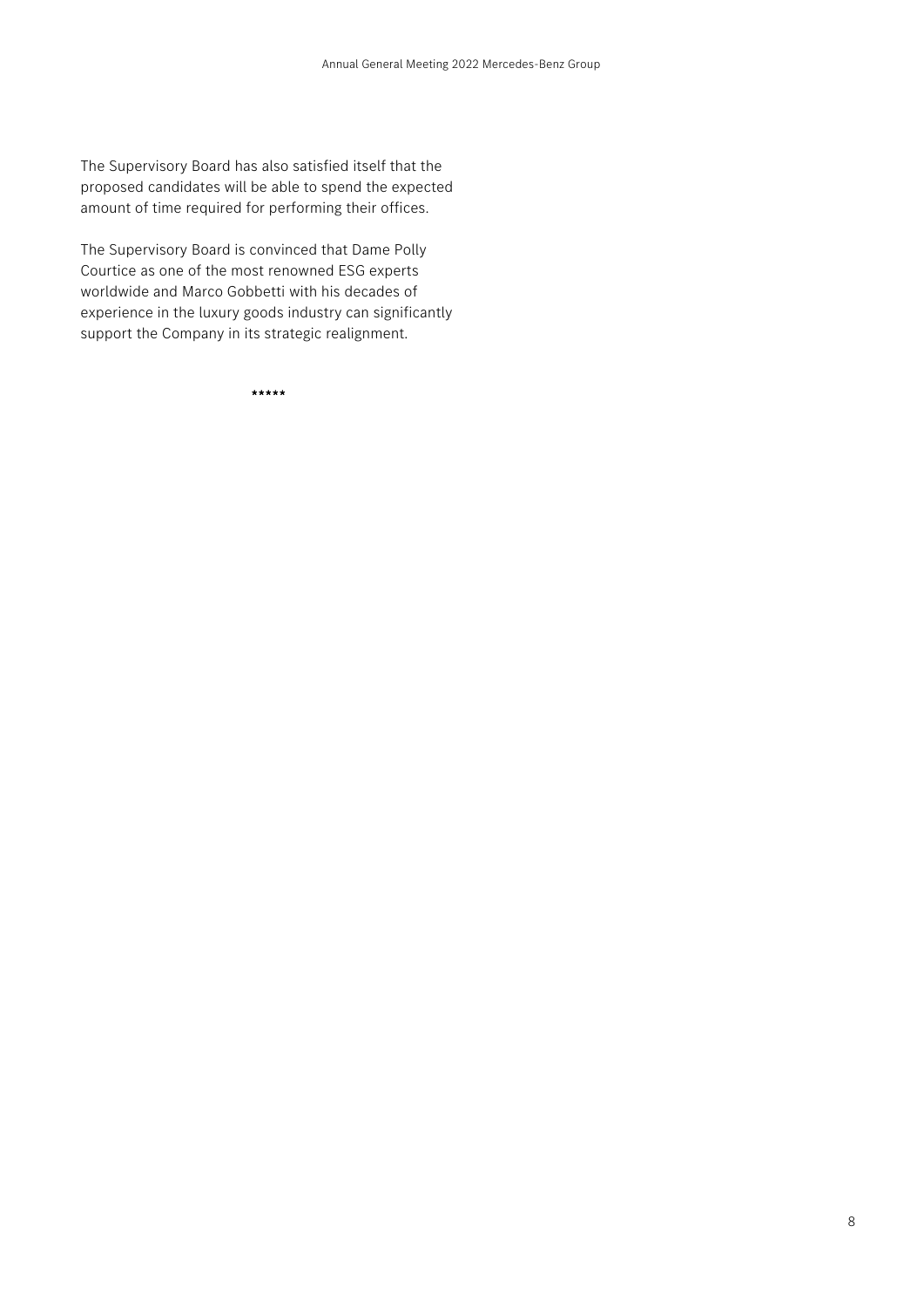The Supervisory Board has also satisfied itself that the proposed candidates will be able to spend the expected amount of time required for performing their offices.

The Supervisory Board is convinced that Dame Polly Courtice as one of the most renowned ESG experts worldwide and Marco Gobbetti with his decades of experience in the luxury goods industry can significantly support the Company in its strategic realignment.

*****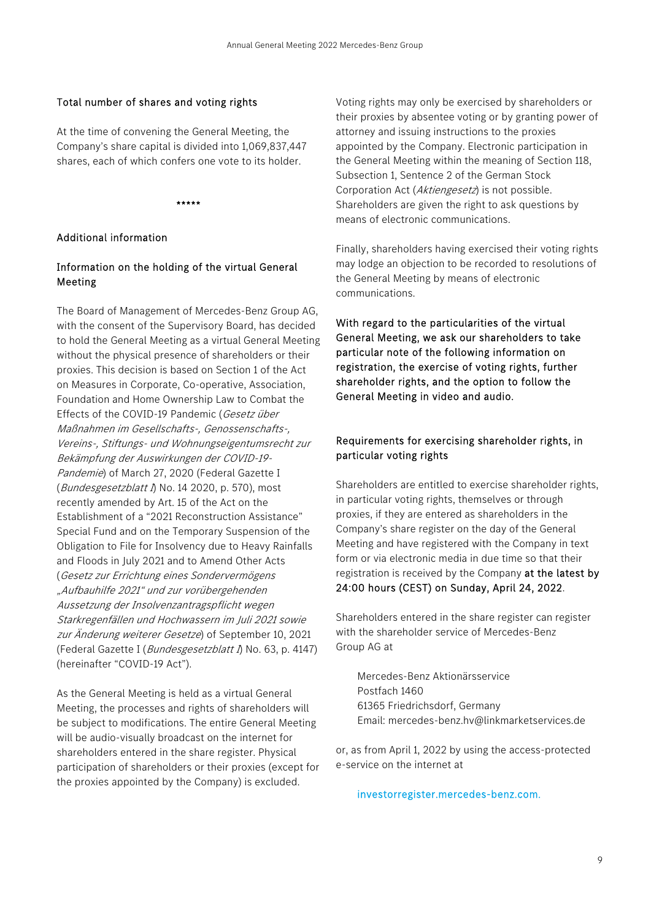## Total number of shares and voting rights

At the time of convening the General Meeting, the Company's share capital is divided into 1,069,837,447 shares, each of which confers one vote to its holder.

*****

## Additional information

### Information on the holding of the virtual General Meeting

The Board of Management of Mercedes-Benz Group AG, with the consent of the Supervisory Board, has decided to hold the General Meeting as a virtual General Meeting without the physical presence of shareholders or their proxies. This decision is based on Section 1 of the Act on Measures in Corporate, Co-operative, Association, Foundation and Home Ownership Law to Combat the Effects of the COVID-19 Pandemic (*Gesetz über Maßnahmen im Gesellschafts-, Genossenschafts-, Vereins-, Stiftungs- und Wohnungseigentumsrecht zur Bekämpfung der Auswirkungen der COVID-19-Pandemie*) of March 27, 2020 (Federal Gazette I (*Bundesgesetzblatt I*) No. 14 2020, p. 570), most recently amended by Art. 15 of the Act on the Establishment of a "2021 Reconstruction Assistance" Special Fund and on the Temporary Suspension of the Obligation to File for Insolvency due to Heavy Rainfalls and Floods in July 2021 and to Amend Other Acts (*Gesetz zur Errichtung eines Sondervermögens „Aufbauhilfe 2021" und zur vorübergehenden Aussetzung der Insolvenzantragspflicht wegen Starkregenfällen und Hochwassern im Juli 2021 sowie zur Änderung weiterer Gesetze*) of September 10, 2021 (Federal Gazette I (*Bundesgesetzblatt I*) No. 63, p. 4147) (hereinafter "COVID-19 Act").

As the General Meeting is held as a virtual General Meeting, the processes and rights of shareholders will be subject to modifications. The entire General Meeting will be audio-visually broadcast on the internet for shareholders entered in the share register. Physical participation of shareholders or their proxies (except for the proxies appointed by the Company) is excluded.

Voting rights may only be exercised by shareholders or their proxies by absentee voting or by granting power of attorney and issuing instructions to the proxies appointed by the Company. Electronic participation in the General Meeting within the meaning of Section 118, Subsection 1, Sentence 2 of the German Stock Corporation Act (*Aktiengesetz*) is not possible. Shareholders are given the right to ask questions by means of electronic communications.

Finally, shareholders having exercised their voting rights may lodge an objection to be recorded to resolutions of the General Meeting by means of electronic communications.

**With regard to the particularities of the virtual General Meeting, we ask our shareholders to take particular note of the following information on registration, the exercise of voting rights, further shareholder rights, and the option to follow the General Meeting in video and audio.**

### Requirements for exercising shareholder rights, in particular voting rights

Shareholders are entitled to exercise shareholder rights, in particular voting rights, themselves or through proxies, if they are entered as shareholders in the Company's share register on the day of the General Meeting and have registered with the Company in text form or via electronic media in due time so that their registration is received by the Company **at the latest by 24:00 hours (CEST) on Sunday, April 24, 2022**.

Shareholders entered in the share register can register with the shareholder service of Mercedes-Benz Group AG at

> Mercedes-Benz Aktionärsservice
> Postfach 1460
> 61365 Friedrichsdorf, Germany
> Email: mercedes-benz.hv@linkmarketservices.de

or, as from April 1, 2022 by using the access-protected e-service on the internet at

> investorregister.mercedes-benz.com.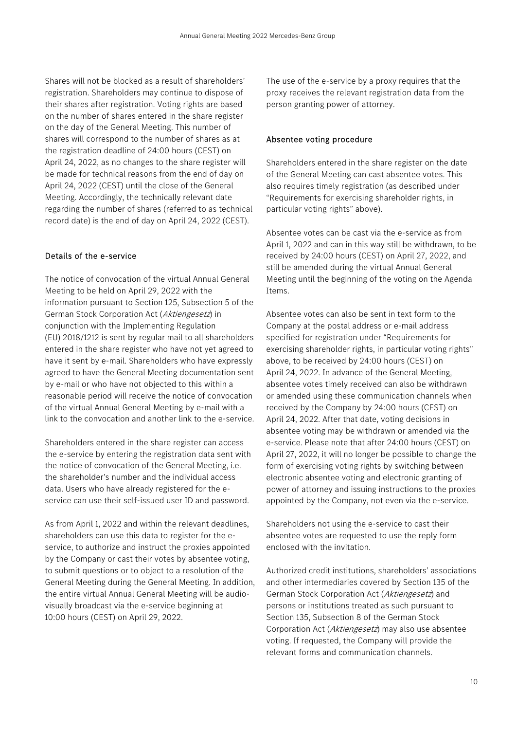Shares will not be blocked as a result of shareholders' registration. Shareholders may continue to dispose of their shares after registration. Voting rights are based on the number of shares entered in the share register on the day of the General Meeting. This number of shares will correspond to the number of shares as at the registration deadline of 24:00 hours (CEST) on April 24, 2022, as no changes to the share register will be made for technical reasons from the end of day on April 24, 2022 (CEST) until the close of the General Meeting. Accordingly, the technically relevant date regarding the number of shares (referred to as technical record date) is the end of day on April 24, 2022 (CEST).

### Details of the e-service

The notice of convocation of the virtual Annual General Meeting to be held on April 29, 2022 with the information pursuant to Section 125, Subsection 5 of the German Stock Corporation Act (*Aktiengesetz*) in conjunction with the Implementing Regulation (EU) 2018/1212 is sent by regular mail to all shareholders entered in the share register who have not yet agreed to have it sent by e-mail. Shareholders who have expressly agreed to have the General Meeting documentation sent by e-mail or who have not objected to this within a reasonable period will receive the notice of convocation of the virtual Annual General Meeting by e-mail with a link to the convocation and another link to the e-service.

Shareholders entered in the share register can access the e-service by entering the registration data sent with the notice of convocation of the General Meeting, i.e. the shareholder's number and the individual access data. Users who have already registered for the e-service can use their self-issued user ID and password.

As from April 1, 2022 and within the relevant deadlines, shareholders can use this data to register for the e-service, to authorize and instruct the proxies appointed by the Company or cast their votes by absentee voting, to submit questions or to object to a resolution of the General Meeting during the General Meeting. In addition, the entire virtual Annual General Meeting will be audio-visually broadcast via the e-service beginning at 10:00 hours (CEST) on April 29, 2022.

The use of the e-service by a proxy requires that the proxy receives the relevant registration data from the person granting power of attorney.

### Absentee voting procedure

Shareholders entered in the share register on the date of the General Meeting can cast absentee votes. This also requires timely registration (as described under "Requirements for exercising shareholder rights, in particular voting rights" above).

Absentee votes can be cast via the e-service as from April 1, 2022 and can in this way still be withdrawn, to be received by 24:00 hours (CEST) on April 27, 2022, and still be amended during the virtual Annual General Meeting until the beginning of the voting on the Agenda Items.

Absentee votes can also be sent in text form to the Company at the postal address or e-mail address specified for registration under "Requirements for exercising shareholder rights, in particular voting rights" above, to be received by 24:00 hours (CEST) on April 24, 2022. In advance of the General Meeting, absentee votes timely received can also be withdrawn or amended using these communication channels when received by the Company by 24:00 hours (CEST) on April 24, 2022. After that date, voting decisions in absentee voting may be withdrawn or amended via the e-service. Please note that after 24:00 hours (CEST) on April 27, 2022, it will no longer be possible to change the form of exercising voting rights by switching between electronic absentee voting and electronic granting of power of attorney and issuing instructions to the proxies appointed by the Company, not even via the e-service.

Shareholders not using the e-service to cast their absentee votes are requested to use the reply form enclosed with the invitation.

Authorized credit institutions, shareholders' associations and other intermediaries covered by Section 135 of the German Stock Corporation Act (*Aktiengesetz*) and persons or institutions treated as such pursuant to Section 135, Subsection 8 of the German Stock Corporation Act (*Aktiengesetz*) may also use absentee voting. If requested, the Company will provide the relevant forms and communication channels.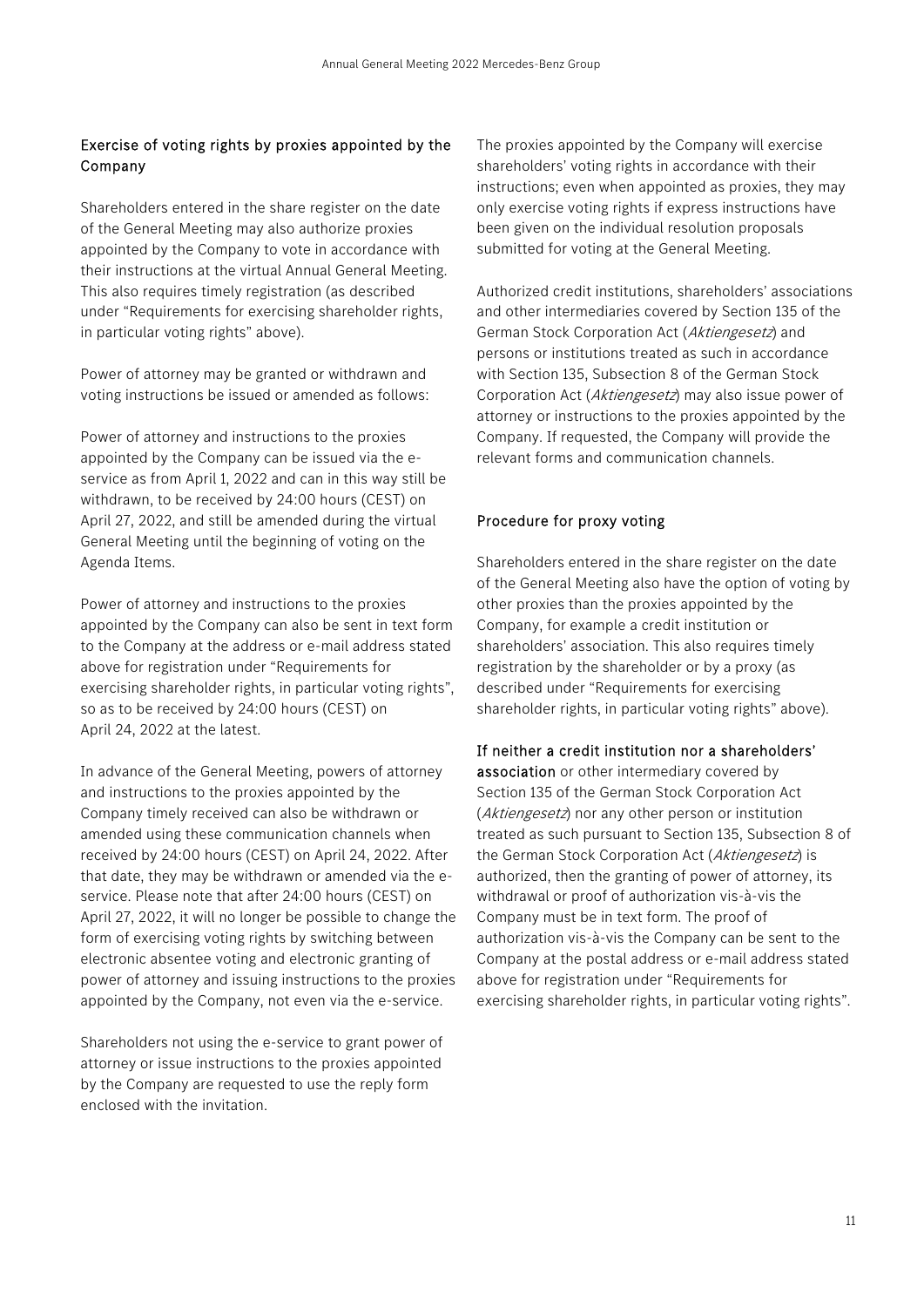## Exercise of voting rights by proxies appointed by the Company

Shareholders entered in the share register on the date of the General Meeting may also authorize proxies appointed by the Company to vote in accordance with their instructions at the virtual Annual General Meeting. This also requires timely registration (as described under "Requirements for exercising shareholder rights, in particular voting rights" above).

Power of attorney may be granted or withdrawn and voting instructions be issued or amended as follows:

Power of attorney and instructions to the proxies appointed by the Company can be issued via the e-service as from April 1, 2022 and can in this way still be withdrawn, to be received by 24:00 hours (CEST) on April 27, 2022, and still be amended during the virtual General Meeting until the beginning of voting on the Agenda Items.

Power of attorney and instructions to the proxies appointed by the Company can also be sent in text form to the Company at the address or e-mail address stated above for registration under "Requirements for exercising shareholder rights, in particular voting rights", so as to be received by 24:00 hours (CEST) on April 24, 2022 at the latest.

In advance of the General Meeting, powers of attorney and instructions to the proxies appointed by the Company timely received can also be withdrawn or amended using these communication channels when received by 24:00 hours (CEST) on April 24, 2022. After that date, they may be withdrawn or amended via the e-service. Please note that after 24:00 hours (CEST) on April 27, 2022, it will no longer be possible to change the form of exercising voting rights by switching between electronic absentee voting and electronic granting of power of attorney and issuing instructions to the proxies appointed by the Company, not even via the e-service.

Shareholders not using the e-service to grant power of attorney or issue instructions to the proxies appointed by the Company are requested to use the reply form enclosed with the invitation.

The proxies appointed by the Company will exercise shareholders' voting rights in accordance with their instructions; even when appointed as proxies, they may only exercise voting rights if express instructions have been given on the individual resolution proposals submitted for voting at the General Meeting.

Authorized credit institutions, shareholders' associations and other intermediaries covered by Section 135 of the German Stock Corporation Act (*Aktiengesetz*) and persons or institutions treated as such in accordance with Section 135, Subsection 8 of the German Stock Corporation Act (*Aktiengesetz*) may also issue power of attorney or instructions to the proxies appointed by the Company. If requested, the Company will provide the relevant forms and communication channels.

## Procedure for proxy voting

Shareholders entered in the share register on the date of the General Meeting also have the option of voting by other proxies than the proxies appointed by the Company, for example a credit institution or shareholders' association. This also requires timely registration by the shareholder or by a proxy (as described under "Requirements for exercising shareholder rights, in particular voting rights" above).

**If neither a credit institution nor a shareholders' association** or other intermediary covered by Section 135 of the German Stock Corporation Act (*Aktiengesetz*) nor any other person or institution treated as such pursuant to Section 135, Subsection 8 of the German Stock Corporation Act (*Aktiengesetz*) is authorized, then the granting of power of attorney, its withdrawal or proof of authorization vis-à-vis the Company must be in text form. The proof of authorization vis-à-vis the Company can be sent to the Company at the postal address or e-mail address stated above for registration under "Requirements for exercising shareholder rights, in particular voting rights".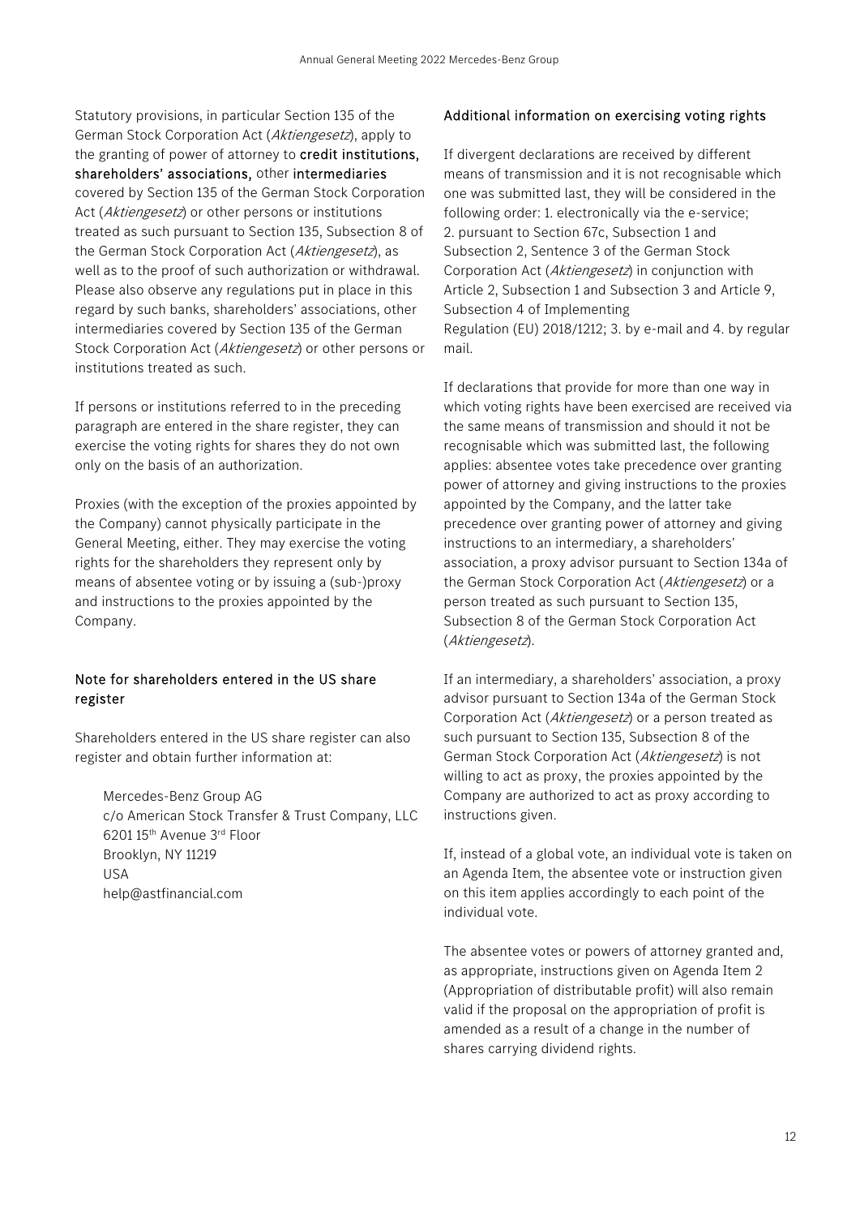Statutory provisions, in particular Section 135 of the German Stock Corporation Act (*Aktiengesetz*), apply to the granting of power of attorney to **credit institutions, shareholders' associations,** other **intermediaries** covered by Section 135 of the German Stock Corporation Act (*Aktiengesetz*) or other persons or institutions treated as such pursuant to Section 135, Subsection 8 of the German Stock Corporation Act (*Aktiengesetz*), as well as to the proof of such authorization or withdrawal. Please also observe any regulations put in place in this regard by such banks, shareholders' associations, other intermediaries covered by Section 135 of the German Stock Corporation Act (*Aktiengesetz*) or other persons or institutions treated as such.

If persons or institutions referred to in the preceding paragraph are entered in the share register, they can exercise the voting rights for shares they do not own only on the basis of an authorization.

Proxies (with the exception of the proxies appointed by the Company) cannot physically participate in the General Meeting, either. They may exercise the voting rights for the shareholders they represent only by means of absentee voting or by issuing a (sub-)proxy and instructions to the proxies appointed by the Company.

### Note for shareholders entered in the US share register

Shareholders entered in the US share register can also register and obtain further information at:

Mercedes-Benz Group AG
c/o American Stock Transfer & Trust Company, LLC
6201 15th Avenue 3rd Floor
Brooklyn, NY 11219
USA
help@astfinancial.com

### Additional information on exercising voting rights

If divergent declarations are received by different means of transmission and it is not recognisable which one was submitted last, they will be considered in the following order: 1. electronically via the e-service; 2. pursuant to Section 67c, Subsection 1 and Subsection 2, Sentence 3 of the German Stock Corporation Act (*Aktiengesetz*) in conjunction with Article 2, Subsection 1 and Subsection 3 and Article 9, Subsection 4 of Implementing Regulation (EU) 2018/1212; 3. by e-mail and 4. by regular mail.

If declarations that provide for more than one way in which voting rights have been exercised are received via the same means of transmission and should it not be recognisable which was submitted last, the following applies: absentee votes take precedence over granting power of attorney and giving instructions to the proxies appointed by the Company, and the latter take precedence over granting power of attorney and giving instructions to an intermediary, a shareholders' association, a proxy advisor pursuant to Section 134a of the German Stock Corporation Act (*Aktiengesetz*) or a person treated as such pursuant to Section 135, Subsection 8 of the German Stock Corporation Act (*Aktiengesetz*).

If an intermediary, a shareholders' association, a proxy advisor pursuant to Section 134a of the German Stock Corporation Act (*Aktiengesetz*) or a person treated as such pursuant to Section 135, Subsection 8 of the German Stock Corporation Act (*Aktiengesetz*) is not willing to act as proxy, the proxies appointed by the Company are authorized to act as proxy according to instructions given.

If, instead of a global vote, an individual vote is taken on an Agenda Item, the absentee vote or instruction given on this item applies accordingly to each point of the individual vote.

The absentee votes or powers of attorney granted and, as appropriate, instructions given on Agenda Item 2 (Appropriation of distributable profit) will also remain valid if the proposal on the appropriation of profit is amended as a result of a change in the number of shares carrying dividend rights.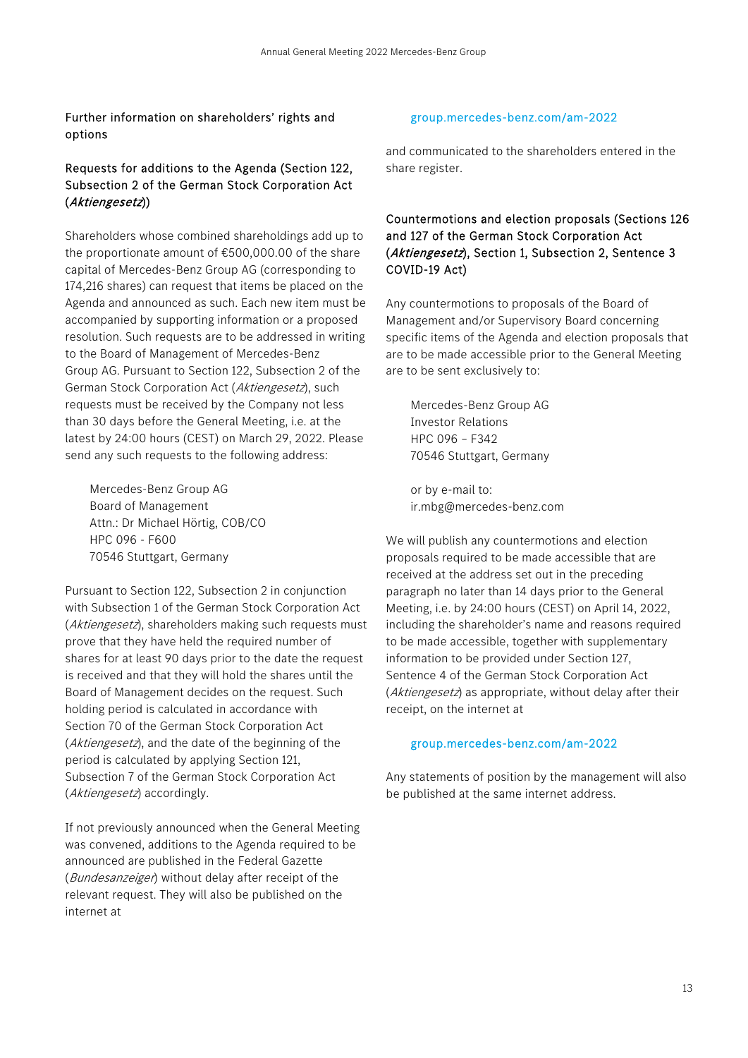## Further information on shareholders' rights and options

### Requests for additions to the Agenda (Section 122, Subsection 2 of the German Stock Corporation Act (*Aktiengesetz*))

Shareholders whose combined shareholdings add up to the proportionate amount of €500,000.00 of the share capital of Mercedes-Benz Group AG (corresponding to 174,216 shares) can request that items be placed on the Agenda and announced as such. Each new item must be accompanied by supporting information or a proposed resolution. Such requests are to be addressed in writing to the Board of Management of Mercedes-Benz Group AG. Pursuant to Section 122, Subsection 2 of the German Stock Corporation Act (*Aktiengesetz*), such requests must be received by the Company not less than 30 days before the General Meeting, i.e. at the latest by 24:00 hours (CEST) on March 29, 2022. Please send any such requests to the following address:

Mercedes-Benz Group AG
Board of Management
Attn.: Dr Michael Hörtig, COB/CO
HPC 096 - F600
70546 Stuttgart, Germany

Pursuant to Section 122, Subsection 2 in conjunction with Subsection 1 of the German Stock Corporation Act (*Aktiengesetz*), shareholders making such requests must prove that they have held the required number of shares for at least 90 days prior to the date the request is received and that they will hold the shares until the Board of Management decides on the request. Such holding period is calculated in accordance with Section 70 of the German Stock Corporation Act (*Aktiengesetz*), and the date of the beginning of the period is calculated by applying Section 121, Subsection 7 of the German Stock Corporation Act (*Aktiengesetz*) accordingly.

If not previously announced when the General Meeting was convened, additions to the Agenda required to be announced are published in the Federal Gazette (*Bundesanzeiger*) without delay after receipt of the relevant request. They will also be published on the internet at

group.mercedes-benz.com/am-2022

and communicated to the shareholders entered in the share register.

### Countermotions and election proposals (Sections 126 and 127 of the German Stock Corporation Act (*Aktiengesetz*), Section 1, Subsection 2, Sentence 3 COVID-19 Act)

Any countermotions to proposals of the Board of Management and/or Supervisory Board concerning specific items of the Agenda and election proposals that are to be made accessible prior to the General Meeting are to be sent exclusively to:

Mercedes-Benz Group AG
Investor Relations
HPC 096 – F342
70546 Stuttgart, Germany

or by e-mail to:
ir.mbg@mercedes-benz.com

We will publish any countermotions and election proposals required to be made accessible that are received at the address set out in the preceding paragraph no later than 14 days prior to the General Meeting, i.e. by 24:00 hours (CEST) on April 14, 2022, including the shareholder's name and reasons required to be made accessible, together with supplementary information to be provided under Section 127, Sentence 4 of the German Stock Corporation Act (*Aktiengesetz*) as appropriate, without delay after their receipt, on the internet at

group.mercedes-benz.com/am-2022

Any statements of position by the management will also be published at the same internet address.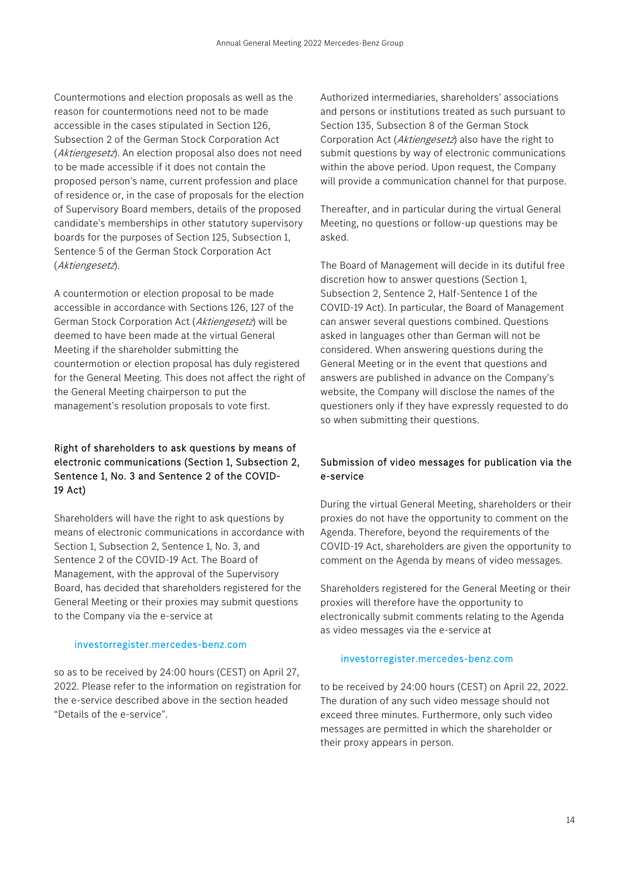Countermotions and election proposals as well as the reason for countermotions need not to be made accessible in the cases stipulated in Section 126, Subsection 2 of the German Stock Corporation Act (*Aktiengesetz*). An election proposal also does not need to be made accessible if it does not contain the proposed person's name, current profession and place of residence or, in the case of proposals for the election of Supervisory Board members, details of the proposed candidate's memberships in other statutory supervisory boards for the purposes of Section 125, Subsection 1, Sentence 5 of the German Stock Corporation Act (*Aktiengesetz*).

A countermotion or election proposal to be made accessible in accordance with Sections 126, 127 of the German Stock Corporation Act (*Aktiengesetz*) will be deemed to have been made at the virtual General Meeting if the shareholder submitting the countermotion or election proposal has duly registered for the General Meeting. This does not affect the right of the General Meeting chairperson to put the management's resolution proposals to vote first.

### Right of shareholders to ask questions by means of electronic communications (Section 1, Subsection 2, Sentence 1, No. 3 and Sentence 2 of the COVID-19 Act)

Shareholders will have the right to ask questions by means of electronic communications in accordance with Section 1, Subsection 2, Sentence 1, No. 3, and Sentence 2 of the COVID-19 Act. The Board of Management, with the approval of the Supervisory Board, has decided that shareholders registered for the General Meeting or their proxies may submit questions to the Company via the e-service at

investorregister.mercedes-benz.com

so as to be received by 24:00 hours (CEST) on April 27, 2022. Please refer to the information on registration for the e-service described above in the section headed "Details of the e-service".

Authorized intermediaries, shareholders' associations and persons or institutions treated as such pursuant to Section 135, Subsection 8 of the German Stock Corporation Act (*Aktiengesetz*) also have the right to submit questions by way of electronic communications within the above period. Upon request, the Company will provide a communication channel for that purpose.

Thereafter, and in particular during the virtual General Meeting, no questions or follow-up questions may be asked.

The Board of Management will decide in its dutiful free discretion how to answer questions (Section 1, Subsection 2, Sentence 2, Half-Sentence 1 of the COVID-19 Act). In particular, the Board of Management can answer several questions combined. Questions asked in languages other than German will not be considered. When answering questions during the General Meeting or in the event that questions and answers are published in advance on the Company's website, the Company will disclose the names of the questioners only if they have expressly requested to do so when submitting their questions.

### Submission of video messages for publication via the e-service

During the virtual General Meeting, shareholders or their proxies do not have the opportunity to comment on the Agenda. Therefore, beyond the requirements of the COVID-19 Act, shareholders are given the opportunity to comment on the Agenda by means of video messages.

Shareholders registered for the General Meeting or their proxies will therefore have the opportunity to electronically submit comments relating to the Agenda as video messages via the e-service at

investorregister.mercedes-benz.com

to be received by 24:00 hours (CEST) on April 22, 2022. The duration of any such video message should not exceed three minutes. Furthermore, only such video messages are permitted in which the shareholder or their proxy appears in person.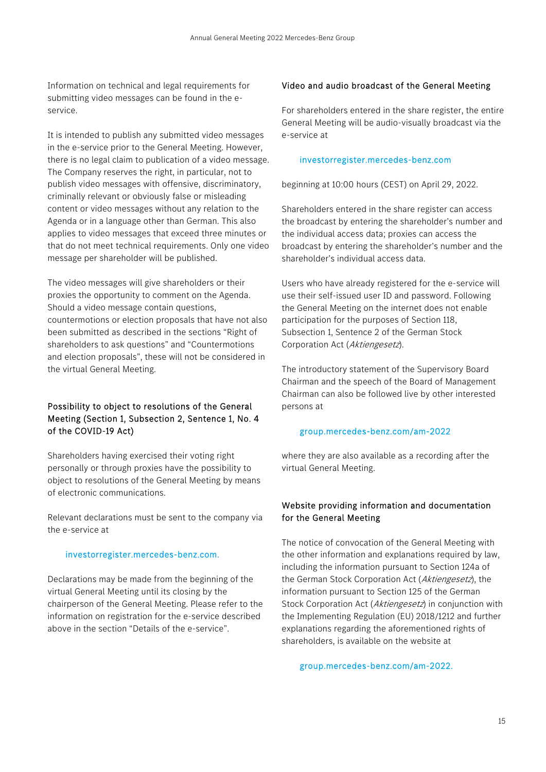Information on technical and legal requirements for submitting video messages can be found in the e-service.

It is intended to publish any submitted video messages in the e-service prior to the General Meeting. However, there is no legal claim to publication of a video message. The Company reserves the right, in particular, not to publish video messages with offensive, discriminatory, criminally relevant or obviously false or misleading content or video messages without any relation to the Agenda or in a language other than German. This also applies to video messages that exceed three minutes or that do not meet technical requirements. Only one video message per shareholder will be published.

The video messages will give shareholders or their proxies the opportunity to comment on the Agenda. Should a video message contain questions, countermotions or election proposals that have not also been submitted as described in the sections "Right of shareholders to ask questions" and "Countermotions and election proposals", these will not be considered in the virtual General Meeting.

## Possibility to object to resolutions of the General Meeting (Section 1, Subsection 2, Sentence 1, No. 4 of the COVID-19 Act)

Shareholders having exercised their voting right personally or through proxies have the possibility to object to resolutions of the General Meeting by means of electronic communications.

Relevant declarations must be sent to the company via the e-service at

investorregister.mercedes-benz.com.

Declarations may be made from the beginning of the virtual General Meeting until its closing by the chairperson of the General Meeting. Please refer to the information on registration for the e-service described above in the section "Details of the e-service".

## Video and audio broadcast of the General Meeting

For shareholders entered in the share register, the entire General Meeting will be audio-visually broadcast via the e-service at

investorregister.mercedes-benz.com

beginning at 10:00 hours (CEST) on April 29, 2022.

Shareholders entered in the share register can access the broadcast by entering the shareholder's number and the individual access data; proxies can access the broadcast by entering the shareholder's number and the shareholder's individual access data.

Users who have already registered for the e-service will use their self-issued user ID and password. Following the General Meeting on the internet does not enable participation for the purposes of Section 118, Subsection 1, Sentence 2 of the German Stock Corporation Act (*Aktiengesetz*).

The introductory statement of the Supervisory Board Chairman and the speech of the Board of Management Chairman can also be followed live by other interested persons at

group.mercedes-benz.com/am-2022

where they are also available as a recording after the virtual General Meeting.

## Website providing information and documentation for the General Meeting

The notice of convocation of the General Meeting with the other information and explanations required by law, including the information pursuant to Section 124a of the German Stock Corporation Act (*Aktiengesetz*), the information pursuant to Section 125 of the German Stock Corporation Act (*Aktiengesetz*) in conjunction with the Implementing Regulation (EU) 2018/1212 and further explanations regarding the aforementioned rights of shareholders, is available on the website at

group.mercedes-benz.com/am-2022.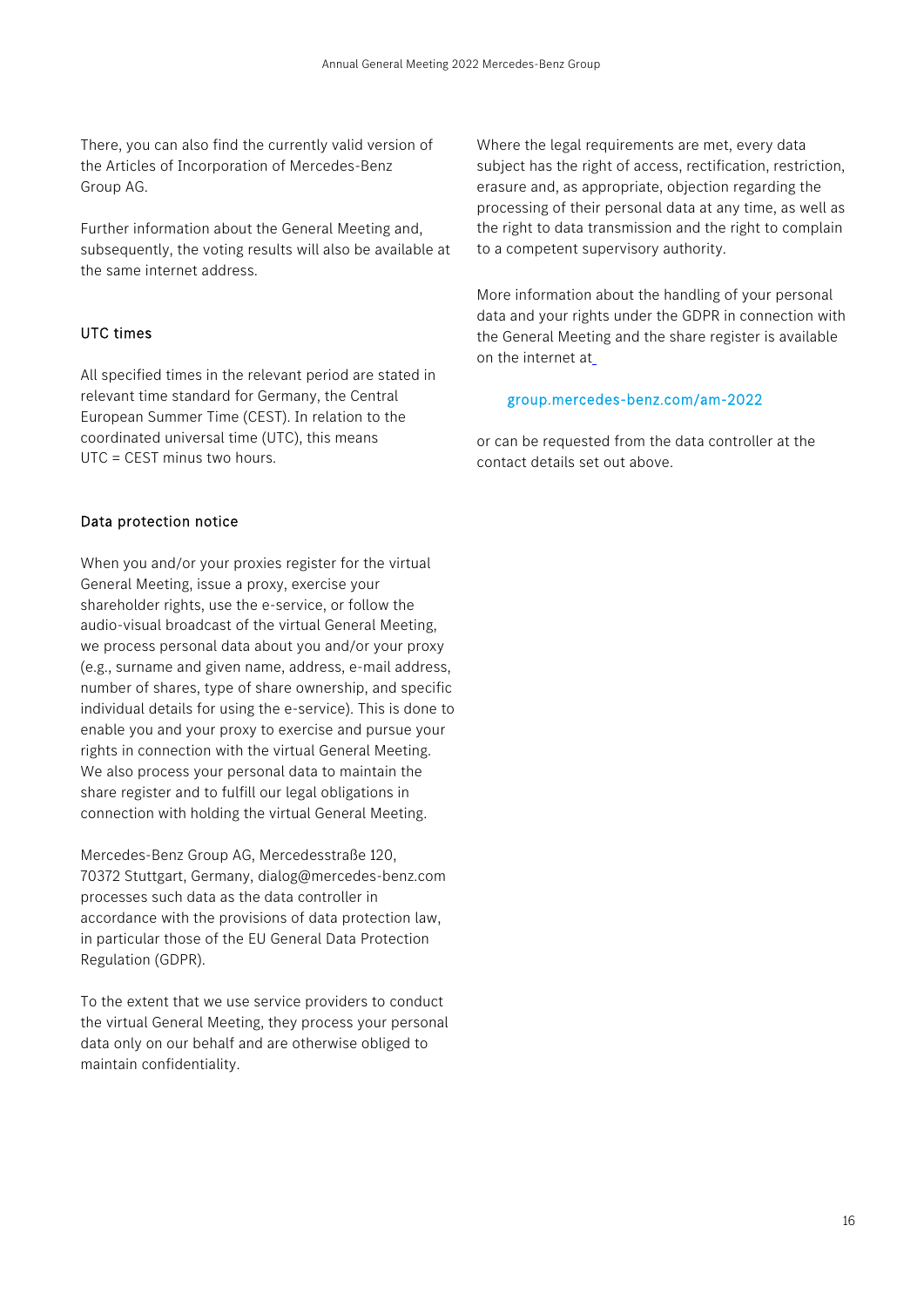There, you can also find the currently valid version of the Articles of Incorporation of Mercedes-Benz Group AG.

Further information about the General Meeting and, subsequently, the voting results will also be available at the same internet address.

### UTC times

All specified times in the relevant period are stated in relevant time standard for Germany, the Central European Summer Time (CEST). In relation to the coordinated universal time (UTC), this means UTC = CEST minus two hours.

### Data protection notice

When you and/or your proxies register for the virtual General Meeting, issue a proxy, exercise your shareholder rights, use the e-service, or follow the audio-visual broadcast of the virtual General Meeting, we process personal data about you and/or your proxy (e.g., surname and given name, address, e-mail address, number of shares, type of share ownership, and specific individual details for using the e-service). This is done to enable you and your proxy to exercise and pursue your rights in connection with the virtual General Meeting. We also process your personal data to maintain the share register and to fulfill our legal obligations in connection with holding the virtual General Meeting.

Mercedes-Benz Group AG, Mercedesstraße 120, 70372 Stuttgart, Germany, dialog@mercedes-benz.com processes such data as the data controller in accordance with the provisions of data protection law, in particular those of the EU General Data Protection Regulation (GDPR).

To the extent that we use service providers to conduct the virtual General Meeting, they process your personal data only on our behalf and are otherwise obliged to maintain confidentiality.

Where the legal requirements are met, every data subject has the right of access, rectification, restriction, erasure and, as appropriate, objection regarding the processing of their personal data at any time, as well as the right to data transmission and the right to complain to a competent supervisory authority.

More information about the handling of your personal data and your rights under the GDPR in connection with the General Meeting and the share register is available on the internet at

group.mercedes-benz.com/am-2022

or can be requested from the data controller at the contact details set out above.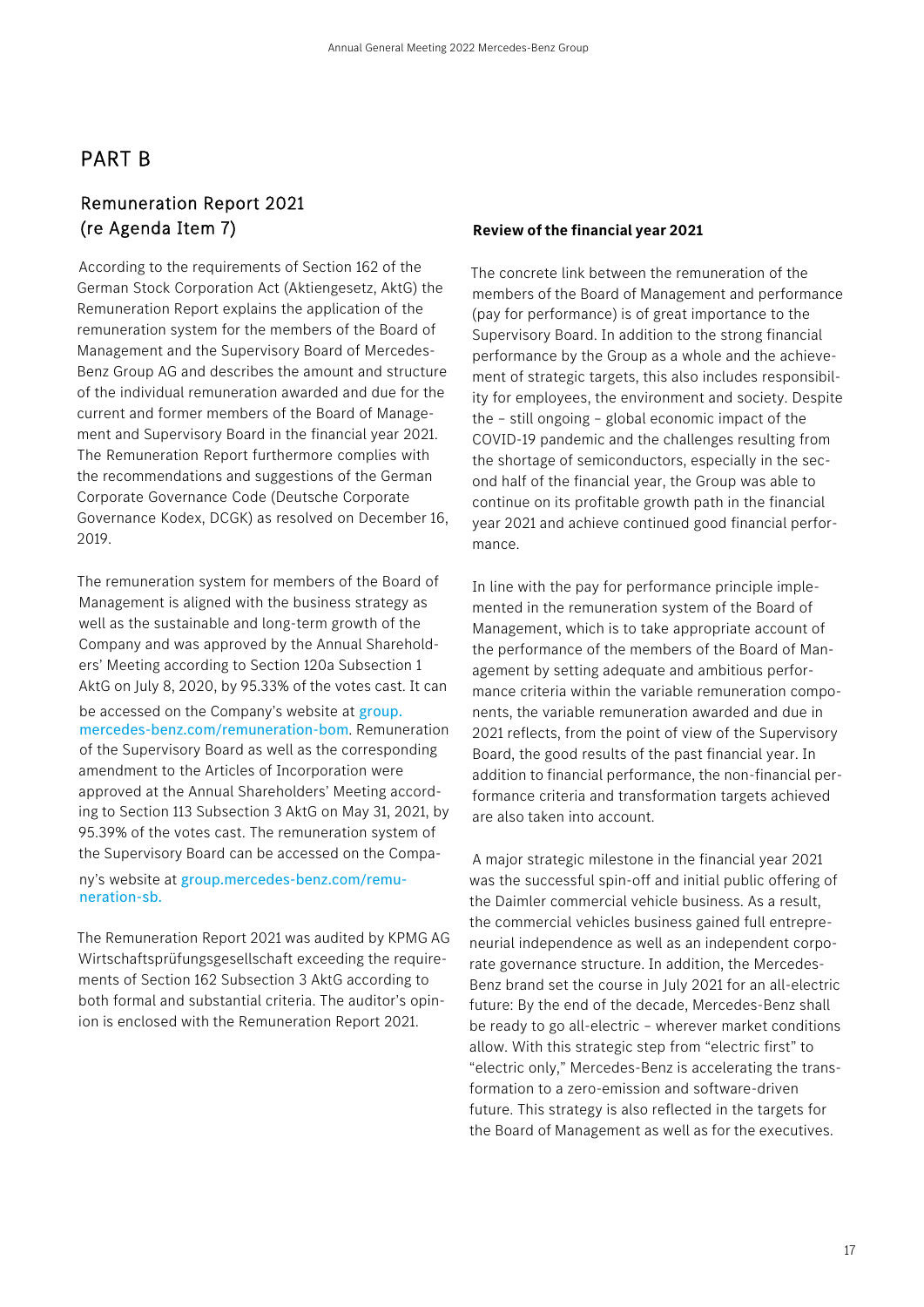# PART B

## Remuneration Report 2021 (re Agenda Item 7)

According to the requirements of Section 162 of the German Stock Corporation Act (Aktiengesetz, AktG) the Remuneration Report explains the application of the remuneration system for the members of the Board of Management and the Supervisory Board of Mercedes-Benz Group AG and describes the amount and structure of the individual remuneration awarded and due for the current and former members of the Board of Management and Supervisory Board in the financial year 2021. The Remuneration Report furthermore complies with the recommendations and suggestions of the German Corporate Governance Code (Deutsche Corporate Governance Kodex, DCGK) as resolved on December 16, 2019.

The remuneration system for members of the Board of Management is aligned with the business strategy as well as the sustainable and long-term growth of the Company and was approved by the Annual Shareholders' Meeting according to Section 120a Subsection 1 AktG on July 8, 2020, by 95.33% of the votes cast. It can be accessed on the Company's website at group.mercedes-benz.com/remuneration-bom. Remuneration of the Supervisory Board as well as the corresponding amendment to the Articles of Incorporation were approved at the Annual Shareholders' Meeting according to Section 113 Subsection 3 AktG on May 31, 2021, by 95.39% of the votes cast. The remuneration system of the Supervisory Board can be accessed on the Company's website at group.mercedes-benz.com/remuneration-sb.

The Remuneration Report 2021 was audited by KPMG AG Wirtschaftsprüfungsgesellschaft exceeding the requirements of Section 162 Subsection 3 AktG according to both formal and substantial criteria. The auditor's opinion is enclosed with the Remuneration Report 2021.

**Review of the financial year 2021**

The concrete link between the remuneration of the members of the Board of Management and performance (pay for performance) is of great importance to the Supervisory Board. In addition to the strong financial performance by the Group as a whole and the achievement of strategic targets, this also includes responsibility for employees, the environment and society. Despite the – still ongoing – global economic impact of the COVID-19 pandemic and the challenges resulting from the shortage of semiconductors, especially in the second half of the financial year, the Group was able to continue on its profitable growth path in the financial year 2021 and achieve continued good financial performance.

In line with the pay for performance principle implemented in the remuneration system of the Board of Management, which is to take appropriate account of the performance of the members of the Board of Management by setting adequate and ambitious performance criteria within the variable remuneration components, the variable remuneration awarded and due in 2021 reflects, from the point of view of the Supervisory Board, the good results of the past financial year. In addition to financial performance, the non-financial performance criteria and transformation targets achieved are also taken into account.

A major strategic milestone in the financial year 2021 was the successful spin-off and initial public offering of the Daimler commercial vehicle business. As a result, the commercial vehicles business gained full entrepreneurial independence as well as an independent corporate governance structure. In addition, the Mercedes-Benz brand set the course in July 2021 for an all-electric future: By the end of the decade, Mercedes-Benz shall be ready to go all-electric – wherever market conditions allow. With this strategic step from "electric first" to "electric only," Mercedes-Benz is accelerating the transformation to a zero-emission and software-driven future. This strategy is also reflected in the targets for the Board of Management as well as for the executives.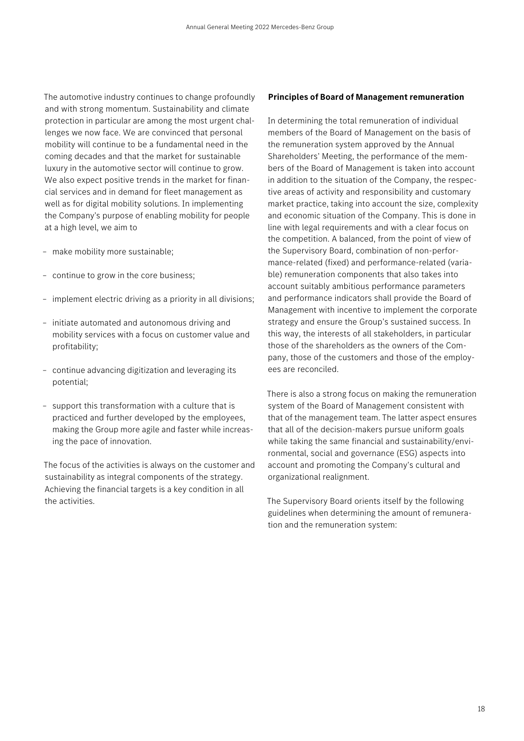The automotive industry continues to change profoundly and with strong momentum. Sustainability and climate protection in particular are among the most urgent challenges we now face. We are convinced that personal mobility will continue to be a fundamental need in the coming decades and that the market for sustainable luxury in the automotive sector will continue to grow. We also expect positive trends in the market for financial services and in demand for fleet management as well as for digital mobility solutions. In implementing the Company's purpose of enabling mobility for people at a high level, we aim to

- make mobility more sustainable;
- continue to grow in the core business;
- implement electric driving as a priority in all divisions;
- initiate automated and autonomous driving and mobility services with a focus on customer value and profitability;
- continue advancing digitization and leveraging its potential;
- support this transformation with a culture that is practiced and further developed by the employees, making the Group more agile and faster while increasing the pace of innovation.

The focus of the activities is always on the customer and sustainability as integral components of the strategy. Achieving the financial targets is a key condition in all the activities.

**Principles of Board of Management remuneration**

In determining the total remuneration of individual members of the Board of Management on the basis of the remuneration system approved by the Annual Shareholders' Meeting, the performance of the members of the Board of Management is taken into account in addition to the situation of the Company, the respective areas of activity and responsibility and customary market practice, taking into account the size, complexity and economic situation of the Company. This is done in line with legal requirements and with a clear focus on the competition. A balanced, from the point of view of the Supervisory Board, combination of non-performance-related (fixed) and performance-related (variable) remuneration components that also takes into account suitably ambitious performance parameters and performance indicators shall provide the Board of Management with incentive to implement the corporate strategy and ensure the Group's sustained success. In this way, the interests of all stakeholders, in particular those of the shareholders as the owners of the Company, those of the customers and those of the employees are reconciled.

There is also a strong focus on making the remuneration system of the Board of Management consistent with that of the management team. The latter aspect ensures that all of the decision-makers pursue uniform goals while taking the same financial and sustainability/environmental, social and governance (ESG) aspects into account and promoting the Company's cultural and organizational realignment.

The Supervisory Board orients itself by the following guidelines when determining the amount of remuneration and the remuneration system: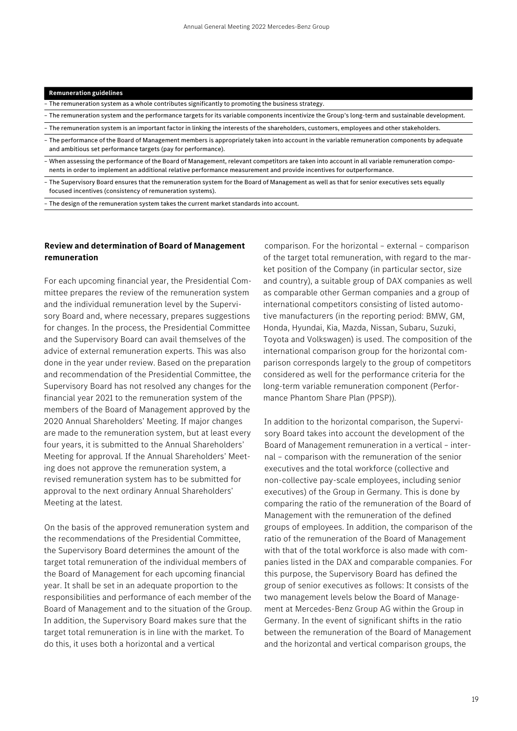| Remuneration guidelines |
|---|
| – The remuneration system as a whole contributes significantly to promoting the business strategy. |
| – The remuneration system and the performance targets for its variable components incentivize the Group's long-term and sustainable development. |
| – The remuneration system is an important factor in linking the interests of the shareholders, customers, employees and other stakeholders. |
| – The performance of the Board of Management members is appropriately taken into account in the variable remuneration components by adequate and ambitious set performance targets (pay for performance). |
| – When assessing the performance of the Board of Management, relevant competitors are taken into account in all variable remuneration components in order to implement an additional relative performance measurement and provide incentives for outperformance. |
| – The Supervisory Board ensures that the remuneration system for the Board of Management as well as that for senior executives sets equally focused incentives (consistency of remuneration systems). |
| – The design of the remuneration system takes the current market standards into account. |

## Review and determination of Board of Management remuneration

For each upcoming financial year, the Presidential Committee prepares the review of the remuneration system and the individual remuneration level by the Supervisory Board and, where necessary, prepares suggestions for changes. In the process, the Presidential Committee and the Supervisory Board can avail themselves of the advice of external remuneration experts. This was also done in the year under review. Based on the preparation and recommendation of the Presidential Committee, the Supervisory Board has not resolved any changes for the financial year 2021 to the remuneration system of the members of the Board of Management approved by the 2020 Annual Shareholders' Meeting. If major changes are made to the remuneration system, but at least every four years, it is submitted to the Annual Shareholders' Meeting for approval. If the Annual Shareholders' Meeting does not approve the remuneration system, a revised remuneration system has to be submitted for approval to the next ordinary Annual Shareholders' Meeting at the latest.

On the basis of the approved remuneration system and the recommendations of the Presidential Committee, the Supervisory Board determines the amount of the target total remuneration of the individual members of the Board of Management for each upcoming financial year. It shall be set in an adequate proportion to the responsibilities and performance of each member of the Board of Management and to the situation of the Group. In addition, the Supervisory Board makes sure that the target total remuneration is in line with the market. To do this, it uses both a horizontal and a vertical comparison. For the horizontal – external – comparison of the target total remuneration, with regard to the market position of the Company (in particular sector, size and country), a suitable group of DAX companies as well as comparable other German companies and a group of international competitors consisting of listed automotive manufacturers (in the reporting period: BMW, GM, Honda, Hyundai, Kia, Mazda, Nissan, Subaru, Suzuki, Toyota and Volkswagen) is used. The composition of the international comparison group for the horizontal comparison corresponds largely to the group of competitors considered as well for the performance criteria for the long-term variable remuneration component (Performance Phantom Share Plan (PPSP)).

In addition to the horizontal comparison, the Supervisory Board takes into account the development of the Board of Management remuneration in a vertical – internal – comparison with the remuneration of the senior executives and the total workforce (collective and non-collective pay-scale employees, including senior executives) of the Group in Germany. This is done by comparing the ratio of the remuneration of the Board of Management with the remuneration of the defined groups of employees. In addition, the comparison of the ratio of the remuneration of the Board of Management with that of the total workforce is also made with companies listed in the DAX and comparable companies. For this purpose, the Supervisory Board has defined the group of senior executives as follows: It consists of the two management levels below the Board of Management at Mercedes-Benz Group AG within the Group in Germany. In the event of significant shifts in the ratio between the remuneration of the Board of Management and the horizontal and vertical comparison groups, the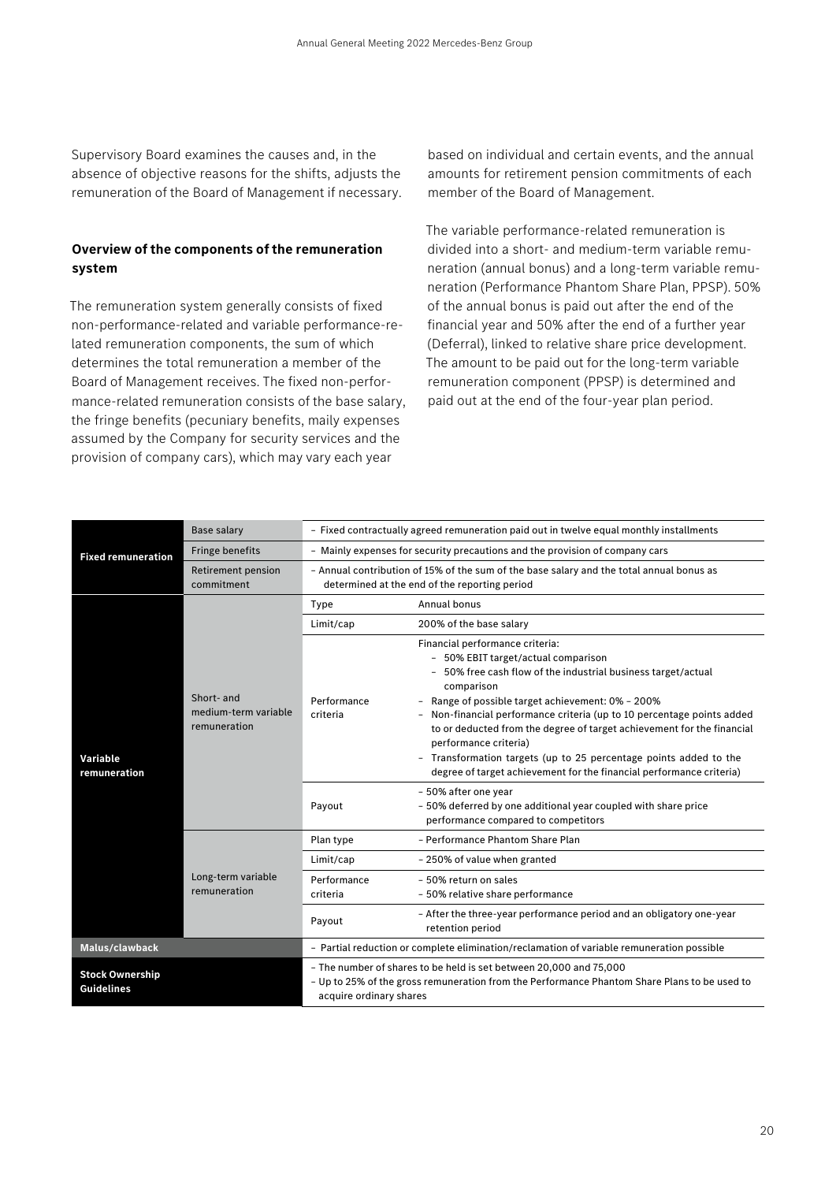Supervisory Board examines the causes and, in the absence of objective reasons for the shifts, adjusts the remuneration of the Board of Management if necessary.

**Overview of the components of the remuneration system**

The remuneration system generally consists of fixed non-performance-related and variable performance-related remuneration components, the sum of which determines the total remuneration a member of the Board of Management receives. The fixed non-performance-related remuneration consists of the base salary, the fringe benefits (pecuniary benefits, maily expenses assumed by the Company for security services and the provision of company cars), which may vary each year based on individual and certain events, and the annual amounts for retirement pension commitments of each member of the Board of Management.

The variable performance-related remuneration is divided into a short- and medium-term variable remuneration (annual bonus) and a long-term variable remuneration (Performance Phantom Share Plan, PPSP). 50% of the annual bonus is paid out after the end of the financial year and 50% after the end of a further year (Deferral), linked to relative share price development. The amount to be paid out for the long-term variable remuneration component (PPSP) is determined and paid out at the end of the four-year plan period.

| | | | |
|---|---|---|---|
| **Fixed remuneration** | Base salary | – Fixed contractually agreed remuneration paid out in twelve equal monthly installments | |
| | Fringe benefits | – Mainly expenses for security precautions and the provision of company cars | |
| | Retirement pension commitment | – Annual contribution of 15% of the sum of the base salary and the total annual bonus as determined at the end of the reporting period | |
| **Variable remuneration** | Short- and medium-term variable remuneration | Type | Annual bonus |
| | | Limit/cap | 200% of the base salary |
| | | Performance criteria | Financial performance criteria:<br>– 50% EBIT target/actual comparison<br>– 50% free cash flow of the industrial business target/actual comparison<br>– Range of possible target achievement: 0% – 200%<br>– Non-financial performance criteria (up to 10 percentage points added to or deducted from the degree of target achievement for the financial performance criteria)<br>– Transformation targets (up to 25 percentage points added to the degree of target achievement for the financial performance criteria) |
| | | Payout | – 50% after one year<br>– 50% deferred by one additional year coupled with share price performance compared to competitors |
| | Long-term variable remuneration | Plan type | – Performance Phantom Share Plan |
| | | Limit/cap | – 250% of value when granted |
| | | Performance criteria | – 50% return on sales<br>– 50% relative share performance |
| | | Payout | – After the three-year performance period and an obligatory one-year retention period |
| **Malus/clawback** | | – Partial reduction or complete elimination/reclamation of variable remuneration possible | |
| **Stock Ownership Guidelines** | | – The number of shares to be held is set between 20,000 and 75,000<br>– Up to 25% of the gross remuneration from the Performance Phantom Share Plans to be used to acquire ordinary shares | |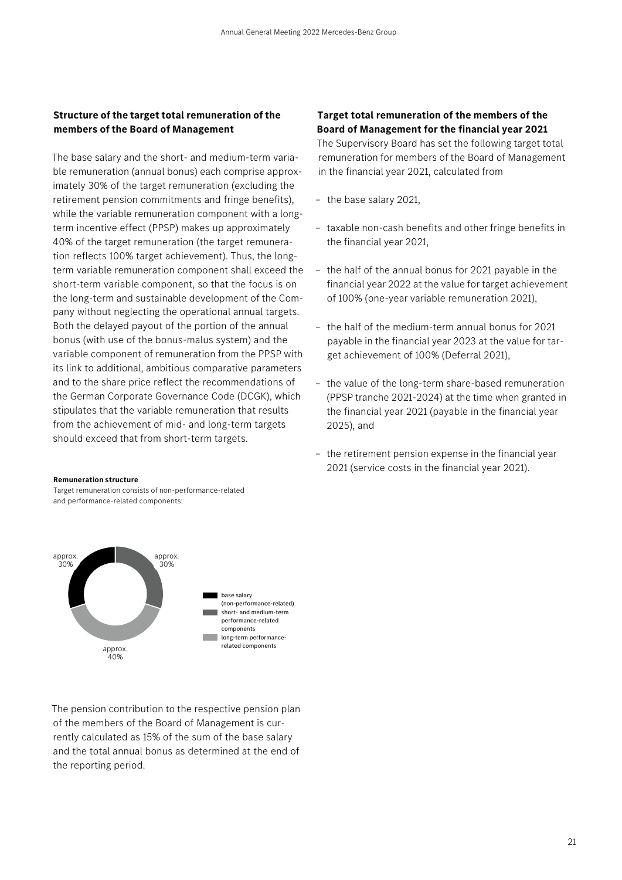### Structure of the target total remuneration of the members of the Board of Management

The base salary and the short- and medium-term variable remuneration (annual bonus) each comprise approximately 30% of the target remuneration (excluding the retirement pension commitments and fringe benefits), while the variable remuneration component with a long-term incentive effect (PPSP) makes up approximately 40% of the target remuneration (the target remuneration reflects 100% target achievement). Thus, the long-term variable remuneration component shall exceed the short-term variable component, so that the focus is on the long-term and sustainable development of the Company without neglecting the operational annual targets. Both the delayed payout of the portion of the annual bonus (with use of the bonus-malus system) and the variable component of remuneration from the PPSP with its link to additional, ambitious comparative parameters and to the share price reflect the recommendations of the German Corporate Governance Code (DCGK), which stipulates that the variable remuneration that results from the achievement of mid- and long-term targets should exceed that from short-term targets.

**Remuneration structure**

Target remuneration consists of non-performance-related and performance-related components:

- approx. 30% – base salary (non-performance-related)
- approx. 30% – short- and medium-term performance-related components
- approx. 40% – long-term performance-related components

The pension contribution to the respective pension plan of the members of the Board of Management is currently calculated as 15% of the sum of the base salary and the total annual bonus as determined at the end of the reporting period.

### Target total remuneration of the members of the Board of Management for the financial year 2021

The Supervisory Board has set the following target total remuneration for members of the Board of Management in the financial year 2021, calculated from

- the base salary 2021,
- taxable non-cash benefits and other fringe benefits in the financial year 2021,
- the half of the annual bonus for 2021 payable in the financial year 2022 at the value for target achievement of 100% (one-year variable remuneration 2021),
- the half of the medium-term annual bonus for 2021 payable in the financial year 2023 at the value for target achievement of 100% (Deferral 2021),
- the value of the long-term share-based remuneration (PPSP tranche 2021-2024) at the time when granted in the financial year 2021 (payable in the financial year 2025), and
- the retirement pension expense in the financial year 2021 (service costs in the financial year 2021).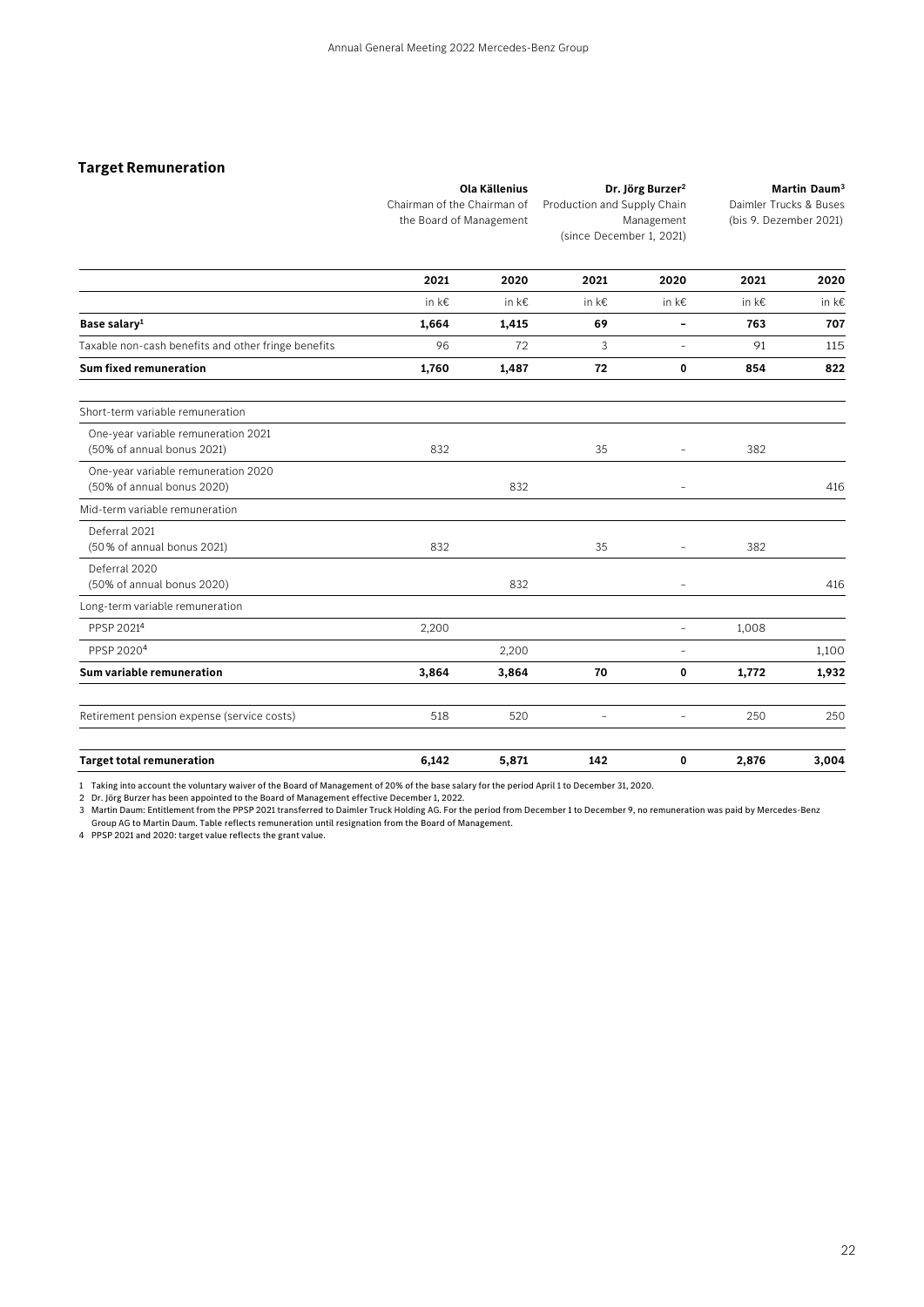## Target Remuneration

| | **Ola Källenius** Chairman of the Chairman of the Board of Management | | **Dr. Jörg Burzer[2]** Production and Supply Chain Management (since December 1, 2021) | | **Martin Daum[3]** Daimler Trucks & Buses (bis 9. Dezember 2021) | |
|---|---|---|---|---|---|---|
| | **2021** | **2020** | **2021** | **2020** | **2021** | **2020** |
| | in k€ | in k€ | in k€ | in k€ | in k€ | in k€ |
| **Base salary[1]** | **1,664** | **1,415** | **69** | **–** | **763** | **707** |
| Taxable non-cash benefits and other fringe benefits | 96 | 72 | 3 | – | 91 | 115 |
| **Sum fixed remuneration** | **1,760** | **1,487** | **72** | **0** | **854** | **822** |
| Short-term variable remuneration | | | | | | |
| One-year variable remuneration 2021 (50% of annual bonus 2021) | 832 | | 35 | – | 382 | |
| One-year variable remuneration 2020 (50% of annual bonus 2020) | | 832 | | – | | 416 |
| Mid-term variable remuneration | | | | | | |
| Deferral 2021 (50 % of annual bonus 2021) | 832 | | 35 | – | 382 | |
| Deferral 2020 (50% of annual bonus 2020) | | 832 | | – | | 416 |
| Long-term variable remuneration | | | | | | |
| PPSP 2021[4] | 2,200 | | | – | 1,008 | |
| PPSP 2020[4] | | 2,200 | | – | | 1,100 |
| **Sum variable remuneration** | **3,864** | **3,864** | **70** | **0** | **1,772** | **1,932** |
| Retirement pension expense (service costs) | 518 | 520 | – | – | 250 | 250 |
| **Target total remuneration** | **6,142** | **5,871** | **142** | **0** | **2,876** | **3,004** |

1 Taking into account the voluntary waiver of the Board of Management of 20% of the base salary for the period April 1 to December 31, 2020.
2 Dr. Jörg Burzer has been appointed to the Board of Management effective December 1, 2022.
3 Martin Daum: Entitlement from the PPSP 2021 transferred to Daimler Truck Holding AG. For the period from December 1 to December 9, no remuneration was paid by Mercedes-Benz Group AG to Martin Daum. Table reflects remuneration until resignation from the Board of Management.
4 PPSP 2021 and 2020: target value reflects the grant value.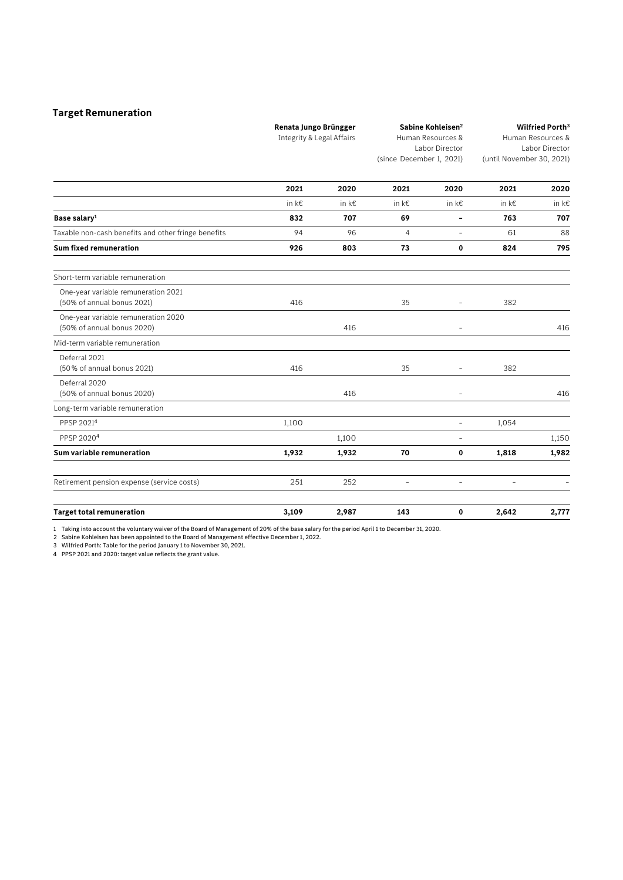## Target Remuneration

| | **Renata Jungo Brüngger** Integrity & Legal Affairs | | **Sabine Kohleisen[2]** Human Resources & Labor Director (since December 1, 2021) | | **Wilfried Porth[3]** Human Resources & Labor Director (until November 30, 2021) | |
|---|---|---|---|---|---|---|
| | **2021** | **2020** | **2021** | **2020** | **2021** | **2020** |
| | in k€ | in k€ | in k€ | in k€ | in k€ | in k€ |
| **Base salary[1]** | **832** | **707** | **69** | **–** | **763** | **707** |
| Taxable non-cash benefits and other fringe benefits | 94 | 96 | 4 | – | 61 | 88 |
| **Sum fixed remuneration** | **926** | **803** | **73** | **0** | **824** | **795** |
| Short-term variable remuneration | | | | | | |
| One-year variable remuneration 2021 (50% of annual bonus 2021) | 416 | | 35 | – | 382 | |
| One-year variable remuneration 2020 (50% of annual bonus 2020) | | 416 | | – | | 416 |
| Mid-term variable remuneration | | | | | | |
| Deferral 2021 (50 % of annual bonus 2021) | 416 | | 35 | – | 382 | |
| Deferral 2020 (50% of annual bonus 2020) | | 416 | | – | | 416 |
| Long-term variable remuneration | | | | | | |
| PPSP 2021[4] | 1,100 | | | – | 1,054 | |
| PPSP 2020[4] | | 1,100 | | – | | 1,150 |
| **Sum variable remuneration** | **1,932** | **1,932** | **70** | **0** | **1,818** | **1,982** |
| Retirement pension expense (service costs) | 251 | 252 | – | – | – | – |
| **Target total remuneration** | **3,109** | **2,987** | **143** | **0** | **2,642** | **2,777** |

1 Taking into account the voluntary waiver of the Board of Management of 20% of the base salary for the period April 1 to December 31, 2020.
2 Sabine Kohleisen has been appointed to the Board of Management effective December 1, 2022.
3 Wilfried Porth: Table for the period January 1 to November 30, 2021.
4 PPSP 2021 and 2020: target value reflects the grant value.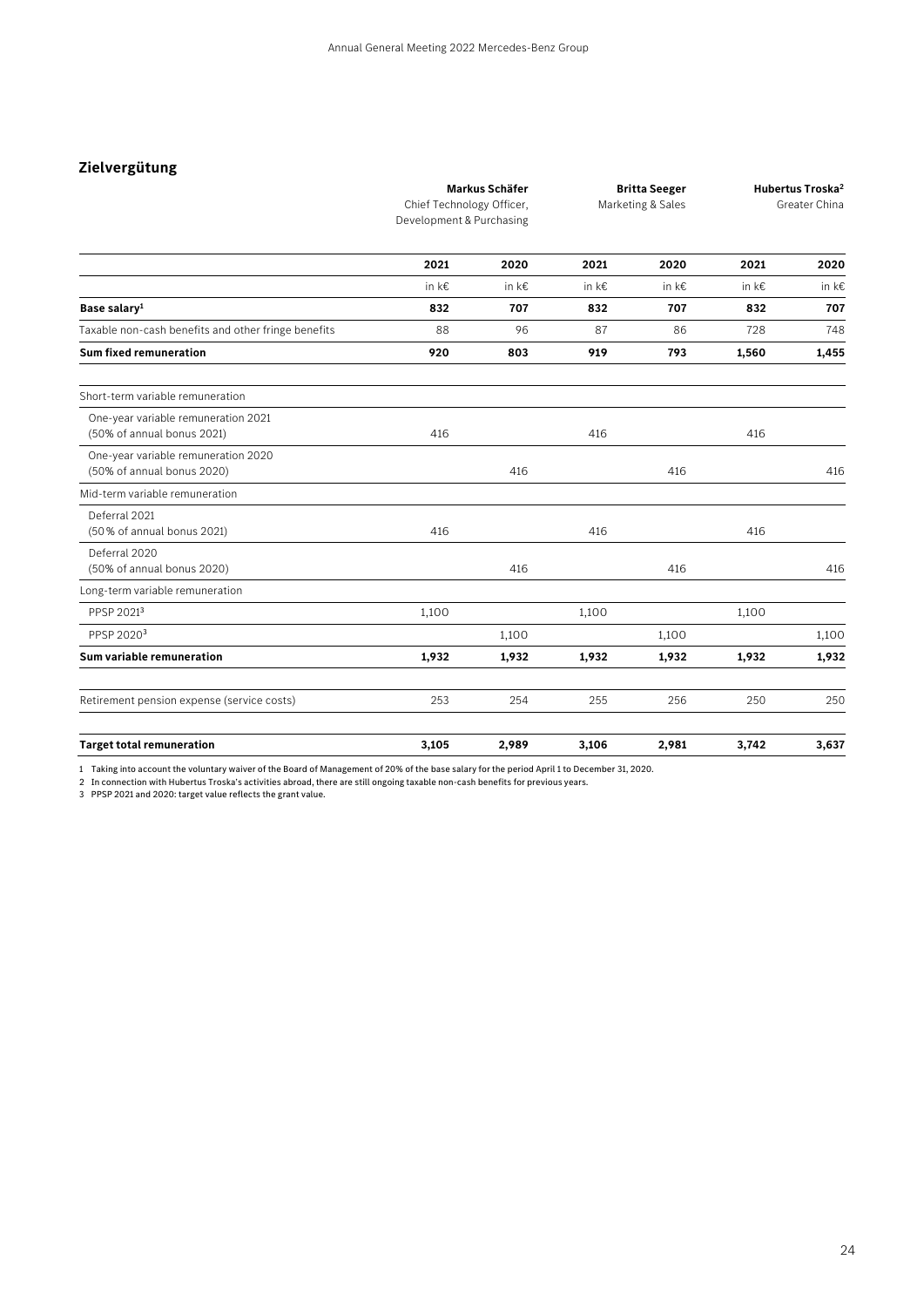## Zielvergütung

| | Markus Schäfer Chief Technology Officer, Development & Purchasing | | Britta Seeger Marketing & Sales | | Hubertus Troska[2] Greater China | |
|---|---|---|---|---|---|---|
| | 2021 | 2020 | 2021 | 2020 | 2021 | 2020 |
| | in k€ | in k€ | in k€ | in k€ | in k€ | in k€ |
| **Base salary[1]** | **832** | **707** | **832** | **707** | **832** | **707** |
| Taxable non-cash benefits and other fringe benefits | 88 | 96 | 87 | 86 | 728 | 748 |
| **Sum fixed remuneration** | **920** | **803** | **919** | **793** | **1,560** | **1,455** |
| Short-term variable remuneration | | | | | | |
| One-year variable remuneration 2021 (50% of annual bonus 2021) | 416 | | 416 | | 416 | |
| One-year variable remuneration 2020 (50% of annual bonus 2020) | | 416 | | 416 | | 416 |
| Mid-term variable remuneration | | | | | | |
| Deferral 2021 (50 % of annual bonus 2021) | 416 | | 416 | | 416 | |
| Deferral 2020 (50% of annual bonus 2020) | | 416 | | 416 | | 416 |
| Long-term variable remuneration | | | | | | |
| PPSP 2021[3] | 1,100 | | 1,100 | | 1,100 | |
| PPSP 2020[3] | | 1,100 | | 1,100 | | 1,100 |
| **Sum variable remuneration** | **1,932** | **1,932** | **1,932** | **1,932** | **1,932** | **1,932** |
| Retirement pension expense (service costs) | 253 | 254 | 255 | 256 | 250 | 250 |
| **Target total remuneration** | **3,105** | **2,989** | **3,106** | **2,981** | **3,742** | **3,637** |

1 Taking into account the voluntary waiver of the Board of Management of 20% of the base salary for the period April 1 to December 31, 2020.
2 In connection with Hubertus Troska's activities abroad, there are still ongoing taxable non-cash benefits for previous years.
3 PPSP 2021 and 2020: target value reflects the grant value.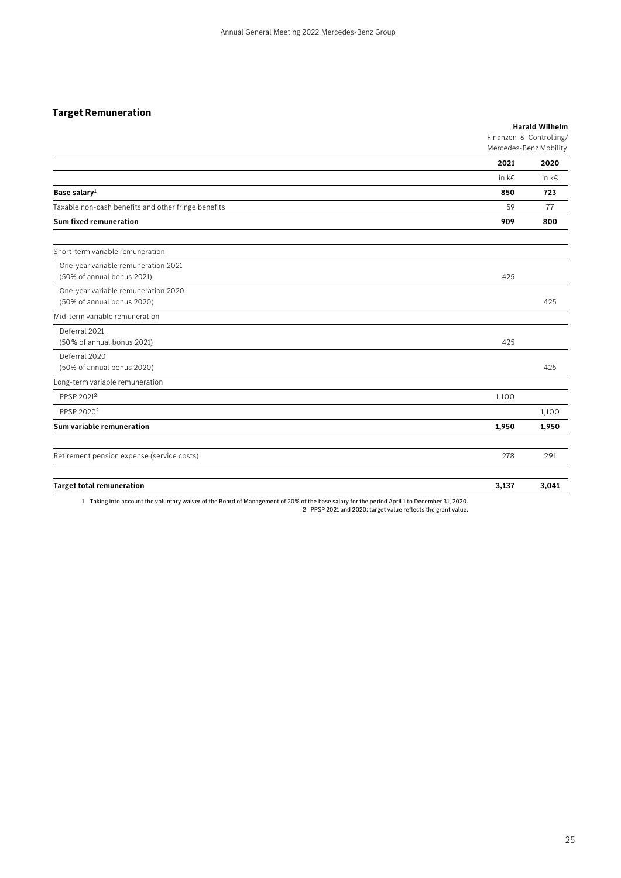## Target Remuneration

| | Harald Wilhelm Finanzen & Controlling/ Mercedes-Benz Mobility | |
|---|---|---|
| | **2021** | **2020** |
| | in k€ | in k€ |
| **Base salary[1]** | **850** | **723** |
| Taxable non-cash benefits and other fringe benefits | 59 | 77 |
| **Sum fixed remuneration** | **909** | **800** |
| Short-term variable remuneration | | |
| One-year variable remuneration 2021 (50% of annual bonus 2021) | 425 | |
| One-year variable remuneration 2020 (50% of annual bonus 2020) | | 425 |
| Mid-term variable remuneration | | |
| Deferral 2021 (50 % of annual bonus 2021) | 425 | |
| Deferral 2020 (50% of annual bonus 2020) | | 425 |
| Long-term variable remuneration | | |
| PPSP 2021[2] | 1,100 | |
| PPSP 2020[2] | | 1,100 |
| **Sum variable remuneration** | **1,950** | **1,950** |
| Retirement pension expense (service costs) | 278 | 291 |
| **Target total remuneration** | **3,137** | **3,041** |

1 Taking into account the voluntary waiver of the Board of Management of 20% of the base salary for the period April 1 to December 31, 2020.
2 PPSP 2021 and 2020: target value reflects the grant value.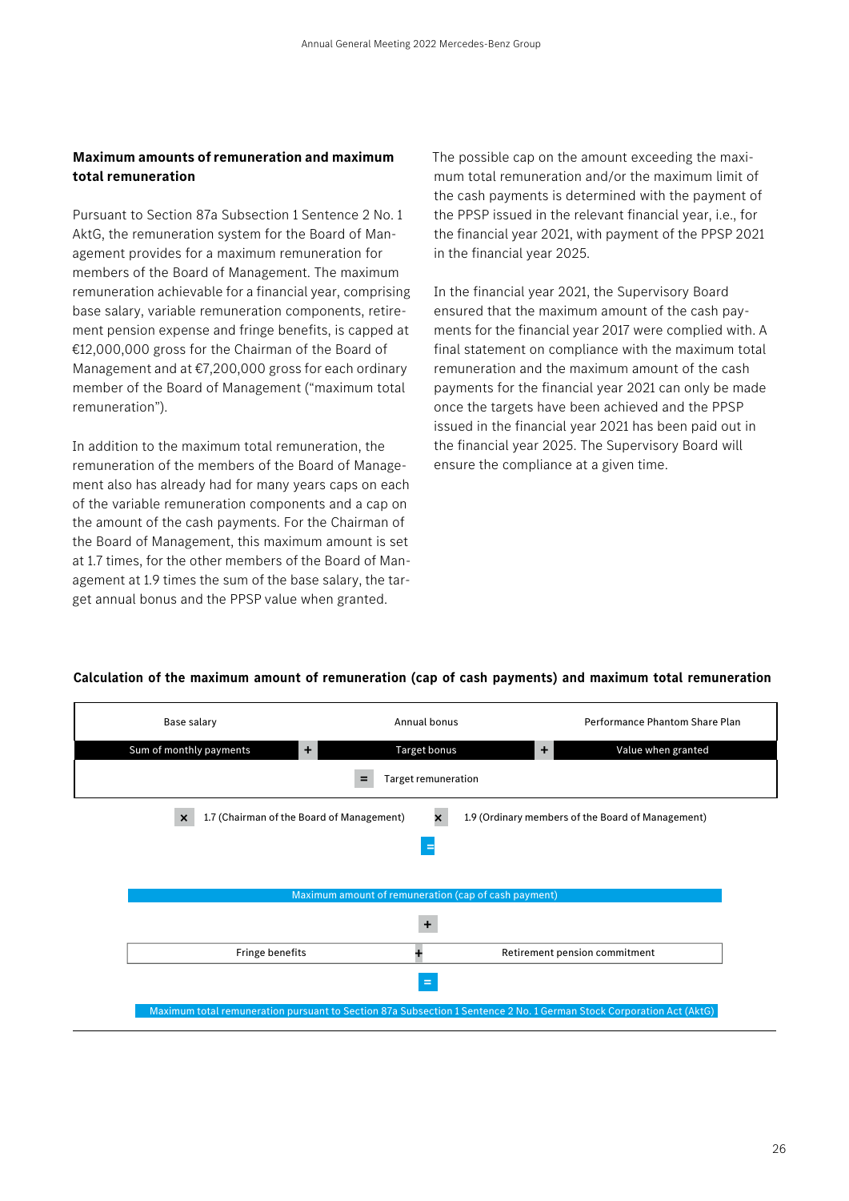### Maximum amounts of remuneration and maximum total remuneration

Pursuant to Section 87a Subsection 1 Sentence 2 No. 1 AktG, the remuneration system for the Board of Management provides for a maximum remuneration for members of the Board of Management. The maximum remuneration achievable for a financial year, comprising base salary, variable remuneration components, retirement pension expense and fringe benefits, is capped at €12,000,000 gross for the Chairman of the Board of Management and at €7,200,000 gross for each ordinary member of the Board of Management ("maximum total remuneration").

In addition to the maximum total remuneration, the remuneration of the members of the Board of Management also has already had for many years caps on each of the variable remuneration components and a cap on the amount of the cash payments. For the Chairman of the Board of Management, this maximum amount is set at 1.7 times, for the other members of the Board of Management at 1.9 times the sum of the base salary, the target annual bonus and the PPSP value when granted.

The possible cap on the amount exceeding the maximum total remuneration and/or the maximum limit of the cash payments is determined with the payment of the PPSP issued in the relevant financial year, i.e., for the financial year 2021, with payment of the PPSP 2021 in the financial year 2025.

In the financial year 2021, the Supervisory Board ensured that the maximum amount of the cash payments for the financial year 2017 were complied with. A final statement on compliance with the maximum total remuneration and the maximum amount of the cash payments for the financial year 2021 can only be made once the targets have been achieved and the PPSP issued in the financial year 2021 has been paid out in the financial year 2025. The Supervisory Board will ensure the compliance at a given time.

**Calculation of the maximum amount of remuneration (cap of cash payments) and maximum total remuneration**

| Base salary | | Annual bonus | | Performance Phantom Share Plan |
|---|---|---|---|---|
| Sum of monthly payments | + | Target bonus | + | Value when granted |

= Target remuneration

× 1.7 (Chairman of the Board of Management) × 1.9 (Ordinary members of the Board of Management)

=

Maximum amount of remuneration (cap of cash payment)

+

| Fringe benefits | + | Retirement pension commitment |
|---|---|---|

=

Maximum total remuneration pursuant to Section 87a Subsection 1 Sentence 2 No. 1 German Stock Corporation Act (AktG)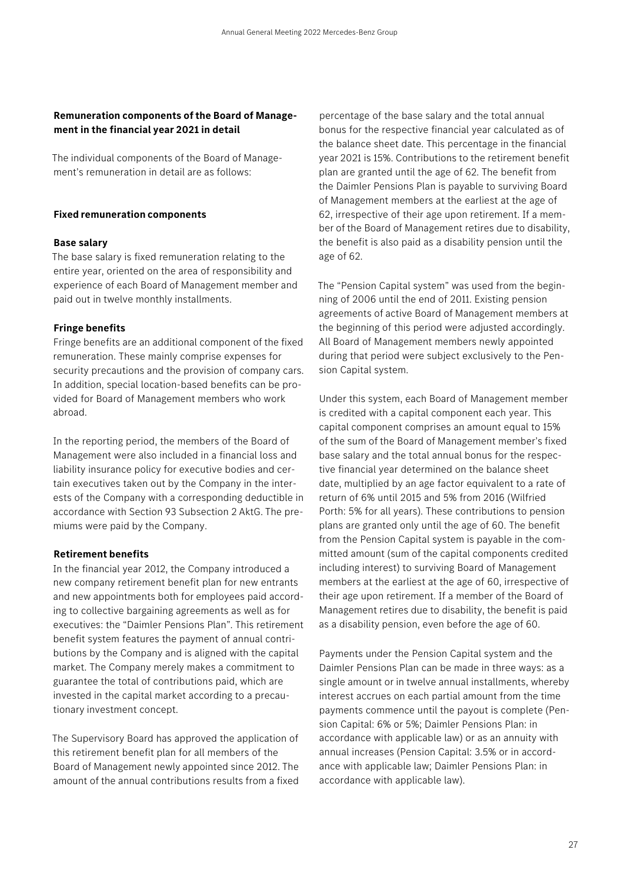## Remuneration components of the Board of Management in the financial year 2021 in detail

The individual components of the Board of Management's remuneration in detail are as follows:

### Fixed remuneration components

#### Base salary

The base salary is fixed remuneration relating to the entire year, oriented on the area of responsibility and experience of each Board of Management member and paid out in twelve monthly installments.

#### Fringe benefits

Fringe benefits are an additional component of the fixed remuneration. These mainly comprise expenses for security precautions and the provision of company cars. In addition, special location-based benefits can be provided for Board of Management members who work abroad.

In the reporting period, the members of the Board of Management were also included in a financial loss and liability insurance policy for executive bodies and certain executives taken out by the Company in the interests of the Company with a corresponding deductible in accordance with Section 93 Subsection 2 AktG. The premiums were paid by the Company.

#### Retirement benefits

In the financial year 2012, the Company introduced a new company retirement benefit plan for new entrants and new appointments both for employees paid according to collective bargaining agreements as well as for executives: the "Daimler Pensions Plan". This retirement benefit system features the payment of annual contributions by the Company and is aligned with the capital market. The Company merely makes a commitment to guarantee the total of contributions paid, which are invested in the capital market according to a precautionary investment concept.

The Supervisory Board has approved the application of this retirement benefit plan for all members of the Board of Management newly appointed since 2012. The amount of the annual contributions results from a fixed percentage of the base salary and the total annual bonus for the respective financial year calculated as of the balance sheet date. This percentage in the financial year 2021 is 15%. Contributions to the retirement benefit plan are granted until the age of 62. The benefit from the Daimler Pensions Plan is payable to surviving Board of Management members at the earliest at the age of 62, irrespective of their age upon retirement. If a member of the Board of Management retires due to disability, the benefit is also paid as a disability pension until the age of 62.

The "Pension Capital system" was used from the beginning of 2006 until the end of 2011. Existing pension agreements of active Board of Management members at the beginning of this period were adjusted accordingly. All Board of Management members newly appointed during that period were subject exclusively to the Pension Capital system.

Under this system, each Board of Management member is credited with a capital component each year. This capital component comprises an amount equal to 15% of the sum of the Board of Management member's fixed base salary and the total annual bonus for the respective financial year determined on the balance sheet date, multiplied by an age factor equivalent to a rate of return of 6% until 2015 and 5% from 2016 (Wilfried Porth: 5% for all years). These contributions to pension plans are granted only until the age of 60. The benefit from the Pension Capital system is payable in the committed amount (sum of the capital components credited including interest) to surviving Board of Management members at the earliest at the age of 60, irrespective of their age upon retirement. If a member of the Board of Management retires due to disability, the benefit is paid as a disability pension, even before the age of 60.

Payments under the Pension Capital system and the Daimler Pensions Plan can be made in three ways: as a single amount or in twelve annual installments, whereby interest accrues on each partial amount from the time payments commence until the payout is complete (Pension Capital: 6% or 5%; Daimler Pensions Plan: in accordance with applicable law) or as an annuity with annual increases (Pension Capital: 3.5% or in accordance with applicable law; Daimler Pensions Plan: in accordance with applicable law).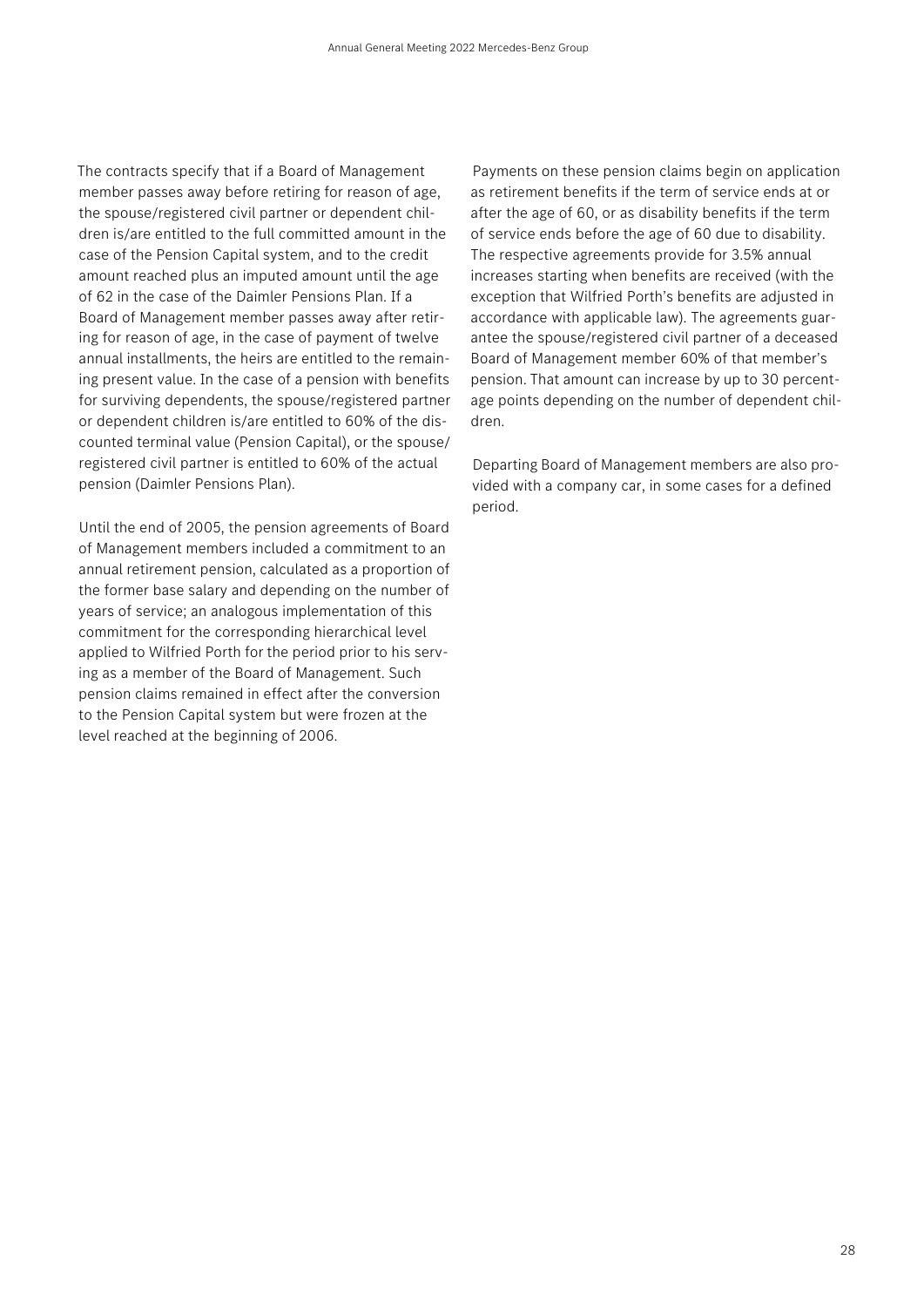The contracts specify that if a Board of Management member passes away before retiring for reason of age, the spouse/registered civil partner or dependent children is/are entitled to the full committed amount in the case of the Pension Capital system, and to the credit amount reached plus an imputed amount until the age of 62 in the case of the Daimler Pensions Plan. If a Board of Management member passes away after retiring for reason of age, in the case of payment of twelve annual installments, the heirs are entitled to the remaining present value. In the case of a pension with benefits for surviving dependents, the spouse/registered partner or dependent children is/are entitled to 60% of the discounted terminal value (Pension Capital), or the spouse/registered civil partner is entitled to 60% of the actual pension (Daimler Pensions Plan).

Until the end of 2005, the pension agreements of Board of Management members included a commitment to an annual retirement pension, calculated as a proportion of the former base salary and depending on the number of years of service; an analogous implementation of this commitment for the corresponding hierarchical level applied to Wilfried Porth for the period prior to his serving as a member of the Board of Management. Such pension claims remained in effect after the conversion to the Pension Capital system but were frozen at the level reached at the beginning of 2006.

Payments on these pension claims begin on application as retirement benefits if the term of service ends at or after the age of 60, or as disability benefits if the term of service ends before the age of 60 due to disability. The respective agreements provide for 3.5% annual increases starting when benefits are received (with the exception that Wilfried Porth's benefits are adjusted in accordance with applicable law). The agreements guarantee the spouse/registered civil partner of a deceased Board of Management member 60% of that member's pension. That amount can increase by up to 30 percentage points depending on the number of dependent children.

Departing Board of Management members are also provided with a company car, in some cases for a defined period.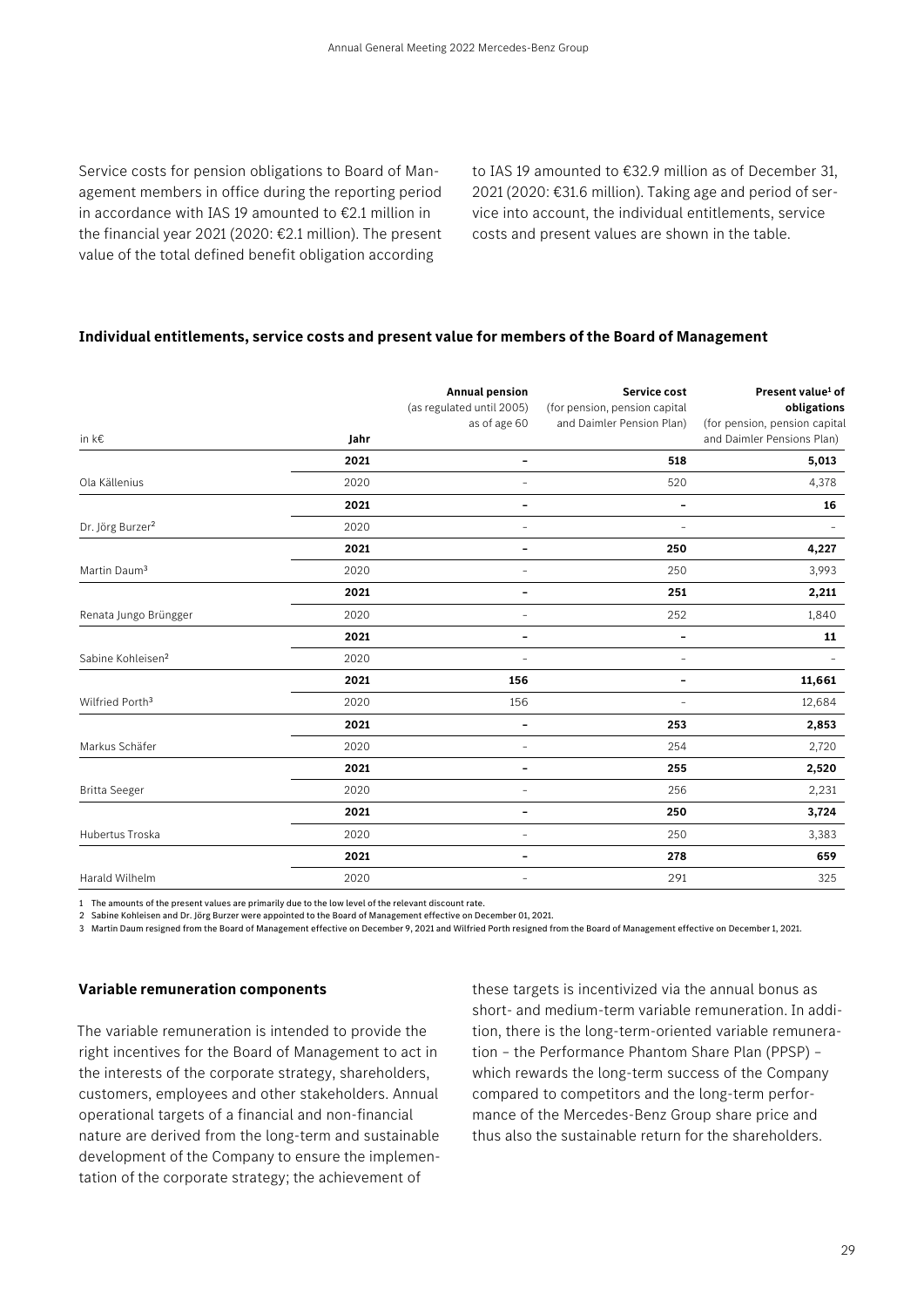Service costs for pension obligations to Board of Management members in office during the reporting period in accordance with IAS 19 amounted to €2.1 million in the financial year 2021 (2020: €2.1 million). The present value of the total defined benefit obligation according to IAS 19 amounted to €32.9 million as of December 31, 2021 (2020: €31.6 million). Taking age and period of service into account, the individual entitlements, service costs and present values are shown in the table.

**Individual entitlements, service costs and present value for members of the Board of Management**

| in k€ | Jahr | Annual pension (as regulated until 2005) as of age 60 | Service cost (for pension, pension capital and Daimler Pension Plan) | Present value[1] of obligations (for pension, pension capital and Daimler Pensions Plan) |
|---|---|---|---|---|
| Ola Källenius | **2021** | **–** | **518** | **5,013** |
| | 2020 | – | 520 | 4,378 |
| Dr. Jörg Burzer[2] | **2021** | **–** | **–** | **16** |
| | 2020 | – | – | – |
| Martin Daum[3] | **2021** | **–** | **250** | **4,227** |
| | 2020 | – | 250 | 3,993 |
| Renata Jungo Brüngger | **2021** | **–** | **251** | **2,211** |
| | 2020 | – | 252 | 1,840 |
| Sabine Kohleisen[2] | **2021** | **–** | **–** | **11** |
| | 2020 | – | – | – |
| Wilfried Porth[3] | **2021** | **156** | **–** | **11,661** |
| | 2020 | 156 | – | 12,684 |
| Markus Schäfer | **2021** | **–** | **253** | **2,853** |
| | 2020 | – | 254 | 2,720 |
| Britta Seeger | **2021** | **–** | **255** | **2,520** |
| | 2020 | – | 256 | 2,231 |
| Hubertus Troska | **2021** | **–** | **250** | **3,724** |
| | 2020 | – | 250 | 3,383 |
| Harald Wilhelm | **2021** | **–** | **278** | **659** |
| | 2020 | – | 291 | 325 |

1 The amounts of the present values are primarily due to the low level of the relevant discount rate.
2 Sabine Kohleisen and Dr. Jörg Burzer were appointed to the Board of Management effective on December 01, 2021.
3 Martin Daum resigned from the Board of Management effective on December 9, 2021 and Wilfried Porth resigned from the Board of Management effective on December 1, 2021.

### Variable remuneration components

The variable remuneration is intended to provide the right incentives for the Board of Management to act in the interests of the corporate strategy, shareholders, customers, employees and other stakeholders. Annual operational targets of a financial and non-financial nature are derived from the long-term and sustainable development of the Company to ensure the implementation of the corporate strategy; the achievement of these targets is incentivized via the annual bonus as short- and medium-term variable remuneration. In addition, there is the long-term-oriented variable remuneration – the Performance Phantom Share Plan (PPSP) – which rewards the long-term success of the Company compared to competitors and the long-term performance of the Mercedes-Benz Group share price and thus also the sustainable return for the shareholders.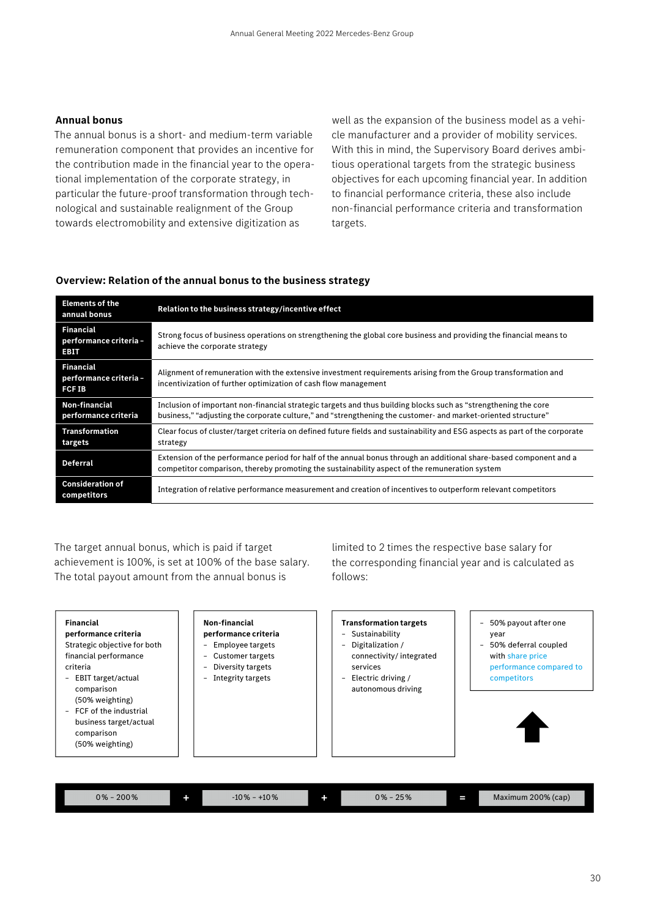### Annual bonus

The annual bonus is a short- and medium-term variable remuneration component that provides an incentive for the contribution made in the financial year to the operational implementation of the corporate strategy, in particular the future-proof transformation through technological and sustainable realignment of the Group towards electromobility and extensive digitization as well as the expansion of the business model as a vehicle manufacturer and a provider of mobility services. With this in mind, the Supervisory Board derives ambitious operational targets from the strategic business objectives for each upcoming financial year. In addition to financial performance criteria, these also include non-financial performance criteria and transformation targets.

**Overview: Relation of the annual bonus to the business strategy**

| Elements of the annual bonus | Relation to the business strategy/incentive effect |
|---|---|
| **Financial performance criteria – EBIT** | Strong focus of business operations on strengthening the global core business and providing the financial means to achieve the corporate strategy |
| **Financial performance criteria – FCF IB** | Alignment of remuneration with the extensive investment requirements arising from the Group transformation and incentivization of further optimization of cash flow management |
| **Non-financial performance criteria** | Inclusion of important non-financial strategic targets and thus building blocks such as "strengthening the core business," "adjusting the corporate culture," and "strengthening the customer- and market-oriented structure" |
| **Transformation targets** | Clear focus of cluster/target criteria on defined future fields and sustainability and ESG aspects as part of the corporate strategy |
| **Deferral** | Extension of the performance period for half of the annual bonus through an additional share-based component and a competitor comparison, thereby promoting the sustainability aspect of the remuneration system |
| **Consideration of competitors** | Integration of relative performance measurement and creation of incentives to outperform relevant competitors |

The target annual bonus, which is paid if target achievement is 100%, is set at 100% of the base salary. The total payout amount from the annual bonus is limited to 2 times the respective base salary for the corresponding financial year and is calculated as follows:

| **Financial performance criteria** | | **Non-financial performance criteria** | | **Transformation targets** | | |
|---|---|---|---|---|---|---|
| Strategic objective for both financial performance criteria<br>– EBIT target/actual comparison (50% weighting)<br>– FCF of the industrial business target/actual comparison (50% weighting) | | – Employee targets<br>– Customer targets<br>– Diversity targets<br>– Integrity targets | | – Sustainability<br>– Digitalization / connectivity/ integrated services<br>– Electric driving / autonomous driving | | – 50% payout after one year<br>– 50% deferral coupled with share price performance compared to competitors |
| 0% – 200% | + | -10% – +10% | + | 0% – 25% | = | Maximum 200% (cap) |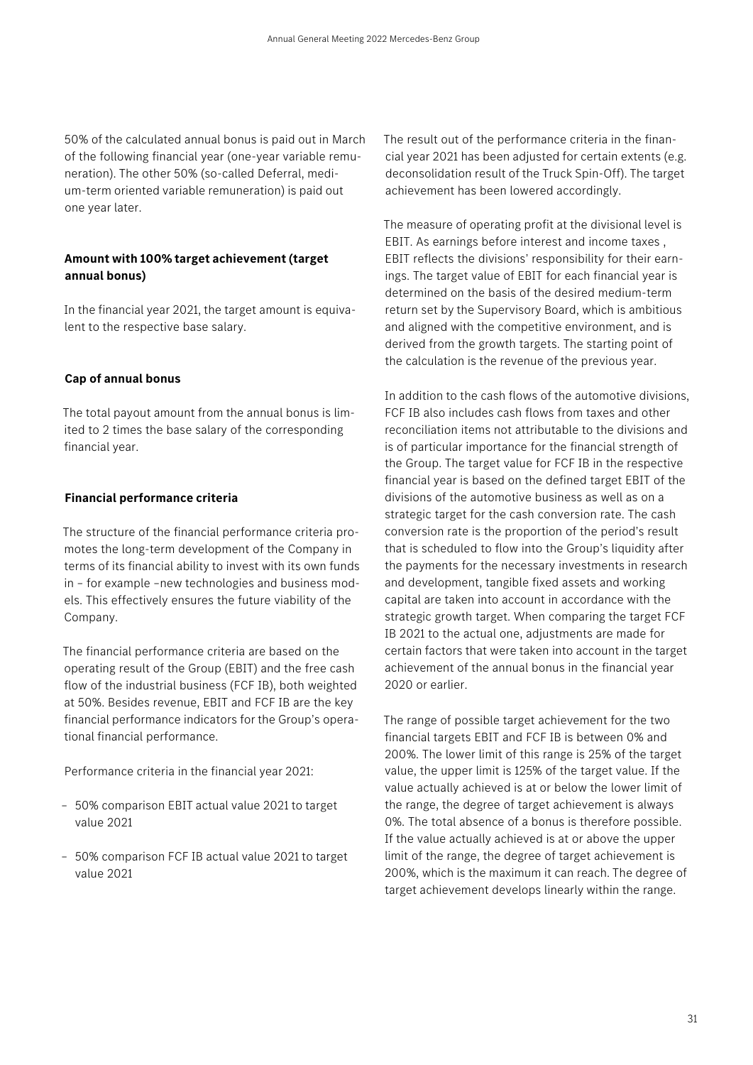50% of the calculated annual bonus is paid out in March of the following financial year (one-year variable remuneration). The other 50% (so-called Deferral, medium-term oriented variable remuneration) is paid out one year later.

**Amount with 100% target achievement (target annual bonus)**

In the financial year 2021, the target amount is equivalent to the respective base salary.

**Cap of annual bonus**

The total payout amount from the annual bonus is limited to 2 times the base salary of the corresponding financial year.

**Financial performance criteria**

The structure of the financial performance criteria promotes the long-term development of the Company in terms of its financial ability to invest with its own funds in – for example –new technologies and business models. This effectively ensures the future viability of the Company.

The financial performance criteria are based on the operating result of the Group (EBIT) and the free cash flow of the industrial business (FCF IB), both weighted at 50%. Besides revenue, EBIT and FCF IB are the key financial performance indicators for the Group's operational financial performance.

Performance criteria in the financial year 2021:

- 50% comparison EBIT actual value 2021 to target value 2021
- 50% comparison FCF IB actual value 2021 to target value 2021

The result out of the performance criteria in the financial year 2021 has been adjusted for certain extents (e.g. deconsolidation result of the Truck Spin-Off). The target achievement has been lowered accordingly.

The measure of operating profit at the divisional level is EBIT. As earnings before interest and income taxes , EBIT reflects the divisions' responsibility for their earnings. The target value of EBIT for each financial year is determined on the basis of the desired medium-term return set by the Supervisory Board, which is ambitious and aligned with the competitive environment, and is derived from the growth targets. The starting point of the calculation is the revenue of the previous year.

In addition to the cash flows of the automotive divisions, FCF IB also includes cash flows from taxes and other reconciliation items not attributable to the divisions and is of particular importance for the financial strength of the Group. The target value for FCF IB in the respective financial year is based on the defined target EBIT of the divisions of the automotive business as well as on a strategic target for the cash conversion rate. The cash conversion rate is the proportion of the period's result that is scheduled to flow into the Group's liquidity after the payments for the necessary investments in research and development, tangible fixed assets and working capital are taken into account in accordance with the strategic growth target. When comparing the target FCF IB 2021 to the actual one, adjustments are made for certain factors that were taken into account in the target achievement of the annual bonus in the financial year 2020 or earlier.

The range of possible target achievement for the two financial targets EBIT and FCF IB is between 0% and 200%. The lower limit of this range is 25% of the target value, the upper limit is 125% of the target value. If the value actually achieved is at or below the lower limit of the range, the degree of target achievement is always 0%. The total absence of a bonus is therefore possible. If the value actually achieved is at or above the upper limit of the range, the degree of target achievement is 200%, which is the maximum it can reach. The degree of target achievement develops linearly within the range.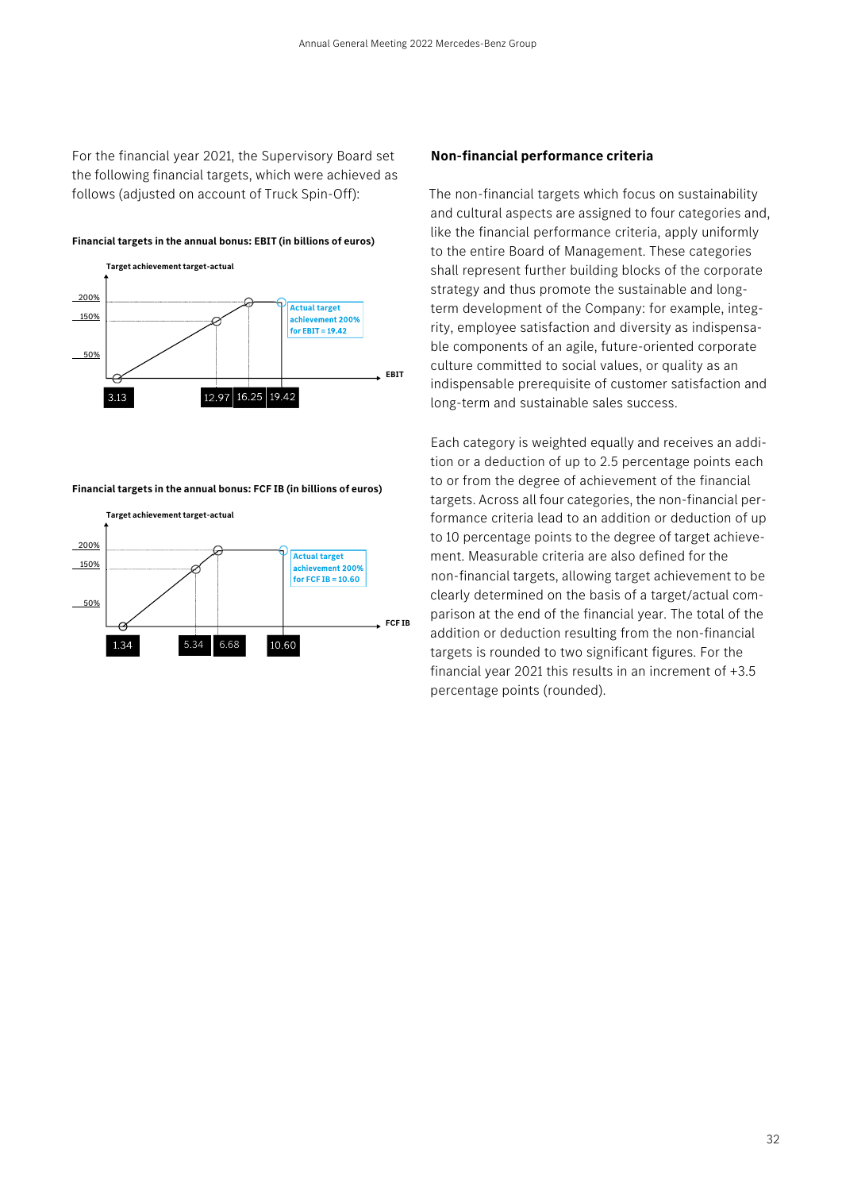For the financial year 2021, the Supervisory Board set the following financial targets, which were achieved as follows (adjusted on account of Truck Spin-Off):

**Financial targets in the annual bonus: EBIT (in billions of euros)**

Target achievement target-actual

200%
150%
50%

3.13 | 12.97 | 16.25 | 19.42

EBIT

Actual target achievement 200% for EBIT = 19.42

**Financial targets in the annual bonus: FCF IB (in billions of euros)**

Target achievement target-actual

200%
150%
50%

1.34 | 5.34 | 6.68 | 10.60

FCF IB

Actual target achievement 200% for FCF IB = 10.60

**Non-financial performance criteria**

The non-financial targets which focus on sustainability and cultural aspects are assigned to four categories and, like the financial performance criteria, apply uniformly to the entire Board of Management. These categories shall represent further building blocks of the corporate strategy and thus promote the sustainable and long-term development of the Company: for example, integrity, employee satisfaction and diversity as indispensable components of an agile, future-oriented corporate culture committed to social values, or quality as an indispensable prerequisite of customer satisfaction and long-term and sustainable sales success.

Each category is weighted equally and receives an addition or a deduction of up to 2.5 percentage points each to or from the degree of achievement of the financial targets. Across all four categories, the non-financial performance criteria lead to an addition or deduction of up to 10 percentage points to the degree of target achievement. Measurable criteria are also defined for the non-financial targets, allowing target achievement to be clearly determined on the basis of a target/actual comparison at the end of the financial year. The total of the addition or deduction resulting from the non-financial targets is rounded to two significant figures. For the financial year 2021 this results in an increment of +3.5 percentage points (rounded).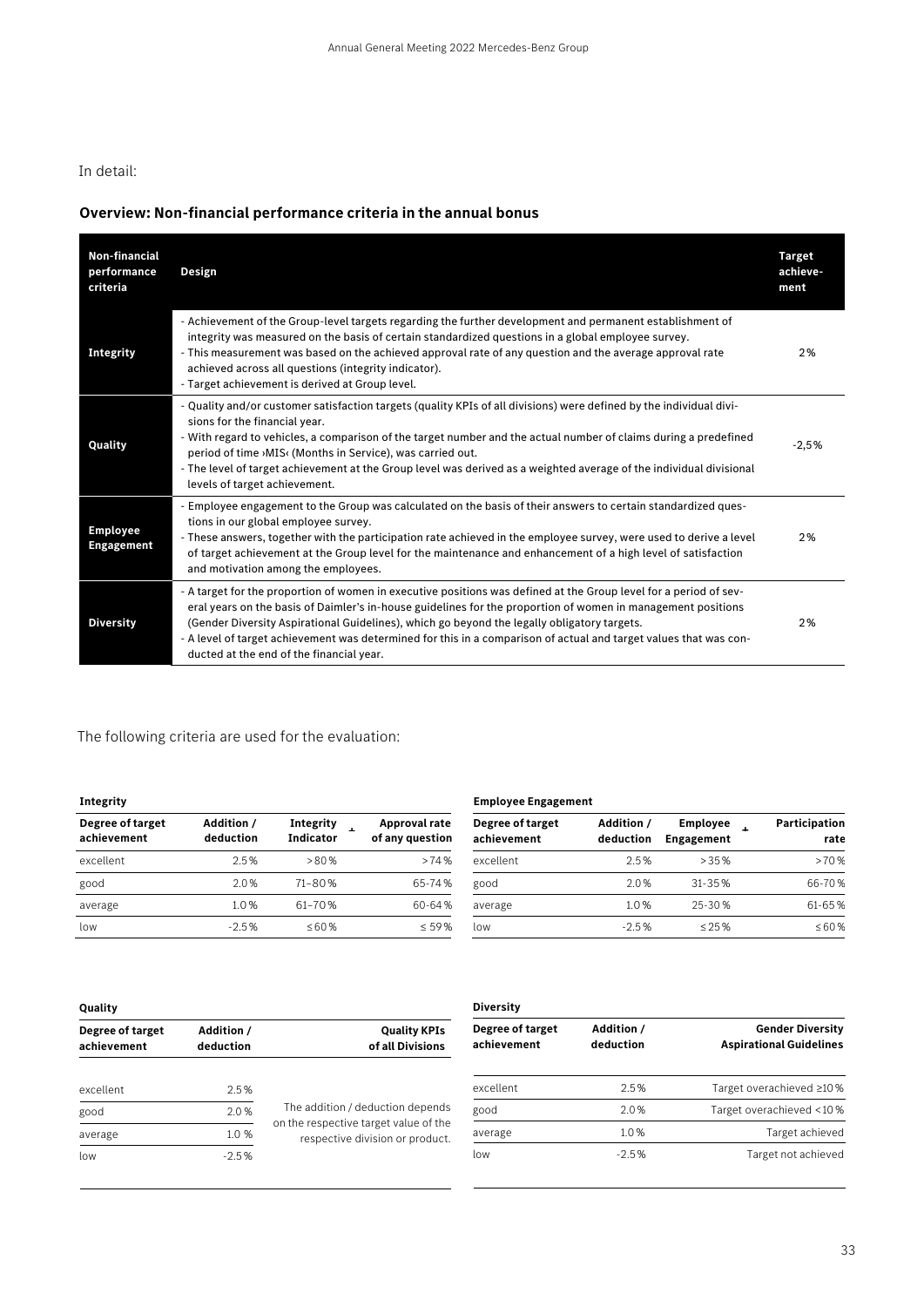In detail:

## Overview: Non-financial performance criteria in the annual bonus

| Non-financial performance criteria | Design | Target achievement |
|---|---|---|
| **Integrity** | - Achievement of the Group-level targets regarding the further development and permanent establishment of integrity was measured on the basis of certain standardized questions in a global employee survey.<br>- This measurement was based on the achieved approval rate of any question and the average approval rate achieved across all questions (integrity indicator).<br>- Target achievement is derived at Group level. | 2% |
| **Quality** | - Quality and/or customer satisfaction targets (quality KPIs of all divisions) were defined by the individual divisions for the financial year.<br>- With regard to vehicles, a comparison of the target number and the actual number of claims during a predefined period of time ›MIS‹ (Months in Service), was carried out.<br>- The level of target achievement at the Group level was derived as a weighted average of the individual divisional levels of target achievement. | -2,5% |
| **Employee Engagement** | - Employee engagement to the Group was calculated on the basis of their answers to certain standardized questions in our global employee survey.<br>- These answers, together with the participation rate achieved in the employee survey, were used to derive a level of target achievement at the Group level for the maintenance and enhancement of a high level of satisfaction and motivation among the employees. | 2% |
| **Diversity** | - A target for the proportion of women in executive positions was defined at the Group level for a period of several years on the basis of Daimler's in-house guidelines for the proportion of women in management positions (Gender Diversity Aspirational Guidelines), which go beyond the legally obligatory targets.<br>- A level of target achievement was determined for this in a comparison of actual and target values that was conducted at the end of the financial year. | 2% |

The following criteria are used for the evaluation:

**Integrity**

| Degree of target achievement | Addition / deduction | Integrity Indicator | + | Approval rate of any question |
|---|---|---|---|---|
| excellent | 2.5% | >80% | | >74% |
| good | 2.0% | 71–80% | | 65-74% |
| average | 1.0% | 61–70% | | 60-64% |
| low | -2.5% | ≤60% | | ≤ 59% |

**Employee Engagement**

| Degree of target achievement | Addition / deduction | Employee Engagement | + | Participation rate |
|---|---|---|---|---|
| excellent | 2.5% | >35% | | >70% |
| good | 2.0% | 31-35% | | 66-70% |
| average | 1.0% | 25-30% | | 61-65% |
| low | -2.5% | ≤25% | | ≤60% |

**Quality**

| Degree of target achievement | Addition / deduction | Quality KPIs of all Divisions |
|---|---|---|
| excellent | 2.5% | The addition / deduction depends on the respective target value of the respective division or product. |
| good | 2.0% | |
| average | 1.0 % | |
| low | -2.5% | |

**Diversity**

| Degree of target achievement | Addition / deduction | Gender Diversity Aspirational Guidelines |
|---|---|---|
| excellent | 2.5% | Target overachieved ≥10% |
| good | 2.0% | Target overachieved <10% |
| average | 1.0% | Target achieved |
| low | -2.5% | Target not achieved |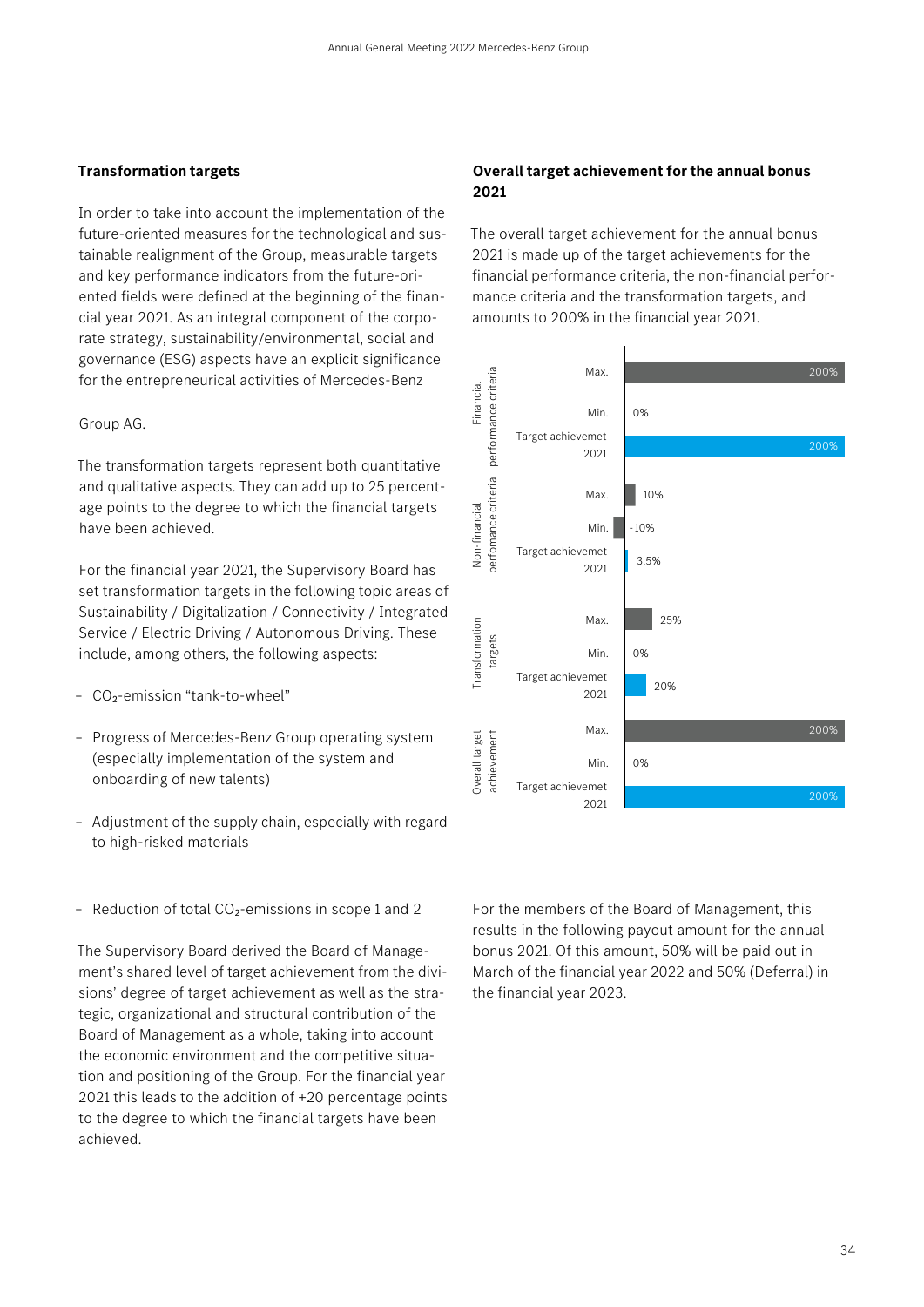### Transformation targets

In order to take into account the implementation of the future-oriented measures for the technological and sustainable realignment of the Group, measurable targets and key performance indicators from the future-oriented fields were defined at the beginning of the financial year 2021. As an integral component of the corporate strategy, sustainability/environmental, social and governance (ESG) aspects have an explicit significance for the entrepreneurical activities of Mercedes-Benz

Group AG.

The transformation targets represent both quantitative and qualitative aspects. They can add up to 25 percentage points to the degree to which the financial targets have been achieved.

For the financial year 2021, the Supervisory Board has set transformation targets in the following topic areas of Sustainability / Digitalization / Connectivity / Integrated Service / Electric Driving / Autonomous Driving. These include, among others, the following aspects:

- $CO_2$-emission "tank-to-wheel"
- Progress of Mercedes-Benz Group operating system (especially implementation of the system and onboarding of new talents)
- Adjustment of the supply chain, especially with regard to high-risked materials
- Reduction of total $CO_2$-emissions in scope 1 and 2

The Supervisory Board derived the Board of Management's shared level of target achievement from the divisions' degree of target achievement as well as the strategic, organizational and structural contribution of the Board of Management as a whole, taking into account the economic environment and the competitive situation and positioning of the Group. For the financial year 2021 this leads to the addition of +20 percentage points to the degree to which the financial targets have been achieved.

### Overall target achievement for the annual bonus 2021

The overall target achievement for the annual bonus 2021 is made up of the target achievements for the financial performance criteria, the non-financial performance criteria and the transformation targets, and amounts to 200% in the financial year 2021.

| | | |
|---|---|---|
| Financial performance criteria | Max. | 200% |
| | Min. | 0% |
| | Target achievemet 2021 | 200% |
| Non-financial perfomance criteria | Max. | 10% |
| | Min. | -10% |
| | Target achievemet 2021 | 3.5% |
| Transformation targets | Max. | 25% |
| | Min. | 0% |
| | Target achievemet 2021 | 20% |
| Overall target achievement | Max. | 200% |
| | Min. | 0% |
| | Target achievemet 2021 | 200% |

For the members of the Board of Management, this results in the following payout amount for the annual bonus 2021. Of this amount, 50% will be paid out in March of the financial year 2022 and 50% (Deferral) in the financial year 2023.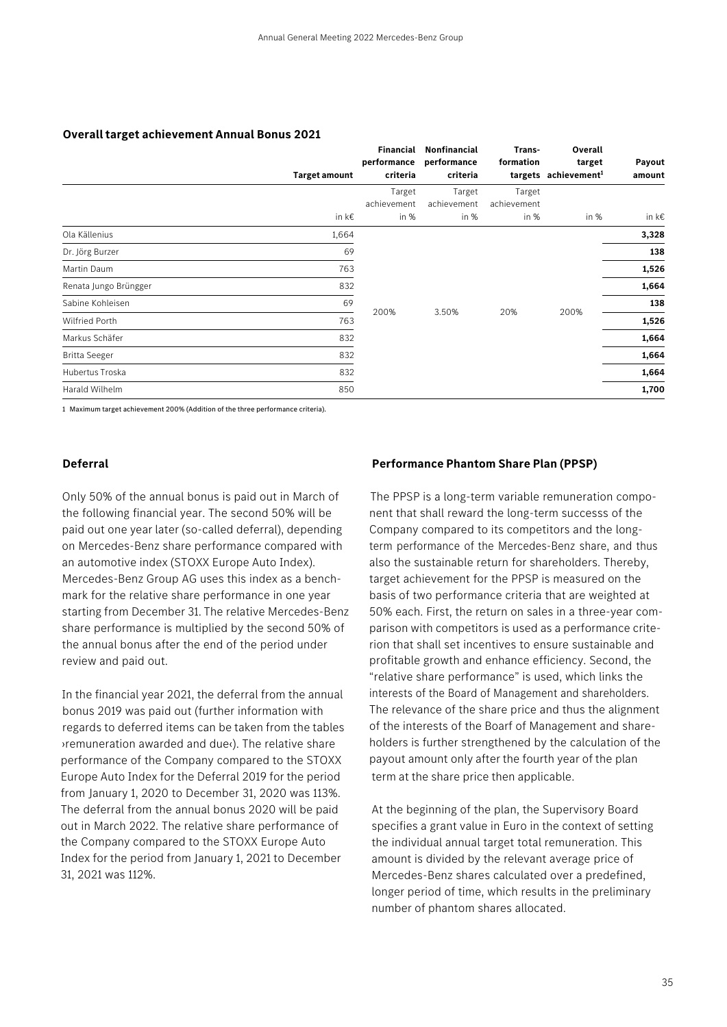**Overall target achievement Annual Bonus 2021**

| | Target amount | Financial performance criteria | Nonfinancial performance criteria | Transformation targets | Overall target achievement[1] | Payout amount |
|---|---|---|---|---|---|---|
| | | Target achievement | Target achievement | Target achievement | | |
| | in k€ | in % | in % | in % | in % | in k€ |
| Ola Källenius | 1,664 | 200% | 3.50% | 20% | 200% | **3,328** |
| Dr. Jörg Burzer | 69 | | | | | **138** |
| Martin Daum | 763 | | | | | **1,526** |
| Renata Jungo Brüngger | 832 | | | | | **1,664** |
| Sabine Kohleisen | 69 | | | | | **138** |
| Wilfried Porth | 763 | | | | | **1,526** |
| Markus Schäfer | 832 | | | | | **1,664** |
| Britta Seeger | 832 | | | | | **1,664** |
| Hubertus Troska | 832 | | | | | **1,664** |
| Harald Wilhelm | 850 | | | | | **1,700** |

1 Maximum target achievement 200% (Addition of the three performance criteria).

**Deferral**

Only 50% of the annual bonus is paid out in March of the following financial year. The second 50% will be paid out one year later (so-called deferral), depending on Mercedes-Benz share performance compared with an automotive index (STOXX Europe Auto Index). Mercedes-Benz Group AG uses this index as a benchmark for the relative share performance in one year starting from December 31. The relative Mercedes-Benz share performance is multiplied by the second 50% of the annual bonus after the end of the period under review and paid out.

In the financial year 2021, the deferral from the annual bonus 2019 was paid out (further information with regards to deferred items can be taken from the tables ›remuneration awarded and due‹). The relative share performance of the Company compared to the STOXX Europe Auto Index for the Deferral 2019 for the period from January 1, 2020 to December 31, 2020 was 113%. The deferral from the annual bonus 2020 will be paid out in March 2022. The relative share performance of the Company compared to the STOXX Europe Auto Index for the period from January 1, 2021 to December 31, 2021 was 112%.

**Performance Phantom Share Plan (PPSP)**

The PPSP is a long-term variable remuneration component that shall reward the long-term successs of the Company compared to its competitors and the long-term performance of the Mercedes-Benz share, and thus also the sustainable return for shareholders. Thereby, target achievement for the PPSP is measured on the basis of two performance criteria that are weighted at 50% each. First, the return on sales in a three-year comparison with competitors is used as a performance criterion that shall set incentives to ensure sustainable and profitable growth and enhance efficiency. Second, the "relative share performance" is used, which links the interests of the Board of Management and shareholders. The relevance of the share price and thus the alignment of the interests of the Boarf of Management and shareholders is further strengthened by the calculation of the payout amount only after the fourth year of the plan term at the share price then applicable.

At the beginning of the plan, the Supervisory Board specifies a grant value in Euro in the context of setting the individual annual target total remuneration. This amount is divided by the relevant average price of Mercedes-Benz shares calculated over a predefined, longer period of time, which results in the preliminary number of phantom shares allocated.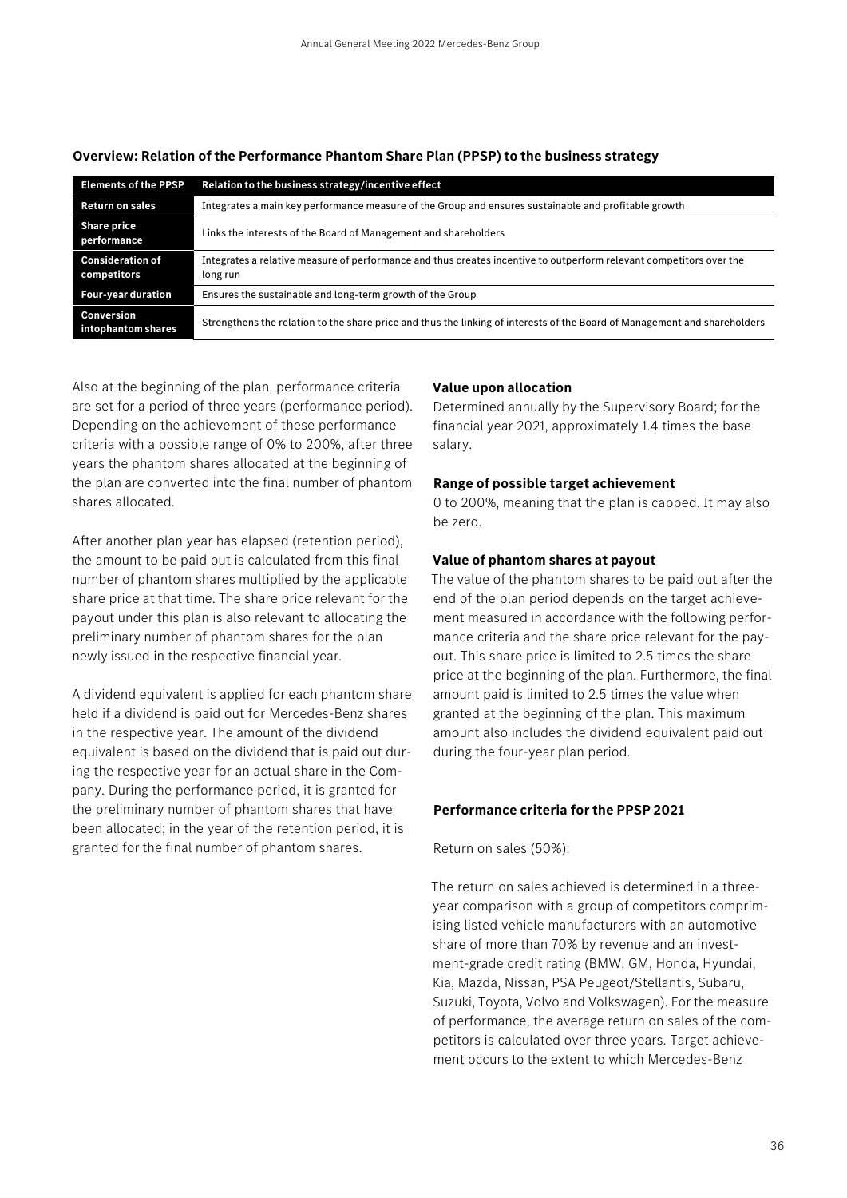**Overview: Relation of the Performance Phantom Share Plan (PPSP) to the business strategy**

| Elements of the PPSP | Relation to the business strategy/incentive effect |
| --- | --- |
| Return on sales | Integrates a main key performance measure of the Group and ensures sustainable and profitable growth |
| Share price performance | Links the interests of the Board of Management and shareholders |
| Consideration of competitors | Integrates a relative measure of performance and thus creates incentive to outperform relevant competitors over the long run |
| Four-year duration | Ensures the sustainable and long-term growth of the Group |
| Conversion intophantom shares | Strengthens the relation to the share price and thus the linking of interests of the Board of Management and shareholders |

Also at the beginning of the plan, performance criteria are set for a period of three years (performance period). Depending on the achievement of these performance criteria with a possible range of 0% to 200%, after three years the phantom shares allocated at the beginning of the plan are converted into the final number of phantom shares allocated.

After another plan year has elapsed (retention period), the amount to be paid out is calculated from this final number of phantom shares multiplied by the applicable share price at that time. The share price relevant for the payout under this plan is also relevant to allocating the preliminary number of phantom shares for the plan newly issued in the respective financial year.

A dividend equivalent is applied for each phantom share held if a dividend is paid out for Mercedes-Benz shares in the respective year. The amount of the dividend equivalent is based on the dividend that is paid out during the respective year for an actual share in the Company. During the performance period, it is granted for the preliminary number of phantom shares that have been allocated; in the year of the retention period, it is granted for the final number of phantom shares.

**Value upon allocation**

Determined annually by the Supervisory Board; for the financial year 2021, approximately 1.4 times the base salary.

**Range of possible target achievement**

0 to 200%, meaning that the plan is capped. It may also be zero.

**Value of phantom shares at payout**

The value of the phantom shares to be paid out after the end of the plan period depends on the target achievement measured in accordance with the following performance criteria and the share price relevant for the payout. This share price is limited to 2.5 times the share price at the beginning of the plan. Furthermore, the final amount paid is limited to 2.5 times the value when granted at the beginning of the plan. This maximum amount also includes the dividend equivalent paid out during the four-year plan period.

**Performance criteria for the PPSP 2021**

Return on sales (50%):

The return on sales achieved is determined in a three-year comparison with a group of competitors comprimising listed vehicle manufacturers with an automotive share of more than 70% by revenue and an investment-grade credit rating (BMW, GM, Honda, Hyundai, Kia, Mazda, Nissan, PSA Peugeot/Stellantis, Subaru, Suzuki, Toyota, Volvo and Volkswagen). For the measure of performance, the average return on sales of the competitors is calculated over three years. Target achievement occurs to the extent to which Mercedes-Benz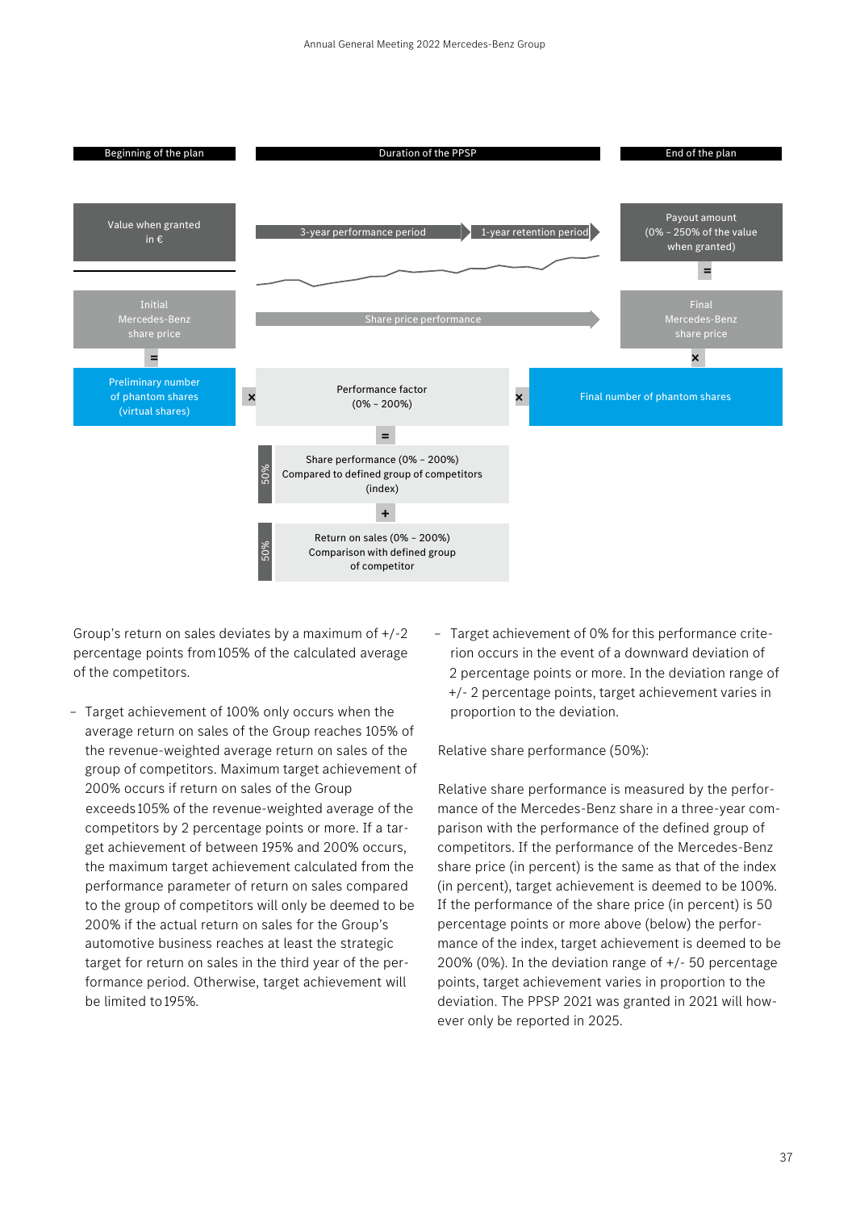Beginning of the plan | Duration of the PPSP | End of the plan

Value when granted in €

3-year performance period → 1-year retention period

Payout amount (0% – 250% of the value when granted)

=

Initial Mercedes-Benz share price

Share price performance

Final Mercedes-Benz share price

=

×

Preliminary number of phantom shares (virtual shares) × Performance factor (0% – 200%) × Final number of phantom shares

=

50% Share performance (0% – 200%) Compared to defined group of competitors (index)

+

50% Return on sales (0% – 200%) Comparison with defined group of competitor

Group's return on sales deviates by a maximum of +/-2 percentage points from 105% of the calculated average of the competitors.

- Target achievement of 100% only occurs when the average return on sales of the Group reaches 105% of the revenue-weighted average return on sales of the group of competitors. Maximum target achievement of 200% occurs if return on sales of the Group exceeds 105% of the revenue-weighted average of the competitors by 2 percentage points or more. If a target achievement of between 195% and 200% occurs, the maximum target achievement calculated from the performance parameter of return on sales compared to the group of competitors will only be deemed to be 200% if the actual return on sales for the Group's automotive business reaches at least the strategic target for return on sales in the third year of the performance period. Otherwise, target achievement will be limited to 195%.
- Target achievement of 0% for this performance criterion occurs in the event of a downward deviation of 2 percentage points or more. In the deviation range of +/- 2 percentage points, target achievement varies in proportion to the deviation.

Relative share performance (50%):

Relative share performance is measured by the performance of the Mercedes-Benz share in a three-year comparison with the performance of the defined group of competitors. If the performance of the Mercedes-Benz share price (in percent) is the same as that of the index (in percent), target achievement is deemed to be 100%. If the performance of the share price (in percent) is 50 percentage points or more above (below) the performance of the index, target achievement is deemed to be 200% (0%). In the deviation range of +/- 50 percentage points, target achievement varies in proportion to the deviation. The PPSP 2021 was granted in 2021 will however only be reported in 2025.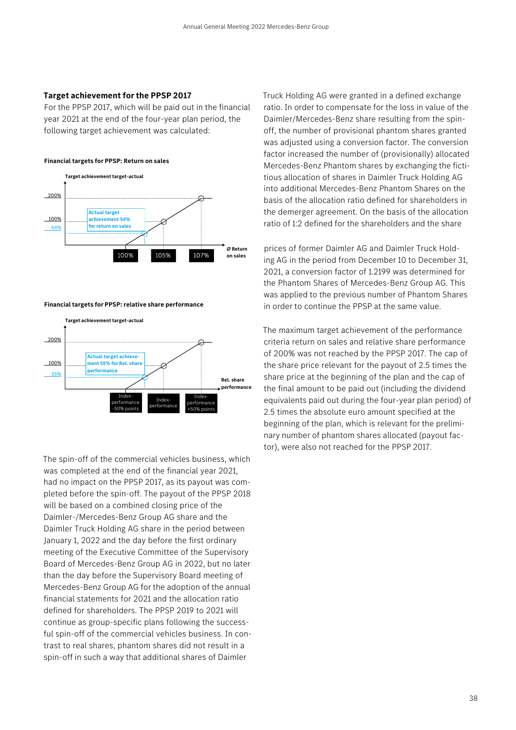### Target achievement for the PPSP 2017

For the PPSP 2017, which will be paid out in the financial year 2021 at the end of the four-year plan period, the following target achievement was calculated:

**Financial targets for PPSP: Return on sales**

Target achievement target-actual

200%
100%
54%

Actual target achievement 54% for return on sales

100% | 105% | 107% — Ø Return on sales

**Financial targets for PPSP: relative share performance**

Target achievement target-actual

200%
100%
55%

Actual target achievement 55% for Rel. share performance

Index-performance -50% points | Index-performance | Index-performance +50% points — Rel. share performance

The spin-off of the commercial vehicles business, which was completed at the end of the financial year 2021, had no impact on the PPSP 2017, as its payout was completed before the spin-off. The payout of the PPSP 2018 will be based on a combined closing price of the Daimler-/Mercedes-Benz Group AG share and the Daimler Truck Holding AG share in the period between January 1, 2022 and the day before the first ordinary meeting of the Executive Committee of the Supervisory Board of Mercedes-Benz Group AG in 2022, but no later than the day before the Supervisory Board meeting of Mercedes-Benz Group AG for the adoption of the annual financial statements for 2021 and the allocation ratio defined for shareholders. The PPSP 2019 to 2021 will continue as group-specific plans following the successful spin-off of the commercial vehicles business. In contrast to real shares, phantom shares did not result in a spin-off in such a way that additional shares of Daimler Truck Holding AG were granted in a defined exchange ratio. In order to compensate for the loss in value of the Daimler/Mercedes-Benz share resulting from the spin-off, the number of provisional phantom shares granted was adjusted using a conversion factor. The conversion factor increased the number of (provisionally) allocated Mercedes-Benz Phantom shares by exchanging the fictitious allocation of shares in Daimler Truck Holding AG into additional Mercedes-Benz Phantom Shares on the basis of the allocation ratio defined for shareholders in the demerger agreement. On the basis of the allocation ratio of 1:2 defined for the shareholders and the share prices of former Daimler AG and Daimler Truck Holding AG in the period from December 10 to December 31, 2021, a conversion factor of 1.2199 was determined for the Phantom Shares of Mercedes-Benz Group AG. This was applied to the previous number of Phantom Shares in order to continue the PPSP at the same value.

The maximum target achievement of the performance criteria return on sales and relative share performance of 200% was not reached by the PPSP 2017. The cap of the share price relevant for the payout of 2.5 times the share price at the beginning of the plan and the cap of the final amount to be paid out (including the dividend equivalents paid out during the four-year plan period) of 2.5 times the absolute euro amount specified at the beginning of the plan, which is relevant for the preliminary number of phantom shares allocated (payout factor), were also not reached for the PPSP 2017.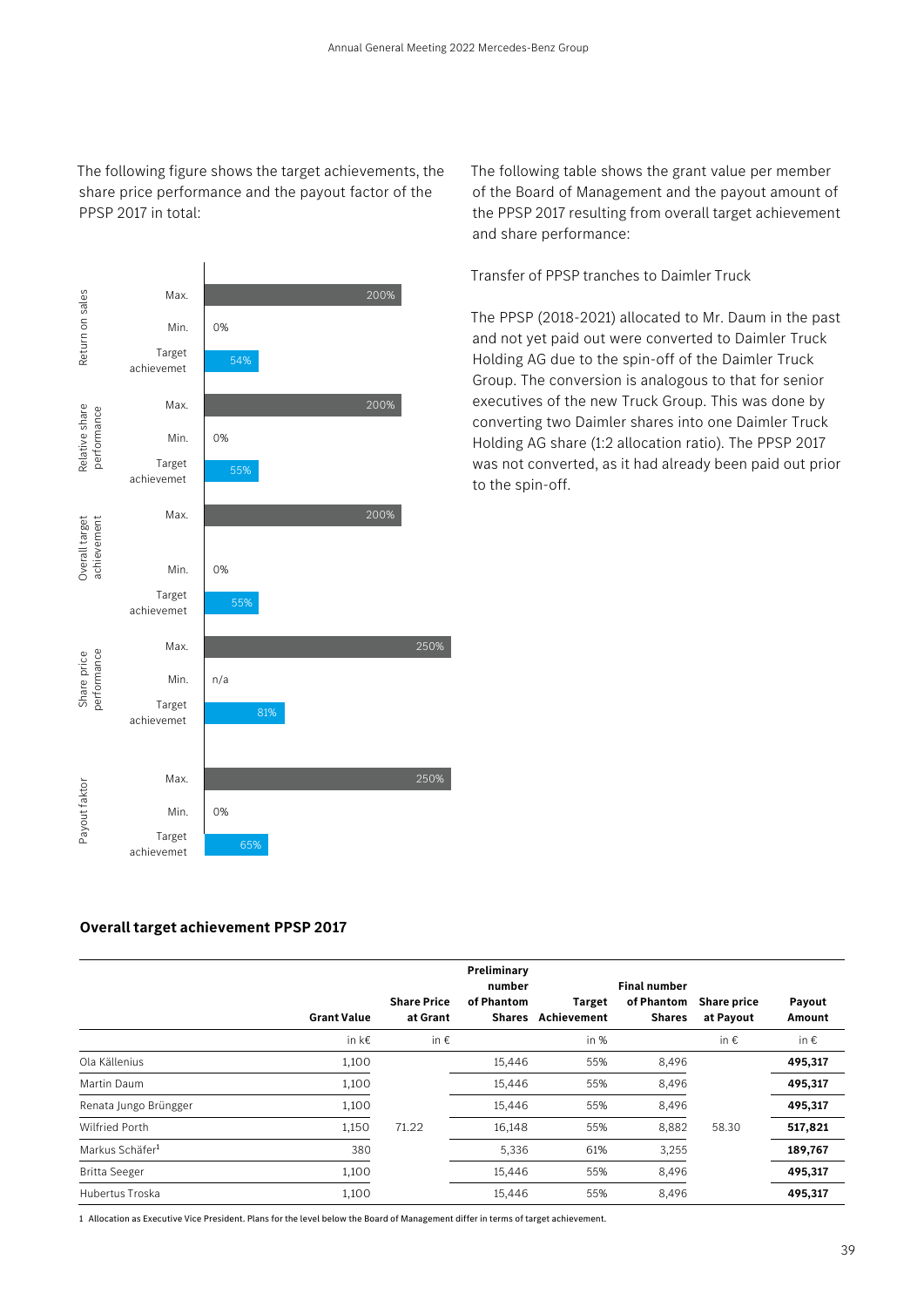The following figure shows the target achievements, the share price performance and the payout factor of the PPSP 2017 in total:

| | | |
|---|---|---|
| Return on sales | Max. | 200% |
| | Min. | 0% |
| | Target achievemet | 54% |
| Relative share performance | Max. | 200% |
| | Min. | 0% |
| | Target achievemet | 55% |
| Overall target achievement | Max. | 200% |
| | Min. | 0% |
| | Target achievemet | 55% |
| Share price performance | Max. | 250% |
| | Min. | n/a |
| | Target achievemet | 81% |
| Payout faktor | Max. | 250% |
| | Min. | 0% |
| | Target achievemet | 65% |

The following table shows the grant value per member of the Board of Management and the payout amount of the PPSP 2017 resulting from overall target achievement and share performance:

Transfer of PPSP tranches to Daimler Truck

The PPSP (2018-2021) allocated to Mr. Daum in the past and not yet paid out were converted to Daimler Truck Holding AG due to the spin-off of the Daimler Truck Group. The conversion is analogous to that for senior executives of the new Truck Group. This was done by converting two Daimler shares into one Daimler Truck Holding AG share (1:2 allocation ratio). The PPSP 2017 was not converted, as it had already been paid out prior to the spin-off.

**Overall target achievement PPSP 2017**

| | Grant Value | Share Price at Grant | Preliminary number of Phantom Shares | Target Achievement | Final number of Phantom Shares | Share price at Payout | Payout Amount |
|---|---|---|---|---|---|---|---|
| | in k€ | in € | | in % | | in € | in € |
| Ola Källenius | 1,100 | 71.22 | 15,446 | 55% | 8,496 | 58.30 | **495,317** |
| Martin Daum | 1,100 | | 15,446 | 55% | 8,496 | | **495,317** |
| Renata Jungo Brüngger | 1,100 | | 15,446 | 55% | 8,496 | | **495,317** |
| Wilfried Porth | 1,150 | | 16,148 | 55% | 8,882 | | **517,821** |
| Markus Schäfer[1] | 380 | | 5,336 | 61% | 3,255 | | **189,767** |
| Britta Seeger | 1,100 | | 15,446 | 55% | 8,496 | | **495,317** |
| Hubertus Troska | 1,100 | | 15,446 | 55% | 8,496 | | **495,317** |

1 Allocation as Executive Vice President. Plans for the level below the Board of Management differ in terms of target achievement.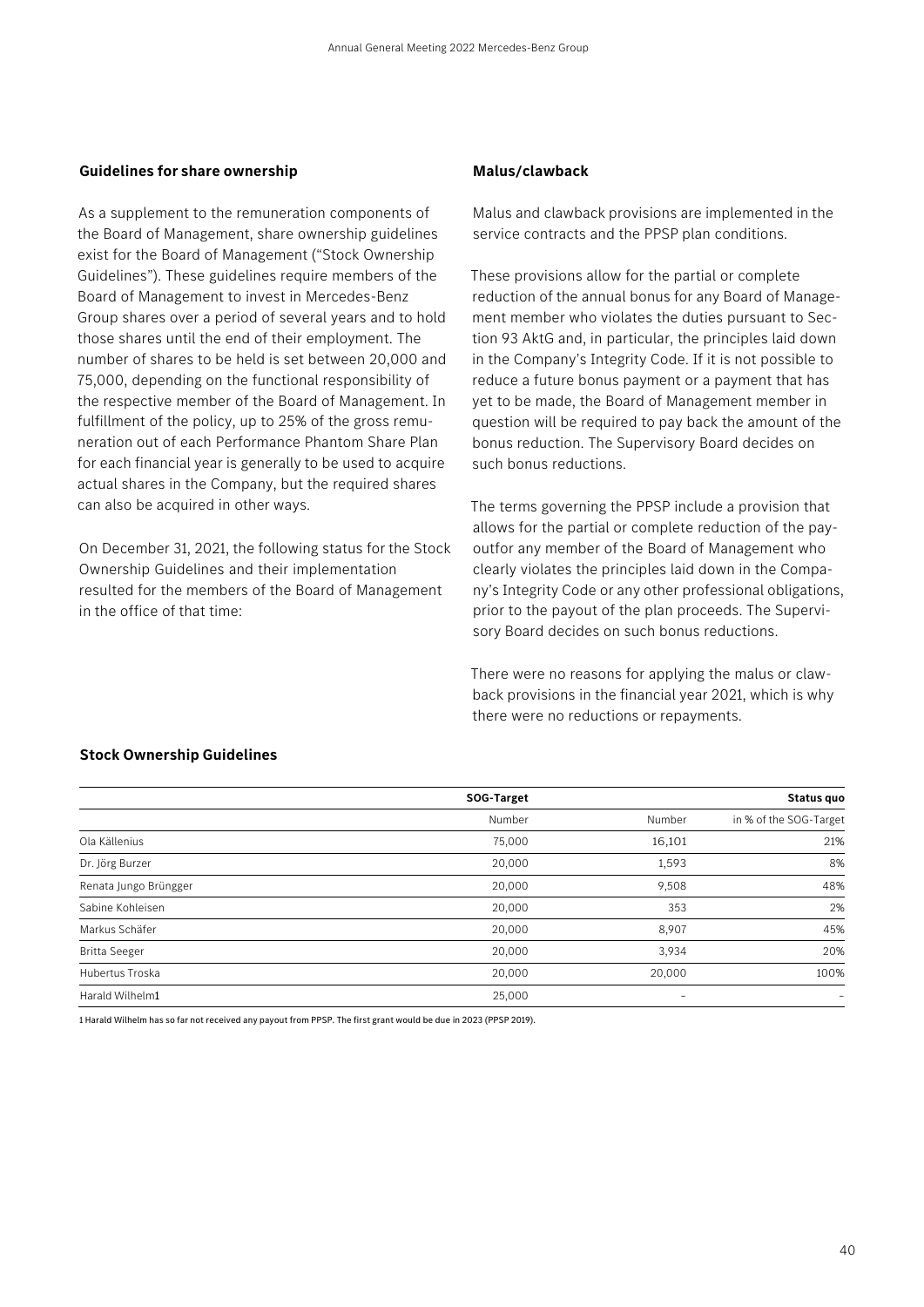### Guidelines for share ownership

As a supplement to the remuneration components of the Board of Management, share ownership guidelines exist for the Board of Management ("Stock Ownership Guidelines"). These guidelines require members of the Board of Management to invest in Mercedes-Benz Group shares over a period of several years and to hold those shares until the end of their employment. The number of shares to be held is set between 20,000 and 75,000, depending on the functional responsibility of the respective member of the Board of Management. In fulfillment of the policy, up to 25% of the gross remuneration out of each Performance Phantom Share Plan for each financial year is generally to be used to acquire actual shares in the Company, but the required shares can also be acquired in other ways.

On December 31, 2021, the following status for the Stock Ownership Guidelines and their implementation resulted for the members of the Board of Management in the office of that time:

### Malus/clawback

Malus and clawback provisions are implemented in the service contracts and the PPSP plan conditions.

These provisions allow for the partial or complete reduction of the annual bonus for any Board of Management member who violates the duties pursuant to Section 93 AktG and, in particular, the principles laid down in the Company's Integrity Code. If it is not possible to reduce a future bonus payment or a payment that has yet to be made, the Board of Management member in question will be required to pay back the amount of the bonus reduction. The Supervisory Board decides on such bonus reductions.

The terms governing the PPSP include a provision that allows for the partial or complete reduction of the payoutfor any member of the Board of Management who clearly violates the principles laid down in the Company's Integrity Code or any other professional obligations, prior to the payout of the plan proceeds. The Supervisory Board decides on such bonus reductions.

There were no reasons for applying the malus or clawback provisions in the financial year 2021, which is why there were no reductions or repayments.

### Stock Ownership Guidelines

| | SOG-Target | | Status quo |
|---|---|---|---|
| | Number | Number | in % of the SOG-Target |
| Ola Källenius | 75,000 | 16,101 | 21% |
| Dr. Jörg Burzer | 20,000 | 1,593 | 8% |
| Renata Jungo Brüngger | 20,000 | 9,508 | 48% |
| Sabine Kohleisen | 20,000 | 353 | 2% |
| Markus Schäfer | 20,000 | 8,907 | 45% |
| Britta Seeger | 20,000 | 3,934 | 20% |
| Hubertus Troska | 20,000 | 20,000 | 100% |
| Harald Wilhelm[1] | 25,000 | – | – |

1 Harald Wilhelm has so far not received any payout from PPSP. The first grant would be due in 2023 (PPSP 2019).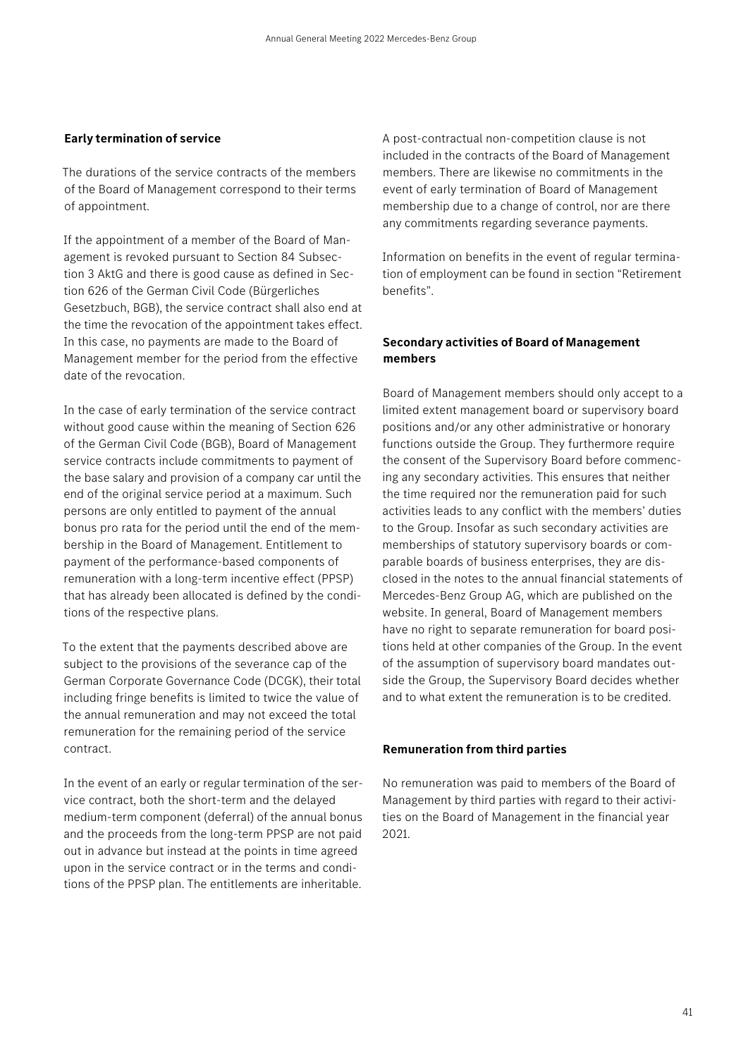## Early termination of service

The durations of the service contracts of the members of the Board of Management correspond to their terms of appointment.

If the appointment of a member of the Board of Management is revoked pursuant to Section 84 Subsection 3 AktG and there is good cause as defined in Section 626 of the German Civil Code (Bürgerliches Gesetzbuch, BGB), the service contract shall also end at the time the revocation of the appointment takes effect. In this case, no payments are made to the Board of Management member for the period from the effective date of the revocation.

In the case of early termination of the service contract without good cause within the meaning of Section 626 of the German Civil Code (BGB), Board of Management service contracts include commitments to payment of the base salary and provision of a company car until the end of the original service period at a maximum. Such persons are only entitled to payment of the annual bonus pro rata for the period until the end of the membership in the Board of Management. Entitlement to payment of the performance-based components of remuneration with a long-term incentive effect (PPSP) that has already been allocated is defined by the conditions of the respective plans.

To the extent that the payments described above are subject to the provisions of the severance cap of the German Corporate Governance Code (DCGK), their total including fringe benefits is limited to twice the value of the annual remuneration and may not exceed the total remuneration for the remaining period of the service contract.

In the event of an early or regular termination of the service contract, both the short-term and the delayed medium-term component (deferral) of the annual bonus and the proceeds from the long-term PPSP are not paid out in advance but instead at the points in time agreed upon in the service contract or in the terms and conditions of the PPSP plan. The entitlements are inheritable.

A post-contractual non-competition clause is not included in the contracts of the Board of Management members. There are likewise no commitments in the event of early termination of Board of Management membership due to a change of control, nor are there any commitments regarding severance payments.

Information on benefits in the event of regular termination of employment can be found in section "Retirement benefits".

## Secondary activities of Board of Management members

Board of Management members should only accept to a limited extent management board or supervisory board positions and/or any other administrative or honorary functions outside the Group. They furthermore require the consent of the Supervisory Board before commencing any secondary activities. This ensures that neither the time required nor the remuneration paid for such activities leads to any conflict with the members' duties to the Group. Insofar as such secondary activities are memberships of statutory supervisory boards or comparable boards of business enterprises, they are disclosed in the notes to the annual financial statements of Mercedes-Benz Group AG, which are published on the website. In general, Board of Management members have no right to separate remuneration for board positions held at other companies of the Group. In the event of the assumption of supervisory board mandates outside the Group, the Supervisory Board decides whether and to what extent the remuneration is to be credited.

## Remuneration from third parties

No remuneration was paid to members of the Board of Management by third parties with regard to their activities on the Board of Management in the financial year 2021.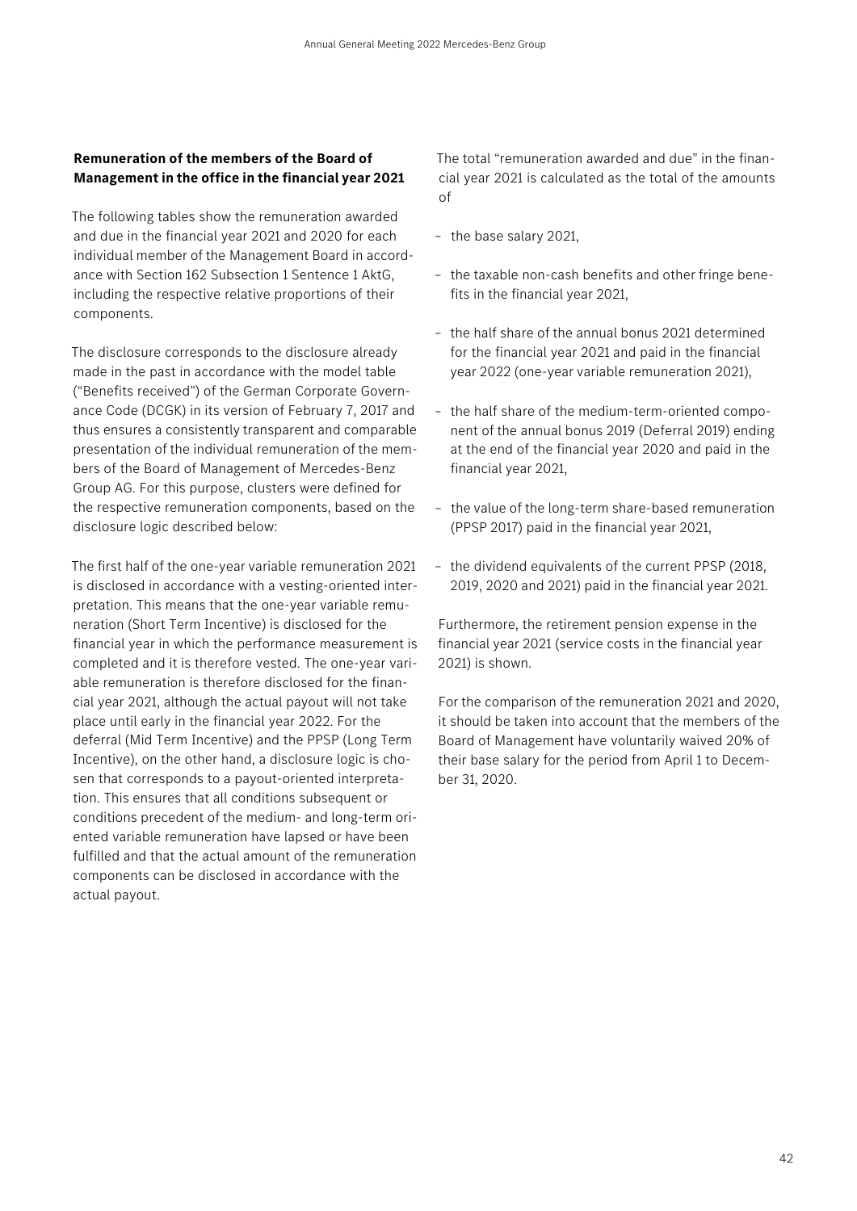**Remuneration of the members of the Board of Management in the office in the financial year 2021**

The following tables show the remuneration awarded and due in the financial year 2021 and 2020 for each individual member of the Management Board in accordance with Section 162 Subsection 1 Sentence 1 AktG, including the respective relative proportions of their components.

The disclosure corresponds to the disclosure already made in the past in accordance with the model table ("Benefits received") of the German Corporate Governance Code (DCGK) in its version of February 7, 2017 and thus ensures a consistently transparent and comparable presentation of the individual remuneration of the members of the Board of Management of Mercedes-Benz Group AG. For this purpose, clusters were defined for the respective remuneration components, based on the disclosure logic described below:

The first half of the one-year variable remuneration 2021 is disclosed in accordance with a vesting-oriented interpretation. This means that the one-year variable remuneration (Short Term Incentive) is disclosed for the financial year in which the performance measurement is completed and it is therefore vested. The one-year variable remuneration is therefore disclosed for the financial year 2021, although the actual payout will not take place until early in the financial year 2022. For the deferral (Mid Term Incentive) and the PPSP (Long Term Incentive), on the other hand, a disclosure logic is chosen that corresponds to a payout-oriented interpretation. This ensures that all conditions subsequent or conditions precedent of the medium- and long-term oriented variable remuneration have lapsed or have been fulfilled and that the actual amount of the remuneration components can be disclosed in accordance with the actual payout.

The total "remuneration awarded and due" in the financial year 2021 is calculated as the total of the amounts of

- the base salary 2021,
- the taxable non-cash benefits and other fringe benefits in the financial year 2021,
- the half share of the annual bonus 2021 determined for the financial year 2021 and paid in the financial year 2022 (one-year variable remuneration 2021),
- the half share of the medium-term-oriented component of the annual bonus 2019 (Deferral 2019) ending at the end of the financial year 2020 and paid in the financial year 2021,
- the value of the long-term share-based remuneration (PPSP 2017) paid in the financial year 2021,
- the dividend equivalents of the current PPSP (2018, 2019, 2020 and 2021) paid in the financial year 2021.

Furthermore, the retirement pension expense in the financial year 2021 (service costs in the financial year 2021) is shown.

For the comparison of the remuneration 2021 and 2020, it should be taken into account that the members of the Board of Management have voluntarily waived 20% of their base salary for the period from April 1 to December 31, 2020.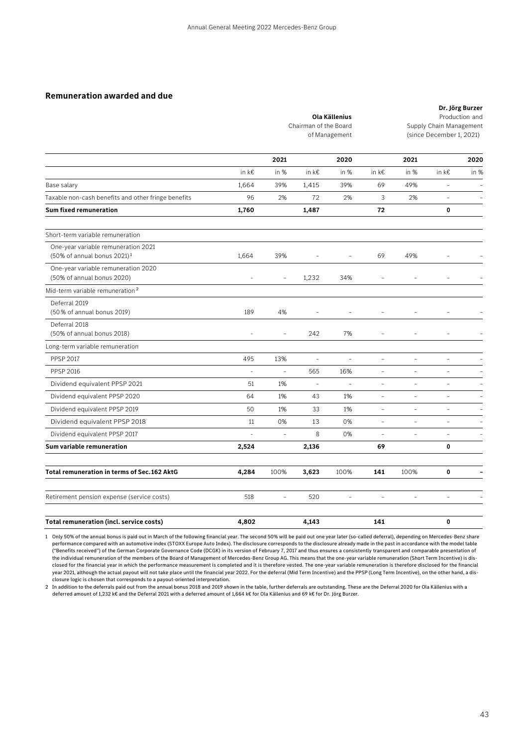## Remuneration awarded and due

| | Ola Källenius Chairman of the Board of Management | | | | Dr. Jörg Burzer Production and Supply Chain Management (since December 1, 2021) | | | |
|---|---|---|---|---|---|---|---|---|
| | 2021 | | 2020 | | 2021 | | 2020 | |
| | in k€ | in % | in k€ | in % | in k€ | in % | in k€ | in % |
| Base salary | 1,664 | 39% | 1,415 | 39% | 69 | 49% | – | – |
| Taxable non-cash benefits and other fringe benefits | 96 | 2% | 72 | 2% | 3 | 2% | – | – |
| **Sum fixed remuneration** | **1,760** | | **1,487** | | **72** | | **0** | |
| Short-term variable remuneration | | | | | | | | |
| One-year variable remuneration 2021 (50% of annual bonus 2021)[1] | 1,664 | 39% | – | – | 69 | 49% | – | – |
| One-year variable remuneration 2020 (50% of annual bonus 2020) | – | – | 1,232 | 34% | – | – | – | – |
| Mid-term variable remuneration[2] | | | | | | | | |
| Deferral 2019 (50 % of annual bonus 2019) | 189 | 4% | – | – | – | – | – | – |
| Deferral 2018 (50% of annual bonus 2018) | – | – | 242 | 7% | – | – | – | – |
| Long-term variable remuneration | | | | | | | | |
| PPSP 2017 | 495 | 13% | – | – | – | – | – | – |
| PPSP 2016 | – | – | 565 | 16% | – | – | – | – |
| Dividend equivalent PPSP 2021 | 51 | 1% | – | – | – | – | – | – |
| Dividend equivalent PPSP 2020 | 64 | 1% | 43 | 1% | – | – | – | – |
| Dividend equivalent PPSP 2019 | 50 | 1% | 33 | 1% | – | – | – | – |
| Dividend equivalent PPSP 2018 | 11 | 0% | 13 | 0% | – | – | – | – |
| Dividend equivalent PPSP 2017 | – | – | 8 | 0% | – | – | – | – |
| **Sum variable remuneration** | **2,524** | | **2,136** | | **69** | | **0** | |
| **Total remuneration in terms of Sec. 162 AktG** | **4,284** | 100% | **3,623** | 100% | **141** | 100% | **0** | **–** |
| Retirement pension expense (service costs) | 518 | – | 520 | – | – | – | – | – |
| **Total remuneration (incl. service costs)** | **4,802** | | **4,143** | | **141** | | **0** | |

1 Only 50% of the annual bonus is paid out in March of the following financial year. The second 50% will be paid out one year later (so-called deferral), depending on Mercedes-Benz share performance compared with an automotive index (STOXX Europe Auto Index). The disclosure corresponds to the disclosure already made in the past in accordance with the model table ("Benefits received") of the German Corporate Governance Code (DCGK) in its version of February 7, 2017 and thus ensures a consistently transparent and comparable presentation of the individual remuneration of the members of the Board of Management of Mercedes-Benz Group AG. This means that the one-year variable remuneration (Short Term Incentive) is disclosed for the financial year in which the performance measurement is completed and it is therefore vested. The one-year variable remuneration is therefore disclosed for the financial year 2021, although the actual payout will not take place until the financial year 2022. For the deferral (Mid Term Incentive) and the PPSP (Long Term Incentive), on the other hand, a disclosure logic is chosen that corresponds to a payout-oriented interpretation.

2 In addition to the deferrals paid out from the annual bonus 2018 and 2019 shown in the table, further deferrals are outstanding. These are the Deferral 2020 for Ola Källenius with a deferred amount of 1,232 k€ and the Deferral 2021 with a deferred amount of 1,664 k€ for Ola Källenius and 69 k€ for Dr. Jörg Burzer.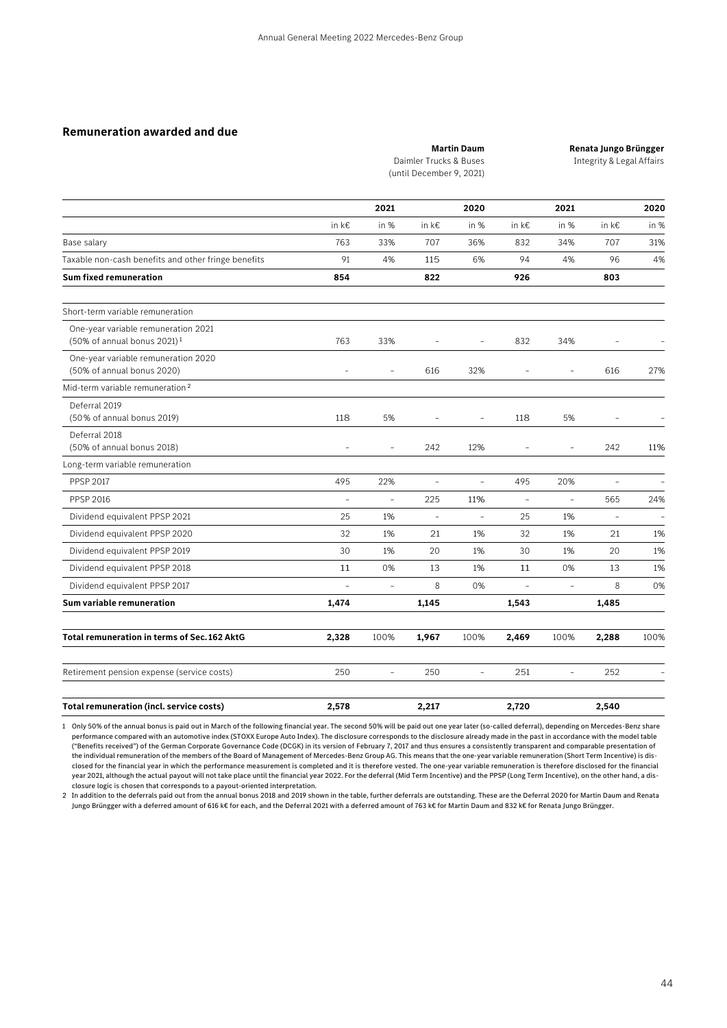## Remuneration awarded and due

| | **Martin Daum** Daimler Trucks & Buses (until December 9, 2021) | | | | **Renata Jungo Brüngger** Integrity & Legal Affairs | | | |
|---|---|---|---|---|---|---|---|---|
| | **2021** | | **2020** | | **2021** | | **2020** | |
| | in k€ | in % | in k€ | in % | in k€ | in % | in k€ | in % |
| Base salary | 763 | 33% | 707 | 36% | 832 | 34% | 707 | 31% |
| Taxable non-cash benefits and other fringe benefits | 91 | 4% | 115 | 6% | 94 | 4% | 96 | 4% |
| **Sum fixed remuneration** | **854** | | **822** | | **926** | | **803** | |
| Short-term variable remuneration | | | | | | | | |
| One-year variable remuneration 2021 (50% of annual bonus 2021)[1] | 763 | 33% | – | – | 832 | 34% | – | – |
| One-year variable remuneration 2020 (50% of annual bonus 2020) | – | – | 616 | 32% | – | – | 616 | 27% |
| Mid-term variable remuneration[2] | | | | | | | | |
| Deferral 2019 (50% of annual bonus 2019) | 118 | 5% | – | – | 118 | 5% | – | – |
| Deferral 2018 (50% of annual bonus 2018) | – | – | 242 | 12% | – | – | 242 | 11% |
| Long-term variable remuneration | | | | | | | | |
| PPSP 2017 | 495 | 22% | – | – | 495 | 20% | – | – |
| PPSP 2016 | – | – | 225 | 11% | – | – | 565 | 24% |
| Dividend equivalent PPSP 2021 | 25 | 1% | – | – | 25 | 1% | – | – |
| Dividend equivalent PPSP 2020 | 32 | 1% | 21 | 1% | 32 | 1% | 21 | 1% |
| Dividend equivalent PPSP 2019 | 30 | 1% | 20 | 1% | 30 | 1% | 20 | 1% |
| Dividend equivalent PPSP 2018 | 11 | 0% | 13 | 1% | 11 | 0% | 13 | 1% |
| Dividend equivalent PPSP 2017 | – | – | 8 | 0% | – | – | 8 | 0% |
| **Sum variable remuneration** | **1,474** | | **1,145** | | **1,543** | | **1,485** | |
| **Total remuneration in terms of Sec. 162 AktG** | **2,328** | 100% | **1,967** | 100% | **2,469** | 100% | **2,288** | 100% |
| Retirement pension expense (service costs) | 250 | – | 250 | – | 251 | – | 252 | – |
| **Total remuneration (incl. service costs)** | **2,578** | | **2,217** | | **2,720** | | **2,540** | |

1 Only 50% of the annual bonus is paid out in March of the following financial year. The second 50% will be paid out one year later (so-called deferral), depending on Mercedes-Benz share performance compared with an automotive index (STOXX Europe Auto Index). The disclosure corresponds to the disclosure already made in the past in accordance with the model table ("Benefits received") of the German Corporate Governance Code (DCGK) in its version of February 7, 2017 and thus ensures a consistently transparent and comparable presentation of the individual remuneration of the members of the Board of Management of Mercedes-Benz Group AG. This means that the one-year variable remuneration (Short Term Incentive) is disclosed for the financial year in which the performance measurement is completed and it is therefore vested. The one-year variable remuneration is therefore disclosed for the financial year 2021, although the actual payout will not take place until the financial year 2022. For the deferral (Mid Term Incentive) and the PPSP (Long Term Incentive), on the other hand, a disclosure logic is chosen that corresponds to a payout-oriented interpretation.

2 In addition to the deferrals paid out from the annual bonus 2018 and 2019 shown in the table, further deferrals are outstanding. These are the Deferral 2020 for Martin Daum and Renata Jungo Brüngger with a deferred amount of 616 k€ for each, and the Deferral 2021 with a deferred amount of 763 k€ for Martin Daum and 832 k€ for Renata Jungo Brüngger.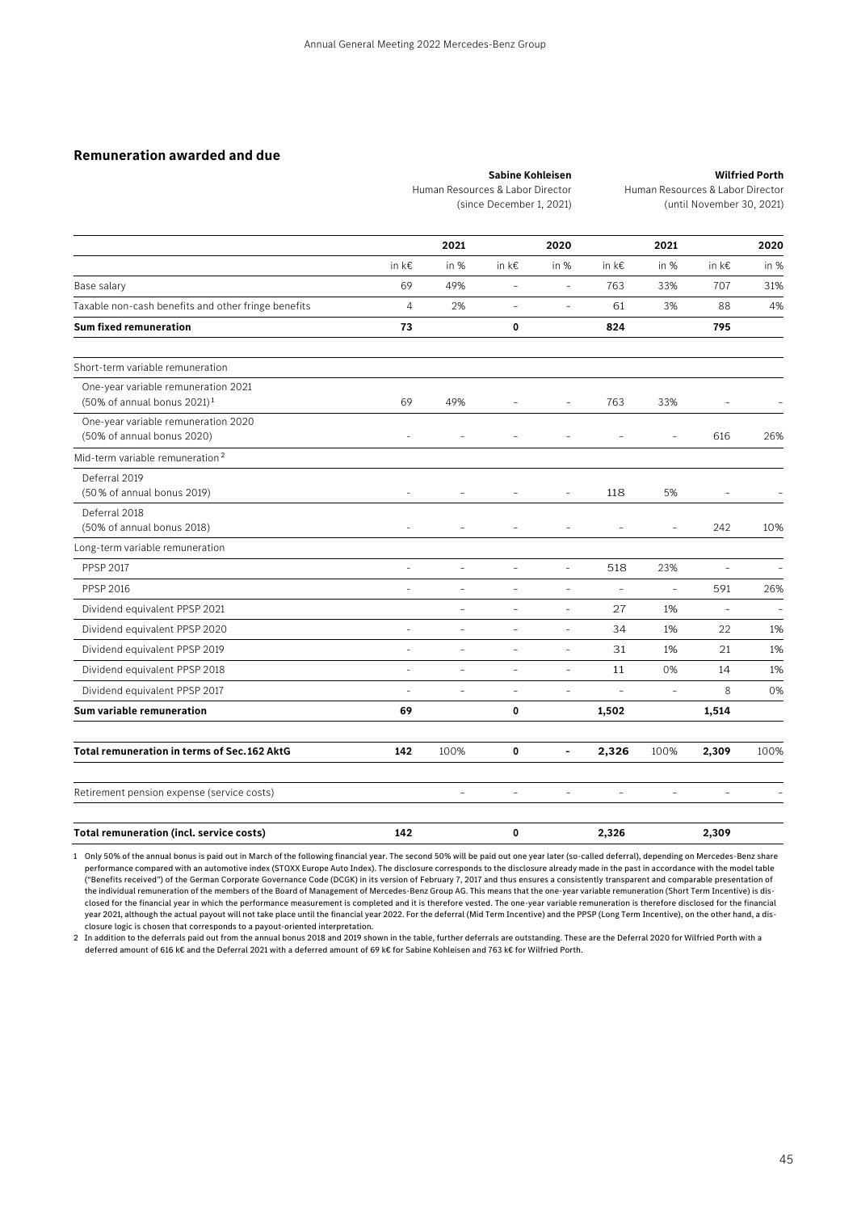## Remuneration awarded and due

| | Sabine Kohleisen Human Resources & Labor Director (since December 1, 2021) | | | | Wilfried Porth Human Resources & Labor Director (until November 30, 2021) | | | |
|---|---|---|---|---|---|---|---|---|
| | 2021 | | 2020 | | 2021 | | 2020 | |
| | in k€ | in % | in k€ | in % | in k€ | in % | in k€ | in % |
| Base salary | 69 | 49% | – | – | 763 | 33% | 707 | 31% |
| Taxable non-cash benefits and other fringe benefits | 4 | 2% | – | – | 61 | 3% | 88 | 4% |
| **Sum fixed remuneration** | **73** | | **0** | | **824** | | **795** | |
| Short-term variable remuneration | | | | | | | | |
| One-year variable remuneration 2021 (50% of annual bonus 2021)[1] | 69 | 49% | – | – | 763 | 33% | – | – |
| One-year variable remuneration 2020 (50% of annual bonus 2020) | – | – | – | – | – | – | 616 | 26% |
| Mid-term variable remuneration[2] | | | | | | | | |
| Deferral 2019 (50 % of annual bonus 2019) | – | – | – | – | 118 | 5% | – | – |
| Deferral 2018 (50% of annual bonus 2018) | – | – | – | – | – | – | 242 | 10% |
| Long-term variable remuneration | | | | | | | | |
| PPSP 2017 | – | – | – | – | 518 | 23% | – | – |
| PPSP 2016 | – | – | – | – | – | – | 591 | 26% |
| Dividend equivalent PPSP 2021 | | – | – | – | 27 | 1% | – | – |
| Dividend equivalent PPSP 2020 | – | – | – | – | 34 | 1% | 22 | 1% |
| Dividend equivalent PPSP 2019 | – | – | – | – | 31 | 1% | 21 | 1% |
| Dividend equivalent PPSP 2018 | – | – | – | – | 11 | 0% | 14 | 1% |
| Dividend equivalent PPSP 2017 | – | – | – | – | – | – | 8 | 0% |
| **Sum variable remuneration** | **69** | | **0** | | **1,502** | | **1,514** | |
| **Total remuneration in terms of Sec. 162 AktG** | **142** | 100% | **0** | **-** | **2,326** | 100% | **2,309** | 100% |
| Retirement pension expense (service costs) | | – | – | – | – | – | – | – |
| **Total remuneration (incl. service costs)** | **142** | | **0** | | **2,326** | | **2,309** | |

1 Only 50% of the annual bonus is paid out in March of the following financial year. The second 50% will be paid out one year later (so-called deferral), depending on Mercedes-Benz share performance compared with an automotive index (STOXX Europe Auto Index). The disclosure corresponds to the disclosure already made in the past in accordance with the model table ("Benefits received") of the German Corporate Governance Code (DCGK) in its version of February 7, 2017 and thus ensures a consistently transparent and comparable presentation of the individual remuneration of the members of the Board of Management of Mercedes-Benz Group AG. This means that the one-year variable remuneration (Short Term Incentive) is disclosed for the financial year in which the performance measurement is completed and it is therefore vested. The one-year variable remuneration is therefore disclosed for the financial year 2021, although the actual payout will not take place until the financial year 2022. For the deferral (Mid Term Incentive) and the PPSP (Long Term Incentive), on the other hand, a disclosure logic is chosen that corresponds to a payout-oriented interpretation.

2 In addition to the deferrals paid out from the annual bonus 2018 and 2019 shown in the table, further deferrals are outstanding. These are the Deferral 2020 for Wilfried Porth with a deferred amount of 616 k€ and the Deferral 2021 with a deferred amount of 69 k€ for Sabine Kohleisen and 763 k€ for Wilfried Porth.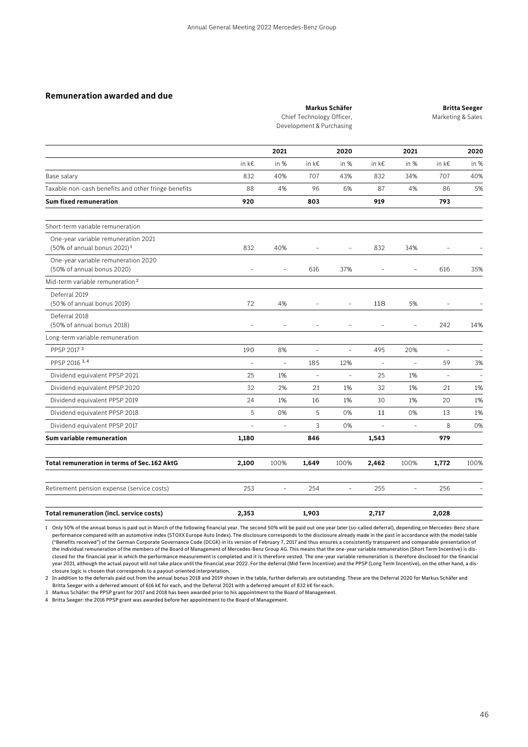## Remuneration awarded and due

| | **Markus Schäfer** Chief Technology Officer, Development & Purchasing | | | | **Britta Seeger** Marketing & Sales | | | |
|---|---|---|---|---|---|---|---|---|
| | **2021** | | **2020** | | **2021** | | **2020** | |
| | in k€ | in % | in k€ | in % | in k€ | in % | in k€ | in % |
| Base salary | 832 | 40% | 707 | 43% | 832 | 34% | 707 | 40% |
| Taxable non-cash benefits and other fringe benefits | 88 | 4% | 96 | 6% | 87 | 4% | 86 | 5% |
| **Sum fixed remuneration** | **920** | | **803** | | **919** | | **793** | |
| Short-term variable remuneration | | | | | | | | |
| One-year variable remuneration 2021 (50% of annual bonus 2021)[1] | 832 | 40% | – | – | 832 | 34% | – | – |
| One-year variable remuneration 2020 (50% of annual bonus 2020) | – | – | 616 | 37% | – | – | 616 | 35% |
| Mid-term variable remuneration[2] | | | | | | | | |
| Deferral 2019 (50% of annual bonus 2019) | 72 | 4% | – | – | 118 | 5% | – | – |
| Deferral 2018 (50% of annual bonus 2018) | – | – | – | – | – | – | 242 | 14% |
| Long-term variable remuneration | | | | | | | | |
| PPSP 2017[3] | 190 | 8% | – | – | 495 | 20% | – | – |
| PPSP 2016[3,4] | – | – | 185 | 12% | – | – | 59 | 3% |
| Dividend equivalent PPSP 2021 | 25 | 1% | – | – | 25 | 1% | – | – |
| Dividend equivalent PPSP 2020 | 32 | 2% | 21 | 1% | 32 | 1% | 21 | 1% |
| Dividend equivalent PPSP 2019 | 24 | 1% | 16 | 1% | 30 | 1% | 20 | 1% |
| Dividend equivalent PPSP 2018 | 5 | 0% | 5 | 0% | 11 | 0% | 13 | 1% |
| Dividend equivalent PPSP 2017 | – | – | 3 | 0% | – | – | 8 | 0% |
| **Sum variable remuneration** | **1,180** | | **846** | | **1,543** | | **979** | |
| **Total remuneration in terms of Sec. 162 AktG** | **2,100** | 100% | **1,649** | 100% | **2,462** | 100% | **1,772** | 100% |
| Retirement pension expense (service costs) | 253 | – | 254 | – | 255 | – | 256 | – |
| **Total remuneration (incl. service costs)** | **2,353** | | **1,903** | | **2,717** | | **2,028** | |

1 Only 50% of the annual bonus is paid out in March of the following financial year. The second 50% will be paid out one year later (so-called deferral), depending on Mercedes-Benz share performance compared with an automotive index (STOXX Europe Auto Index). The disclosure corresponds to the disclosure already made in the past in accordance with the model table ("Benefits received") of the German Corporate Governance Code (DCGK) in its version of February 7, 2017 and thus ensures a consistently transparent and comparable presentation of the individual remuneration of the members of the Board of Management of Mercedes-Benz Group AG. This means that the one-year variable remuneration (Short Term Incentive) is disclosed for the financial year in which the performance measurement is completed and it is therefore vested. The one-year variable remuneration is therefore disclosed for the financial year 2021, although the actual payout will not take place until the financial year 2022. For the deferral (Mid Term Incentive) and the PPSP (Long Term Incentive), on the other hand, a disclosure logic is chosen that corresponds to a payout-oriented interpretation.

2 In addition to the deferrals paid out from the annual bonus 2018 and 2019 shown in the table, further deferrals are outstanding. These are the Deferral 2020 for Markus Schäfer and Britta Seeger with a deferred amount of 616 k€ for each, and the Deferral 2021 with a deferred amount of 832 k€ for each.

3 Markus Schäfer: the PPSP grant for 2017 and 2018 has been awarded prior to his appointment to the Board of Management.

4 Britta Seeger: the 2016 PPSP grant was awarded before her appointment to the Board of Management.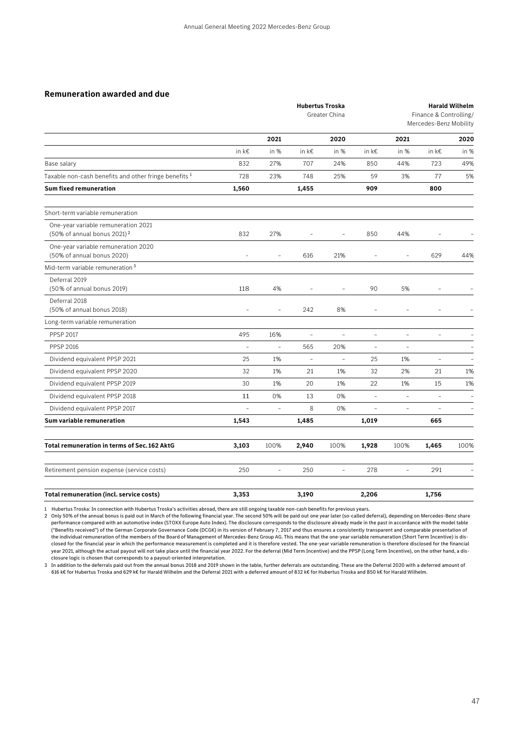## Remuneration awarded and due

| | Hubertus Troska Greater China | | | | Harald Wilhelm Finance & Controlling/ Mercedes-Benz Mobility | | | |
|---|---|---|---|---|---|---|---|---|
| | 2021 | | 2020 | | 2021 | | 2020 | |
| | in k€ | in % | in k€ | in % | in k€ | in % | in k€ | in % |
| Base salary | 832 | 27% | 707 | 24% | 850 | 44% | 723 | 49% |
| Taxable non-cash benefits and other fringe benefits [1] | 728 | 23% | 748 | 25% | 59 | 3% | 77 | 5% |
| **Sum fixed remuneration** | **1,560** | | **1,455** | | **909** | | **800** | |
| Short-term variable remuneration | | | | | | | | |
| One-year variable remuneration 2021 (50% of annual bonus 2021) [2] | 832 | 27% | – | – | 850 | 44% | – | – |
| One-year variable remuneration 2020 (50% of annual bonus 2020) | – | – | 616 | 21% | – | – | 629 | 44% |
| Mid-term variable remuneration [3] | | | | | | | | |
| Deferral 2019 (50% of annual bonus 2019) | 118 | 4% | – | – | 90 | 5% | – | – |
| Deferral 2018 (50% of annual bonus 2018) | – | – | 242 | 8% | – | – | – | – |
| Long-term variable remuneration | | | | | | | | |
| PPSP 2017 | 495 | 16% | – | – | – | – | – | – |
| PPSP 2016 | – | – | 565 | 20% | – | – | | – |
| Dividend equivalent PPSP 2021 | 25 | 1% | – | – | 25 | 1% | – | – |
| Dividend equivalent PPSP 2020 | 32 | 1% | 21 | 1% | 32 | 2% | 21 | 1% |
| Dividend equivalent PPSP 2019 | 30 | 1% | 20 | 1% | 22 | 1% | 15 | 1% |
| Dividend equivalent PPSP 2018 | 11 | 0% | 13 | 0% | – | – | – | – |
| Dividend equivalent PPSP 2017 | – | – | 8 | 0% | – | – | – | – |
| **Sum variable remuneration** | **1,543** | | **1,485** | | **1,019** | | **665** | |
| **Total remuneration in terms of Sec. 162 AktG** | **3,103** | 100% | **2,940** | 100% | **1,928** | 100% | **1,465** | 100% |
| Retirement pension expense (service costs) | 250 | – | 250 | – | 278 | – | 291 | – |
| **Total remuneration (incl. service costs)** | **3,353** | | **3,190** | | **2,206** | | **1,756** | |

1 Hubertus Troska: In connection with Hubertus Troska's activities abroad, there are still ongoing taxable non-cash benefits for previous years.

2 Only 50% of the annual bonus is paid out in March of the following financial year. The second 50% will be paid out one year later (so-called deferral), depending on Mercedes-Benz share performance compared with an automotive index (STOXX Europe Auto Index). The disclosure corresponds to the disclosure already made in the past in accordance with the model table ("Benefits received") of the German Corporate Governance Code (DCGK) in its version of February 7, 2017 and thus ensures a consistently transparent and comparable presentation of the individual remuneration of the members of the Board of Management of Mercedes-Benz Group AG. This means that the one-year variable remuneration (Short Term Incentive) is disclosed for the financial year in which the performance measurement is completed and it is therefore vested. The one-year variable remuneration is therefore disclosed for the financial year 2021, although the actual payout will not take place until the financial year 2022. For the deferral (Mid Term Incentive) and the PPSP (Long Term Incentive), on the other hand, a disclosure logic is chosen that corresponds to a payout-oriented interpretation.

3 In addition to the deferrals paid out from the annual bonus 2018 and 2019 shown in the table, further deferrals are outstanding. These are the Deferral 2020 with a deferred amount of 616 k€ for Hubertus Troska and 629 k€ for Harald Wilhelm and the Deferral 2021 with a deferred amount of 832 k€ for Hubertus Troska and 850 k€ for Harald Wilhelm.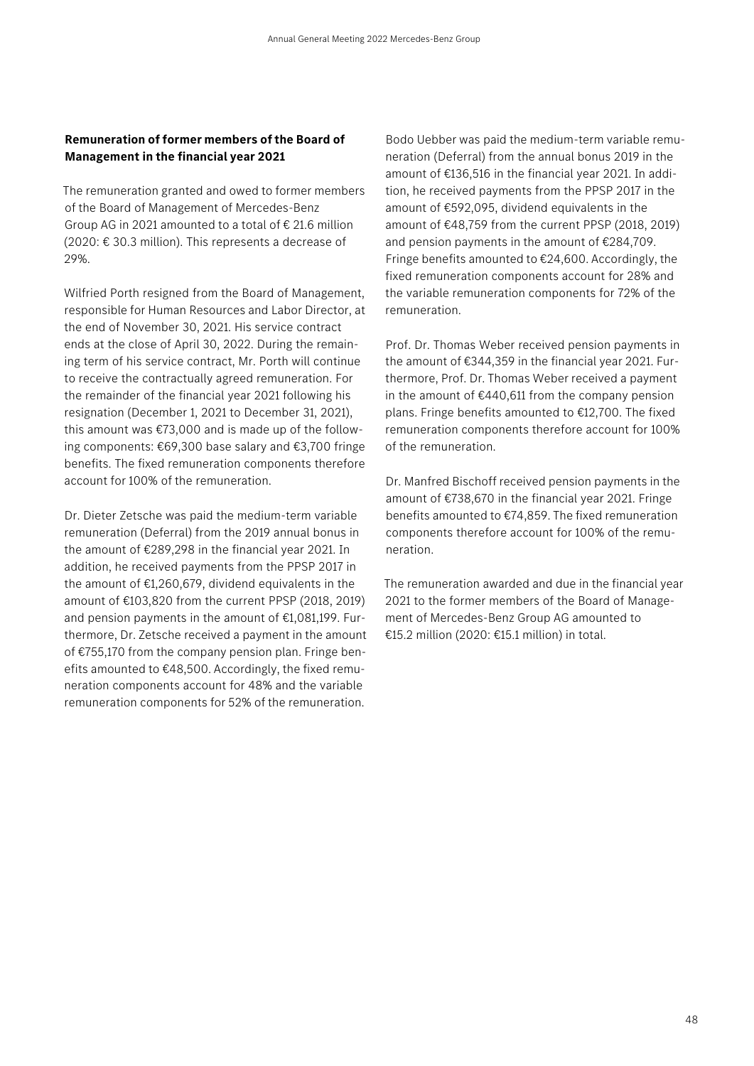**Remuneration of former members of the Board of Management in the financial year 2021**

The remuneration granted and owed to former members of the Board of Management of Mercedes-Benz Group AG in 2021 amounted to a total of € 21.6 million (2020: € 30.3 million). This represents a decrease of 29%.

Wilfried Porth resigned from the Board of Management, responsible for Human Resources and Labor Director, at the end of November 30, 2021. His service contract ends at the close of April 30, 2022. During the remaining term of his service contract, Mr. Porth will continue to receive the contractually agreed remuneration. For the remainder of the financial year 2021 following his resignation (December 1, 2021 to December 31, 2021), this amount was €73,000 and is made up of the following components: €69,300 base salary and €3,700 fringe benefits. The fixed remuneration components therefore account for 100% of the remuneration.

Dr. Dieter Zetsche was paid the medium-term variable remuneration (Deferral) from the 2019 annual bonus in the amount of €289,298 in the financial year 2021. In addition, he received payments from the PPSP 2017 in the amount of €1,260,679, dividend equivalents in the amount of €103,820 from the current PPSP (2018, 2019) and pension payments in the amount of €1,081,199. Furthermore, Dr. Zetsche received a payment in the amount of €755,170 from the company pension plan. Fringe benefits amounted to €48,500. Accordingly, the fixed remuneration components account for 48% and the variable remuneration components for 52% of the remuneration.

Bodo Uebber was paid the medium-term variable remuneration (Deferral) from the annual bonus 2019 in the amount of €136,516 in the financial year 2021. In addition, he received payments from the PPSP 2017 in the amount of €592,095, dividend equivalents in the amount of €48,759 from the current PPSP (2018, 2019) and pension payments in the amount of €284,709. Fringe benefits amounted to €24,600. Accordingly, the fixed remuneration components account for 28% and the variable remuneration components for 72% of the remuneration.

Prof. Dr. Thomas Weber received pension payments in the amount of €344,359 in the financial year 2021. Furthermore, Prof. Dr. Thomas Weber received a payment in the amount of €440,611 from the company pension plans. Fringe benefits amounted to €12,700. The fixed remuneration components therefore account for 100% of the remuneration.

Dr. Manfred Bischoff received pension payments in the amount of €738,670 in the financial year 2021. Fringe benefits amounted to €74,859. The fixed remuneration components therefore account for 100% of the remuneration.

The remuneration awarded and due in the financial year 2021 to the former members of the Board of Management of Mercedes-Benz Group AG amounted to €15.2 million (2020: €15.1 million) in total.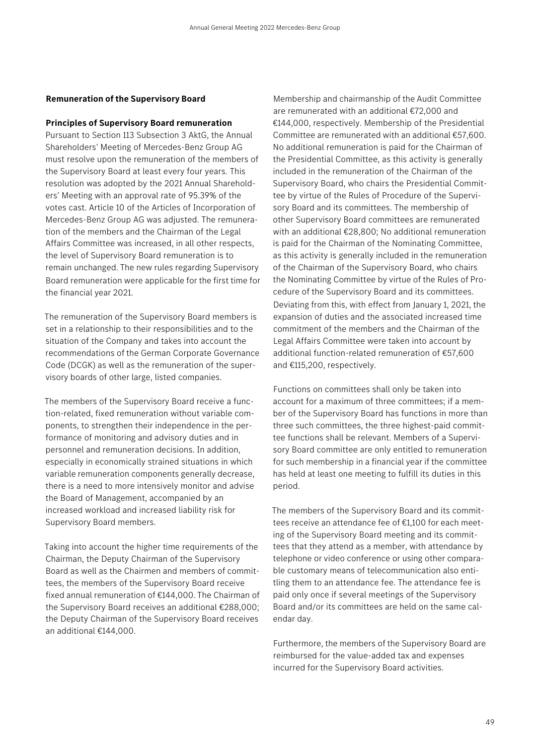### Remuneration of the Supervisory Board

#### Principles of Supervisory Board remuneration

Pursuant to Section 113 Subsection 3 AktG, the Annual Shareholders' Meeting of Mercedes-Benz Group AG must resolve upon the remuneration of the members of the Supervisory Board at least every four years. This resolution was adopted by the 2021 Annual Shareholders' Meeting with an approval rate of 95.39% of the votes cast. Article 10 of the Articles of Incorporation of Mercedes-Benz Group AG was adjusted. The remuneration of the members and the Chairman of the Legal Affairs Committee was increased, in all other respects, the level of Supervisory Board remuneration is to remain unchanged. The new rules regarding Supervisory Board remuneration were applicable for the first time for the financial year 2021.

The remuneration of the Supervisory Board members is set in a relationship to their responsibilities and to the situation of the Company and takes into account the recommendations of the German Corporate Governance Code (DCGK) as well as the remuneration of the supervisory boards of other large, listed companies.

The members of the Supervisory Board receive a function-related, fixed remuneration without variable components, to strengthen their independence in the performance of monitoring and advisory duties and in personnel and remuneration decisions. In addition, especially in economically strained situations in which variable remuneration components generally decrease, there is a need to more intensively monitor and advise the Board of Management, accompanied by an increased workload and increased liability risk for Supervisory Board members.

Taking into account the higher time requirements of the Chairman, the Deputy Chairman of the Supervisory Board as well as the Chairmen and members of committees, the members of the Supervisory Board receive fixed annual remuneration of €144,000. The Chairman of the Supervisory Board receives an additional €288,000; the Deputy Chairman of the Supervisory Board receives an additional €144,000.

Membership and chairmanship of the Audit Committee are remunerated with an additional €72,000 and €144,000, respectively. Membership of the Presidential Committee are remunerated with an additional €57,600. No additional remuneration is paid for the Chairman of the Presidential Committee, as this activity is generally included in the remuneration of the Chairman of the Supervisory Board, who chairs the Presidential Committee by virtue of the Rules of Procedure of the Supervisory Board and its committees. The membership of other Supervisory Board committees are remunerated with an additional €28,800; No additional remuneration is paid for the Chairman of the Nominating Committee, as this activity is generally included in the remuneration of the Chairman of the Supervisory Board, who chairs the Nominating Committee by virtue of the Rules of Procedure of the Supervisory Board and its committees. Deviating from this, with effect from January 1, 2021, the expansion of duties and the associated increased time commitment of the members and the Chairman of the Legal Affairs Committee were taken into account by additional function-related remuneration of €57,600 and €115,200, respectively.

Functions on committees shall only be taken into account for a maximum of three committees; if a member of the Supervisory Board has functions in more than three such committees, the three highest-paid committee functions shall be relevant. Members of a Supervisory Board committee are only entitled to remuneration for such membership in a financial year if the committee has held at least one meeting to fulfill its duties in this period.

The members of the Supervisory Board and its committees receive an attendance fee of €1,100 for each meeting of the Supervisory Board meeting and its committees that they attend as a member, with attendance by telephone or video conference or using other comparable customary means of telecommunication also entitling them to an attendance fee. The attendance fee is paid only once if several meetings of the Supervisory Board and/or its committees are held on the same calendar day.

Furthermore, the members of the Supervisory Board are reimbursed for the value-added tax and expenses incurred for the Supervisory Board activities.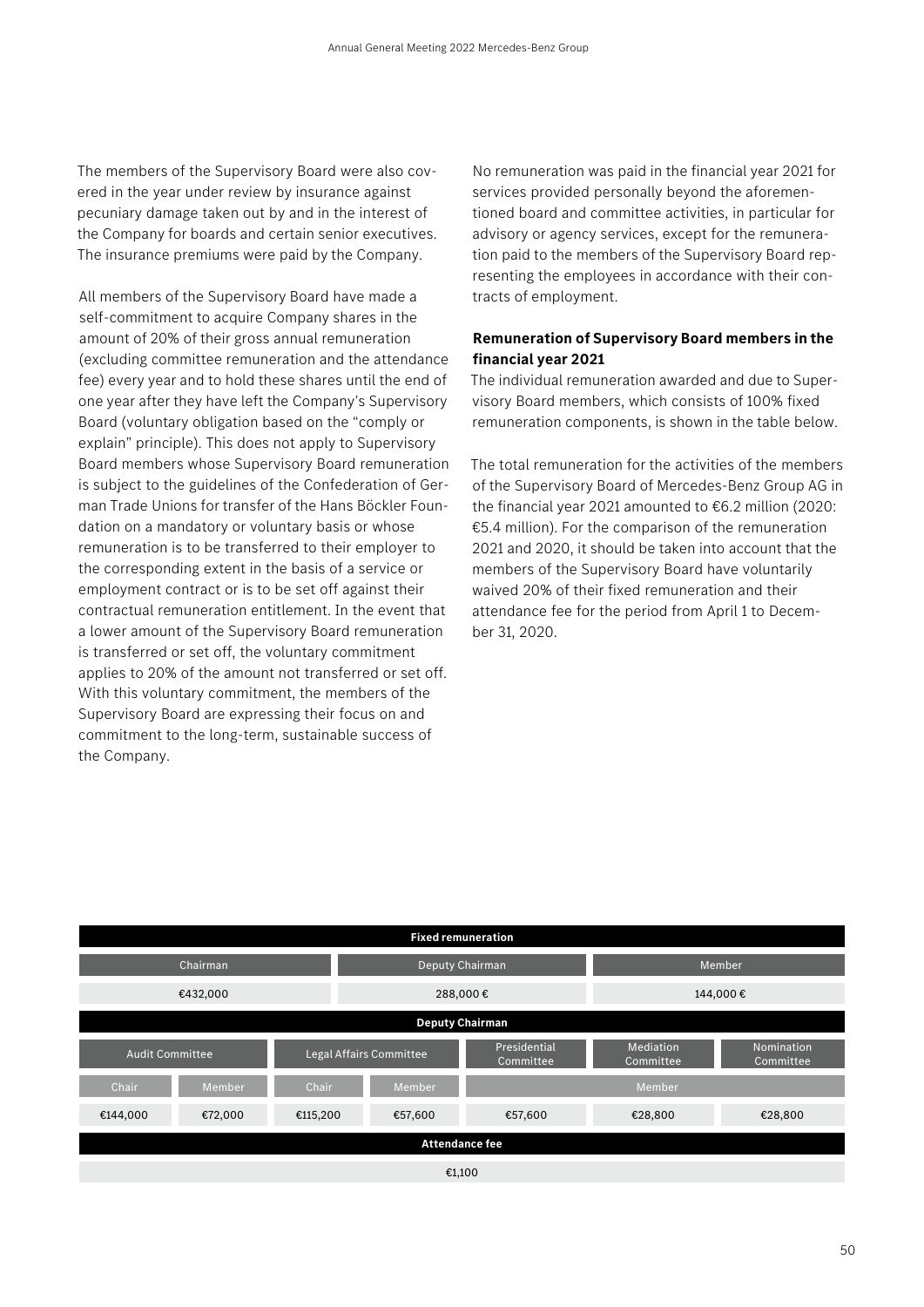The members of the Supervisory Board were also covered in the year under review by insurance against pecuniary damage taken out by and in the interest of the Company for boards and certain senior executives. The insurance premiums were paid by the Company.

All members of the Supervisory Board have made a self-commitment to acquire Company shares in the amount of 20% of their gross annual remuneration (excluding committee remuneration and the attendance fee) every year and to hold these shares until the end of one year after they have left the Company's Supervisory Board (voluntary obligation based on the "comply or explain" principle). This does not apply to Supervisory Board members whose Supervisory Board remuneration is subject to the guidelines of the Confederation of German Trade Unions for transfer of the Hans Böckler Foundation on a mandatory or voluntary basis or whose remuneration is to be transferred to their employer to the corresponding extent in the basis of a service or employment contract or is to be set off against their contractual remuneration entitlement. In the event that a lower amount of the Supervisory Board remuneration is transferred or set off, the voluntary commitment applies to 20% of the amount not transferred or set off. With this voluntary commitment, the members of the Supervisory Board are expressing their focus on and commitment to the long-term, sustainable success of the Company.

No remuneration was paid in the financial year 2021 for services provided personally beyond the aforementioned board and committee activities, in particular for advisory or agency services, except for the remuneration paid to the members of the Supervisory Board representing the employees in accordance with their contracts of employment.

**Remuneration of Supervisory Board members in the financial year 2021**

The individual remuneration awarded and due to Supervisory Board members, which consists of 100% fixed remuneration components, is shown in the table below.

The total remuneration for the activities of the members of the Supervisory Board of Mercedes-Benz Group AG in the financial year 2021 amounted to €6.2 million (2020: €5.4 million). For the comparison of the remuneration 2021 and 2020, it should be taken into account that the members of the Supervisory Board have voluntarily waived 20% of their fixed remuneration and their attendance fee for the period from April 1 to December 31, 2020.

| Fixed remuneration | | | | | | |
|---|---|---|---|---|---|---|
| Chairman | | Deputy Chairman | | | Member | |
| €432,000 | | 288,000 € | | | 144,000 € | |
| **Deputy Chairman** | | | | | | |
| Audit Committee | | Legal Affairs Committee | | Presidential Committee | Mediation Committee | Nomination Committee |
| Chair | Member | Chair | Member | Member | | |
| €144,000 | €72,000 | €115,200 | €57,600 | €57,600 | €28,800 | €28,800 |
| **Attendance fee** | | | | | | |
| €1,100 | | | | | | |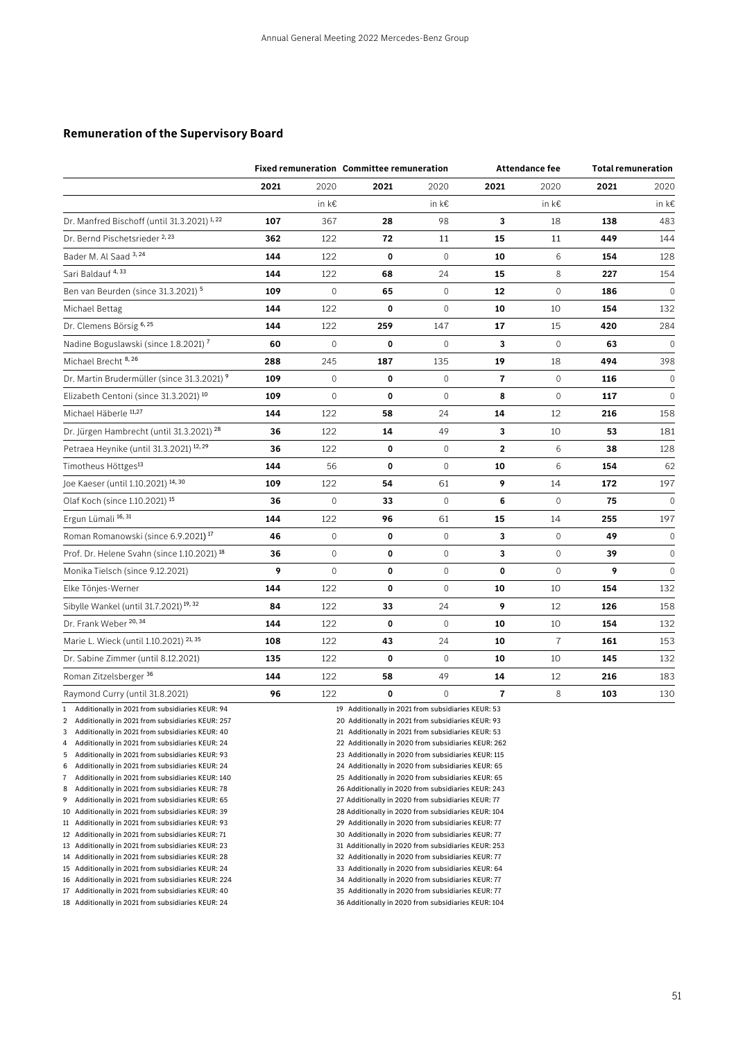## Remuneration of the Supervisory Board

| | Fixed remuneration | | Committee remuneration | | Attendance fee | | Total remuneration | |
|---|---|---|---|---|---|---|---|---|
| | **2021** | 2020 | **2021** | 2020 | **2021** | 2020 | **2021** | 2020 |
| | | in k€ | | in k€ | | in k€ | | in k€ |
| Dr. Manfred Bischoff (until 31.3.2021) [1, 22] | **107** | 367 | **28** | 98 | **3** | 18 | **138** | 483 |
| Dr. Bernd Pischetsrieder [2, 23] | **362** | 122 | **72** | 11 | **15** | 11 | **449** | 144 |
| Bader M. Al Saad [3, 24] | **144** | 122 | **0** | 0 | **10** | 6 | **154** | 128 |
| Sari Baldauf [4, 33] | **144** | 122 | **68** | 24 | **15** | 8 | **227** | 154 |
| Ben van Beurden (since 31.3.2021) [5] | **109** | 0 | **65** | 0 | **12** | 0 | **186** | 0 |
| Michael Bettag | **144** | 122 | **0** | 0 | **10** | 10 | **154** | 132 |
| Dr. Clemens Börsig [6, 25] | **144** | 122 | **259** | 147 | **17** | 15 | **420** | 284 |
| Nadine Boguslawski (since 1.8.2021) [7] | **60** | 0 | **0** | 0 | **3** | 0 | **63** | 0 |
| Michael Brecht [8, 26] | **288** | 245 | **187** | 135 | **19** | 18 | **494** | 398 |
| Dr. Martin Brudermüller (since 31.3.2021) [9] | **109** | 0 | **0** | 0 | **7** | 0 | **116** | 0 |
| Elizabeth Centoni (since 31.3.2021) [10] | **109** | 0 | **0** | 0 | **8** | 0 | **117** | 0 |
| Michael Häberle [11,27] | **144** | 122 | **58** | 24 | **14** | 12 | **216** | 158 |
| Dr. Jürgen Hambrecht (until 31.3.2021) [28] | **36** | 122 | **14** | 49 | **3** | 10 | **53** | 181 |
| Petraea Heynike (until 31.3.2021) [12, 29] | **36** | 122 | **0** | 0 | **2** | 6 | **38** | 128 |
| Timotheus Höttges[13] | **144** | 56 | **0** | 0 | **10** | 6 | **154** | 62 |
| Joe Kaeser (until 1.10.2021) [14, 30] | **109** | 122 | **54** | 61 | **9** | 14 | **172** | 197 |
| Olaf Koch (since 1.10.2021) [15] | **36** | 0 | **33** | 0 | **6** | 0 | **75** | 0 |
| Ergun Lümali [16, 31] | **144** | 122 | **96** | 61 | **15** | 14 | **255** | 197 |
| Roman Romanowski (since 6.9.2021) [17] | **46** | 0 | **0** | 0 | **3** | 0 | **49** | 0 |
| Prof. Dr. Helene Svahn (since 1.10.2021) [18] | **36** | 0 | **0** | 0 | **3** | 0 | **39** | 0 |
| Monika Tielsch (since 9.12.2021) | **9** | 0 | **0** | 0 | **0** | 0 | **9** | 0 |
| Elke Tönjes-Werner | **144** | 122 | **0** | 0 | **10** | 10 | **154** | 132 |
| Sibylle Wankel (until 31.7.2021) [19, 32] | **84** | 122 | **33** | 24 | **9** | 12 | **126** | 158 |
| Dr. Frank Weber [20, 34] | **144** | 122 | **0** | 0 | **10** | 10 | **154** | 132 |
| Marie L. Wieck (until 1.10.2021) [21, 35] | **108** | 122 | **43** | 24 | **10** | 7 | **161** | 153 |
| Dr. Sabine Zimmer (until 8.12.2021) | **135** | 122 | **0** | 0 | **10** | 10 | **145** | 132 |
| Roman Zitzelsberger [36] | **144** | 122 | **58** | 49 | **14** | 12 | **216** | 183 |
| Raymond Curry (until 31.8.2021) | **96** | 122 | **0** | 0 | **7** | 8 | **103** | 130 |

1 Additionally in 2021 from subsidiaries KEUR: 94
2 Additionally in 2021 from subsidiaries KEUR: 257
3 Additionally in 2021 from subsidiaries KEUR: 40
4 Additionally in 2021 from subsidiaries KEUR: 24
5 Additionally in 2021 from subsidiaries KEUR: 93
6 Additionally in 2021 from subsidiaries KEUR: 24
7 Additionally in 2021 from subsidiaries KEUR: 140
8 Additionally in 2021 from subsidiaries KEUR: 78
9 Additionally in 2021 from subsidiaries KEUR: 65
10 Additionally in 2021 from subsidiaries KEUR: 39
11 Additionally in 2021 from subsidiaries KEUR: 93
12 Additionally in 2021 from subsidiaries KEUR: 71
13 Additionally in 2021 from subsidiaries KEUR: 23
14 Additionally in 2021 from subsidiaries KEUR: 28
15 Additionally in 2021 from subsidiaries KEUR: 24
16 Additionally in 2021 from subsidiaries KEUR: 224
17 Additionally in 2021 from subsidiaries KEUR: 40
18 Additionally in 2021 from subsidiaries KEUR: 24
19 Additionally in 2021 from subsidiaries KEUR: 53
20 Additionally in 2021 from subsidiaries KEUR: 93
21 Additionally in 2021 from subsidiaries KEUR: 53
22 Additionally in 2020 from subsidiaries KEUR: 262
23 Additionally in 2020 from subsidiaries KEUR: 115
24 Additionally in 2020 from subsidiaries KEUR: 65
25 Additionally in 2020 from subsidiaries KEUR: 65
26 Additionally in 2020 from subsidiaries KEUR: 243
27 Additionally in 2020 from subsidiaries KEUR: 77
28 Additionally in 2020 from subsidiaries KEUR: 104
29 Additionally in 2020 from subsidiaries KEUR: 77
30 Additionally in 2020 from subsidiaries KEUR: 77
31 Additionally in 2020 from subsidiaries KEUR: 253
32 Additionally in 2020 from subsidiaries KEUR: 77
33 Additionally in 2020 from subsidiaries KEUR: 64
34 Additionally in 2020 from subsidiaries KEUR: 77
35 Additionally in 2020 from subsidiaries KEUR: 77
36 Additionally in 2020 from subsidiaries KEUR: 104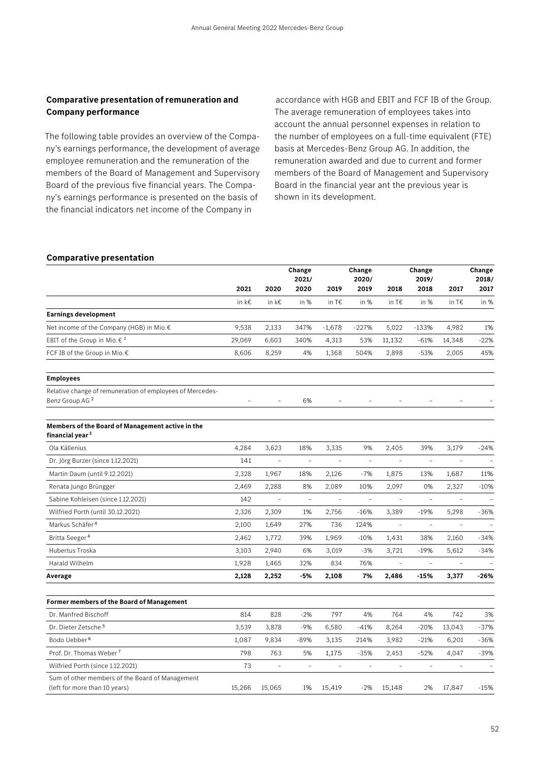## Comparative presentation of remuneration and Company performance

The following table provides an overview of the Company's earnings performance, the development of average employee remuneration and the remuneration of the members of the Board of Management and Supervisory Board of the previous five financial years. The Company's earnings performance is presented on the basis of the financial indicators net income of the Company in accordance with HGB and EBIT and FCF IB of the Group. The average remuneration of employees takes into account the annual personnel expenses in relation to the number of employees on a full-time equivalent (FTE) basis at Mercedes-Benz Group AG. In addition, the remuneration awarded and due to current and former members of the Board of Management and Supervisory Board in the financial year ant the previous year is shown in its development.

### Comparative presentation

| | 2021 | 2020 | Change 2021/ 2020 | 2019 | Change 2020/ 2019 | 2018 | Change 2019/ 2018 | 2017 | Change 2018/ 2017 |
|---|---|---|---|---|---|---|---|---|---|
| | in k€ | in k€ | in % | in T€ | in % | in T€ | in % | in T€ | in % |
| **Earnings development** | | | | | | | | | |
| Net income of the Company (HGB) in Mio.€ | 9,538 | 2,133 | 347% | -1,678 | -227% | 5,022 | -133% | 4,982 | 1% |
| EBIT of the Group in Mio.€ [1] | 29,069 | 6,603 | 340% | 4,313 | 53% | 11,132 | -61% | 14,348 | -22% |
| FCF IB of the Group in Mio.€ | 8,606 | 8,259 | 4% | 1,368 | 504% | 2,898 | -53% | 2,005 | 45% |
| **Employees** | | | | | | | | | |
| Relative change of remuneration of employees of Mercedes-Benz Group AG [2] | – | – | 6% | – | – | – | – | – | – |
| **Members of the Board of Management active in the financial year [3]** | | | | | | | | | |
| Ola Källenius | 4,284 | 3,623 | 18% | 3,335 | 9% | 2,405 | 39% | 3,179 | -24% |
| Dr. Jörg Burzer (since 1.12.2021) | 141 | – | – | – | – | – | – | – | – |
| Martin Daum (until 9.12.2021) | 2,328 | 1,967 | 18% | 2,126 | -7% | 1,875 | 13% | 1,687 | 11% |
| Renata Jungo Brüngger | 2,469 | 2,288 | 8% | 2,089 | 10% | 2,097 | 0% | 2,327 | -10% |
| Sabine Kohleisen (since 1.12.2021) | 142 | – | – | – | – | – | – | – | – |
| Wilfried Porth (until 30.12.2021) | 2,326 | 2,309 | 1% | 2,756 | -16% | 3,389 | -19% | 5,298 | -36% |
| Markus Schäfer [4] | 2,100 | 1,649 | 27% | 736 | 124% | – | – | – | – |
| Britta Seeger [4] | 2,462 | 1,772 | 39% | 1,969 | -10% | 1,431 | 38% | 2,160 | -34% |
| Hubertus Troska | 3,103 | 2,940 | 6% | 3,019 | -3% | 3,721 | -19% | 5,612 | -34% |
| Harald Wilhelm | 1,928 | 1,465 | 32% | 834 | 76% | – | – | – | – |
| **Average** | **2,128** | **2,252** | **-5%** | **2,108** | **7%** | **2,486** | **-15%** | **3,377** | **-26%** |
| **Former members of the Board of Management** | | | | | | | | | |
| Dr. Manfred Bischoff | 814 | 828 | -2% | 797 | 4% | 764 | 4% | 742 | 3% |
| Dr. Dieter Zetsche [5] | 3,539 | 3,878 | -9% | 6,580 | -41% | 8,264 | -20% | 13,043 | -37% |
| Bodo Uebber [6] | 1,087 | 9,834 | -89% | 3,135 | 214% | 3,982 | -21% | 6,201 | -36% |
| Prof. Dr. Thomas Weber [7] | 798 | 763 | 5% | 1,175 | -35% | 2,453 | -52% | 4,047 | -39% |
| Wilfried Porth (since 1.12.2021) | 73 | – | – | – | – | – | – | – | – |
| Sum of other members of the Board of Management (left for more than 10 years) | 15,266 | 15,065 | 1% | 15,419 | -2% | 15,148 | 2% | 17,847 | -15% |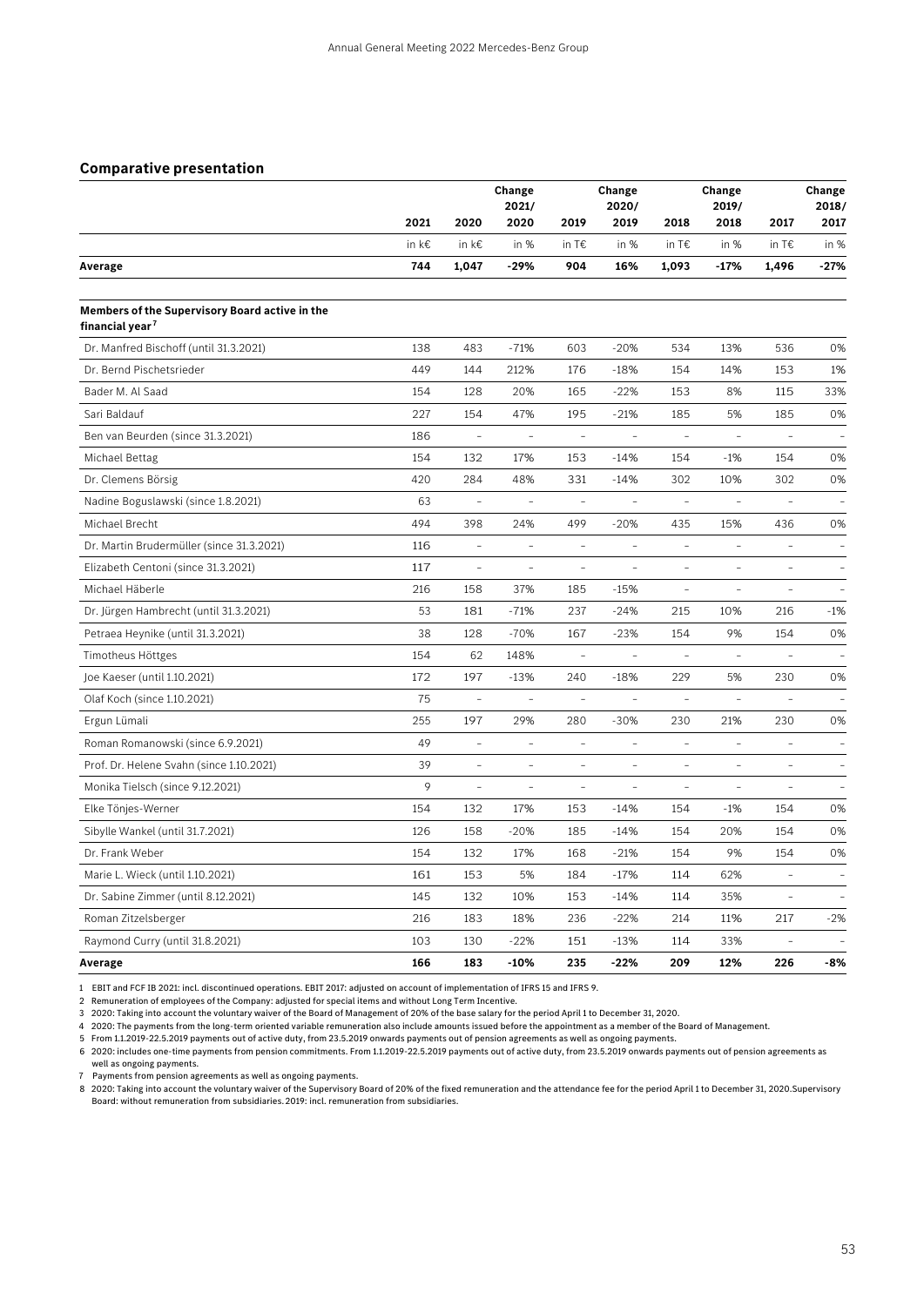## Comparative presentation

| | 2021 | 2020 | Change 2021/ 2020 | 2019 | Change 2020/ 2019 | 2018 | Change 2019/ 2018 | 2017 | Change 2018/ 2017 |
|---|---|---|---|---|---|---|---|---|---|
| | in k€ | in k€ | in % | in T€ | in % | in T€ | in % | in T€ | in % |
| **Average** | **744** | **1,047** | **-29%** | **904** | **16%** | **1,093** | **-17%** | **1,496** | **-27%** |
| **Members of the Supervisory Board active in the financial year[7]** | | | | | | | | | |
| Dr. Manfred Bischoff (until 31.3.2021) | 138 | 483 | -71% | 603 | -20% | 534 | 13% | 536 | 0% |
| Dr. Bernd Pischetsrieder | 449 | 144 | 212% | 176 | -18% | 154 | 14% | 153 | 1% |
| Bader M. Al Saad | 154 | 128 | 20% | 165 | -22% | 153 | 8% | 115 | 33% |
| Sari Baldauf | 227 | 154 | 47% | 195 | -21% | 185 | 5% | 185 | 0% |
| Ben van Beurden (since 31.3.2021) | 186 | – | – | – | – | – | – | – | – |
| Michael Bettag | 154 | 132 | 17% | 153 | -14% | 154 | -1% | 154 | 0% |
| Dr. Clemens Börsig | 420 | 284 | 48% | 331 | -14% | 302 | 10% | 302 | 0% |
| Nadine Boguslawski (since 1.8.2021) | 63 | – | – | – | – | – | – | – | – |
| Michael Brecht | 494 | 398 | 24% | 499 | -20% | 435 | 15% | 436 | 0% |
| Dr. Martin Brudermüller (since 31.3.2021) | 116 | – | – | – | – | – | – | – | – |
| Elizabeth Centoni (since 31.3.2021) | 117 | – | – | – | – | – | – | – | – |
| Michael Häberle | 216 | 158 | 37% | 185 | -15% | – | – | – | – |
| Dr. Jürgen Hambrecht (until 31.3.2021) | 53 | 181 | -71% | 237 | -24% | 215 | 10% | 216 | -1% |
| Petraea Heynike (until 31.3.2021) | 38 | 128 | -70% | 167 | -23% | 154 | 9% | 154 | 0% |
| Timotheus Höttges | 154 | 62 | 148% | – | – | – | – | – | – |
| Joe Kaeser (until 1.10.2021) | 172 | 197 | -13% | 240 | -18% | 229 | 5% | 230 | 0% |
| Olaf Koch (since 1.10.2021) | 75 | – | – | – | – | – | – | – | – |
| Ergun Lümali | 255 | 197 | 29% | 280 | -30% | 230 | 21% | 230 | 0% |
| Roman Romanowski (since 6.9.2021) | 49 | – | – | – | – | – | – | – | – |
| Prof. Dr. Helene Svahn (since 1.10.2021) | 39 | – | – | – | – | – | – | – | – |
| Monika Tielsch (since 9.12.2021) | 9 | – | – | – | – | – | – | – | – |
| Elke Tönjes-Werner | 154 | 132 | 17% | 153 | -14% | 154 | -1% | 154 | 0% |
| Sibylle Wankel (until 31.7.2021) | 126 | 158 | -20% | 185 | -14% | 154 | 20% | 154 | 0% |
| Dr. Frank Weber | 154 | 132 | 17% | 168 | -21% | 154 | 9% | 154 | 0% |
| Marie L. Wieck (until 1.10.2021) | 161 | 153 | 5% | 184 | -17% | 114 | 62% | – | – |
| Dr. Sabine Zimmer (until 8.12.2021) | 145 | 132 | 10% | 153 | -14% | 114 | 35% | – | – |
| Roman Zitzelsberger | 216 | 183 | 18% | 236 | -22% | 214 | 11% | 217 | -2% |
| Raymond Curry (until 31.8.2021) | 103 | 130 | -22% | 151 | -13% | 114 | 33% | – | – |
| **Average** | **166** | **183** | **-10%** | **235** | **-22%** | **209** | **12%** | **226** | **-8%** |

1 EBIT and FCF IB 2021: incl. discontinued operations. EBIT 2017: adjusted on account of implementation of IFRS 15 and IFRS 9.
2 Remuneration of employees of the Company: adjusted for special items and without Long Term Incentive.
3 2020: Taking into account the voluntary waiver of the Board of Management of 20% of the base salary for the period April 1 to December 31, 2020.
4 2020: The payments from the long-term oriented variable remuneration also include amounts issued before the appointment as a member of the Board of Management.
5 From 1.1.2019-22.5.2019 payments out of active duty, from 23.5.2019 onwards payments out of pension agreements as well as ongoing payments.
6 2020: includes one-time payments from pension commitments. From 1.1.2019-22.5.2019 payments out of active duty, from 23.5.2019 onwards payments out of pension agreements as well as ongoing payments.
7 Payments from pension agreements as well as ongoing payments.
8 2020: Taking into account the voluntary waiver of the Supervisory Board of 20% of the fixed remuneration and the attendance fee for the period April 1 to December 31, 2020.Supervisory Board: without remuneration from subsidiaries. 2019: incl. remuneration from subsidiaries.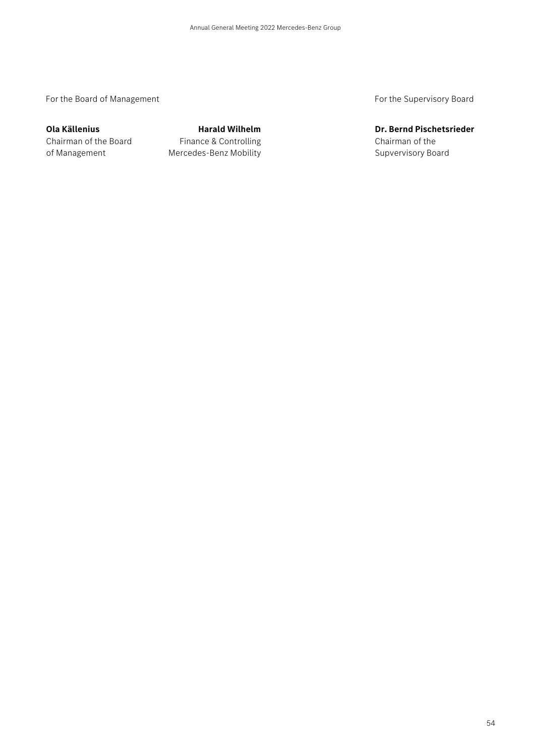For the Board of Management

**Ola Källenius**
Chairman of the Board
of Management

**Harald Wilhelm**
Finance & Controlling
Mercedes-Benz Mobility

For the Supervisory Board

**Dr. Bernd Pischetsrieder**
Chairman of the
Supvervisory Board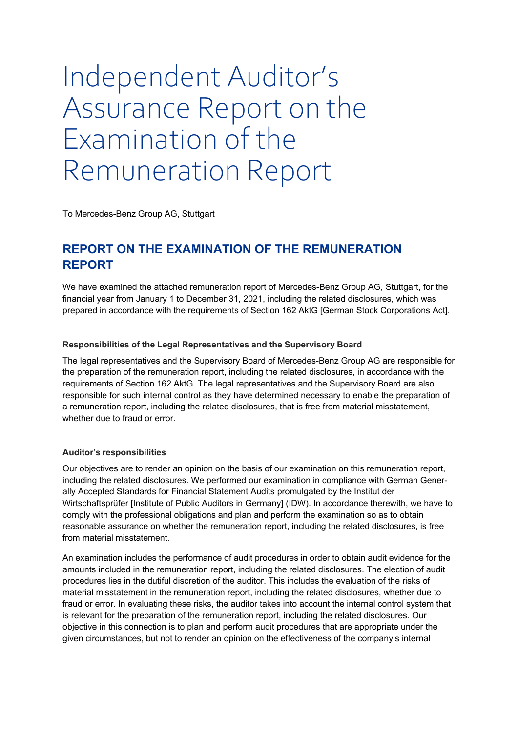# Independent Auditor's Assurance Report on the Examination of the Remuneration Report

To Mercedes-Benz Group AG, Stuttgart

## REPORT ON THE EXAMINATION OF THE REMUNERATION REPORT

We have examined the attached remuneration report of Mercedes-Benz Group AG, Stuttgart, for the financial year from January 1 to December 31, 2021, including the related disclosures, which was prepared in accordance with the requirements of Section 162 AktG [German Stock Corporations Act].

### Responsibilities of the Legal Representatives and the Supervisory Board

The legal representatives and the Supervisory Board of Mercedes-Benz Group AG are responsible for the preparation of the remuneration report, including the related disclosures, in accordance with the requirements of Section 162 AktG. The legal representatives and the Supervisory Board are also responsible for such internal control as they have determined necessary to enable the preparation of a remuneration report, including the related disclosures, that is free from material misstatement, whether due to fraud or error.

### Auditor's responsibilities

Our objectives are to render an opinion on the basis of our examination on this remuneration report, including the related disclosures. We performed our examination in compliance with German Generally Accepted Standards for Financial Statement Audits promulgated by the Institut der Wirtschaftsprüfer [Institute of Public Auditors in Germany] (IDW). In accordance therewith, we have to comply with the professional obligations and plan and perform the examination so as to obtain reasonable assurance on whether the remuneration report, including the related disclosures, is free from material misstatement.

An examination includes the performance of audit procedures in order to obtain audit evidence for the amounts included in the remuneration report, including the related disclosures. The election of audit procedures lies in the dutiful discretion of the auditor. This includes the evaluation of the risks of material misstatement in the remuneration report, including the related disclosures, whether due to fraud or error. In evaluating these risks, the auditor takes into account the internal control system that is relevant for the preparation of the remuneration report, including the related disclosures. Our objective in this connection is to plan and perform audit procedures that are appropriate under the given circumstances, but not to render an opinion on the effectiveness of the company's internal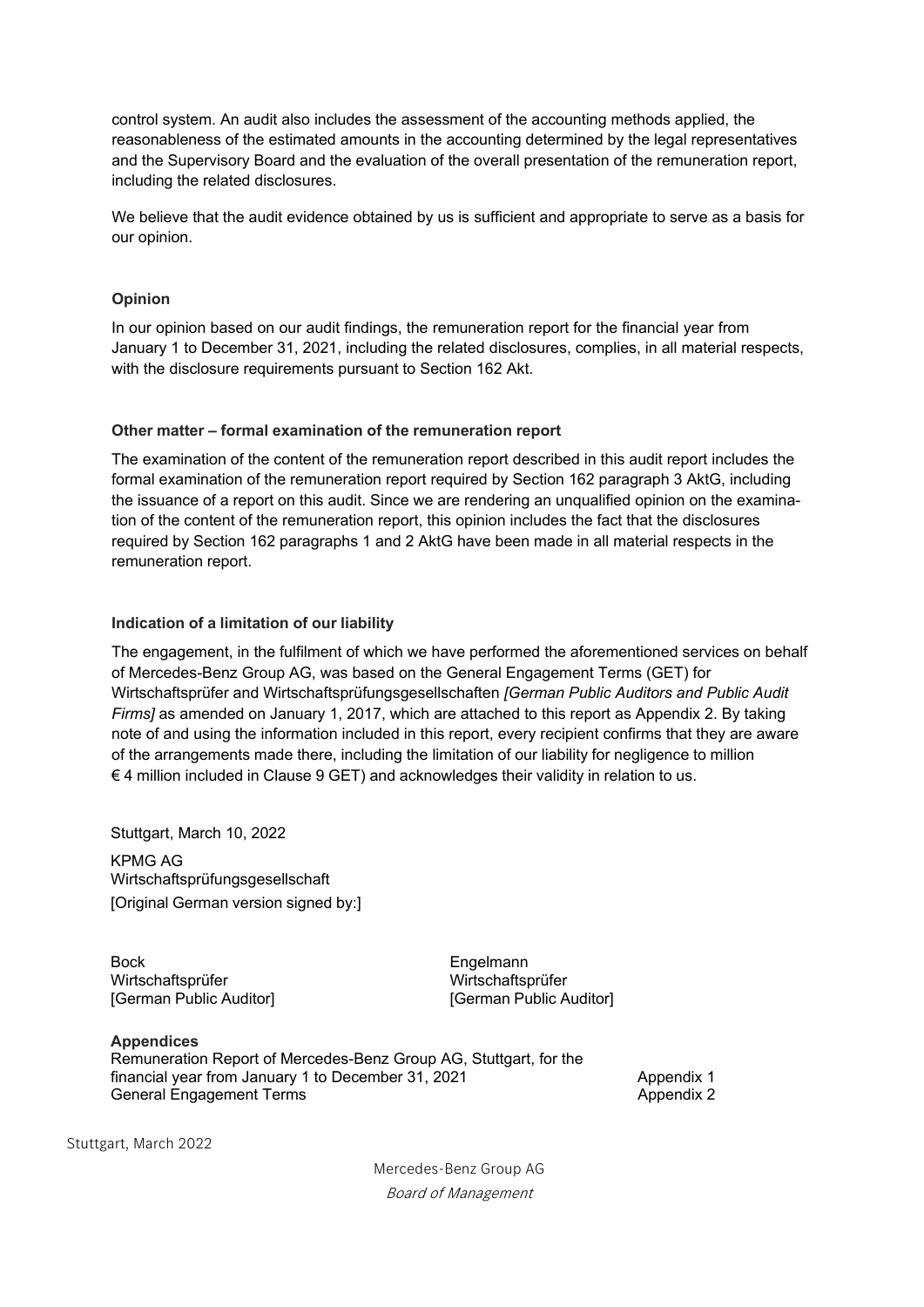control system. An audit also includes the assessment of the accounting methods applied, the reasonableness of the estimated amounts in the accounting determined by the legal representatives and the Supervisory Board and the evaluation of the overall presentation of the remuneration report, including the related disclosures.

We believe that the audit evidence obtained by us is sufficient and appropriate to serve as a basis for our opinion.

**Opinion**

In our opinion based on our audit findings, the remuneration report for the financial year from January 1 to December 31, 2021, including the related disclosures, complies, in all material respects, with the disclosure requirements pursuant to Section 162 Akt.

**Other matter – formal examination of the remuneration report**

The examination of the content of the remuneration report described in this audit report includes the formal examination of the remuneration report required by Section 162 paragraph 3 AktG, including the issuance of a report on this audit. Since we are rendering an unqualified opinion on the examination of the content of the remuneration report, this opinion includes the fact that the disclosures required by Section 162 paragraphs 1 and 2 AktG have been made in all material respects in the remuneration report.

**Indication of a limitation of our liability**

The engagement, in the fulfilment of which we have performed the aforementioned services on behalf of Mercedes-Benz Group AG, was based on the General Engagement Terms (GET) for Wirtschaftsprüfer and Wirtschaftsprüfungsgesellschaften *[German Public Auditors and Public Audit Firms]* as amended on January 1, 2017, which are attached to this report as Appendix 2. By taking note of and using the information included in this report, every recipient confirms that they are aware of the arrangements made there, including the limitation of our liability for negligence to million € 4 million included in Clause 9 GET) and acknowledges their validity in relation to us.

Stuttgart, March 10, 2022

KPMG AG
Wirtschaftsprüfungsgesellschaft
[Original German version signed by:]

Bock
Wirtschaftsprüfer
[German Public Auditor]

Engelmann
Wirtschaftsprüfer
[German Public Auditor]

**Appendices**

| | |
|---|---|
| Remuneration Report of Mercedes-Benz Group AG, Stuttgart, for the financial year from January 1 to December 31, 2021 | Appendix 1 |
| General Engagement Terms | Appendix 2 |

Stuttgart, March 2022

Mercedes-Benz Group AG
*Board of Management*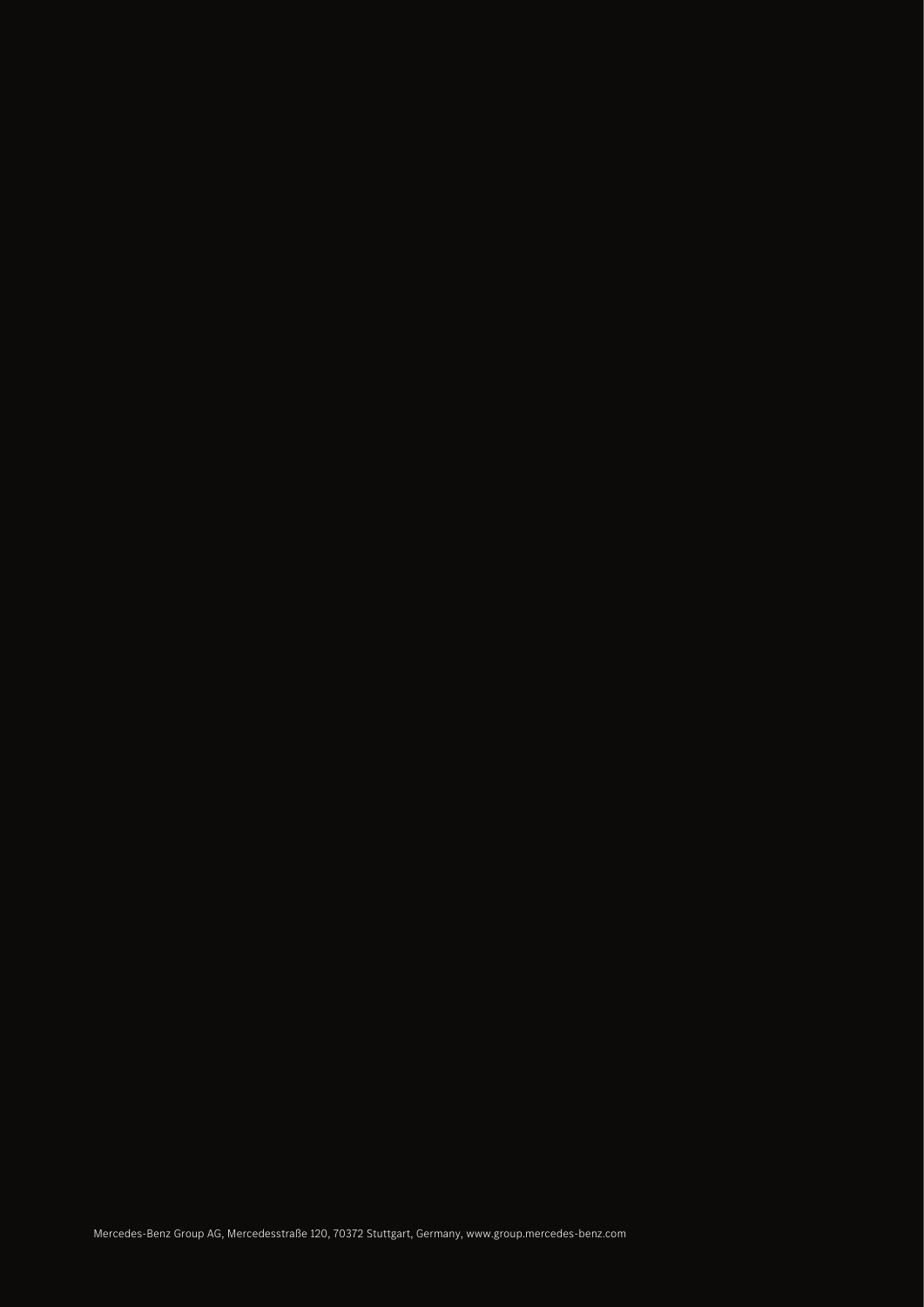Mercedes-Benz Group AG, Mercedesstraße 120, 70372 Stuttgart, Germany, www.group.mercedes-benz.com